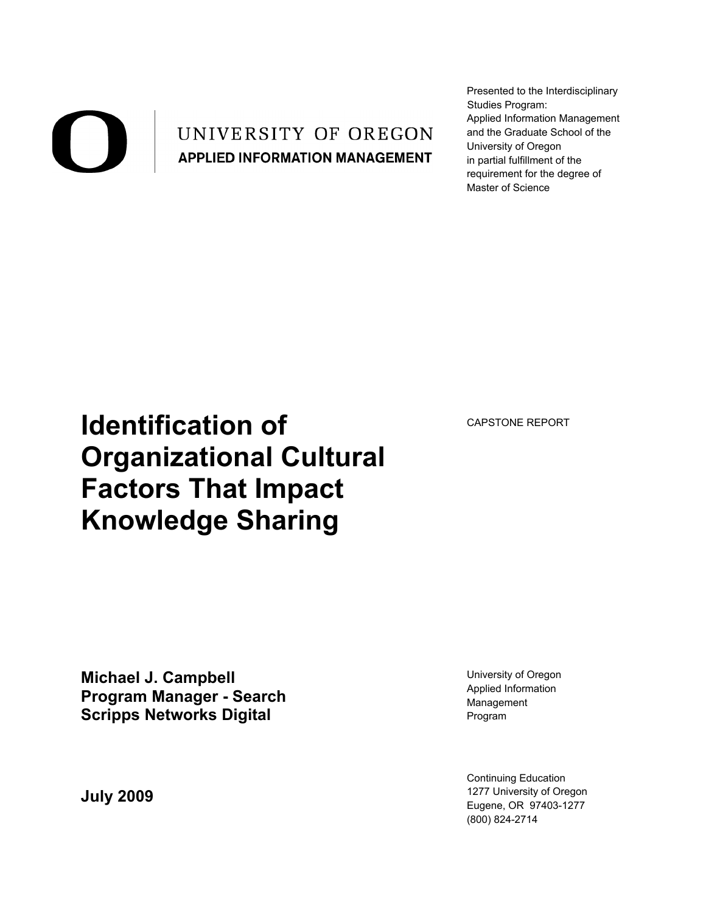UNIVERSITY OF OREGON

APPLIED INFORMATION MANAGEMENT

Presented to the Interdisciplinary Studies Program: Applied Information Management and the Graduate School of the University of Oregon in partial fulfillment of the requirement for the degree of Master of Science

# Identification of Organizational Cultural Factors That Impact Knowledge Sharing

CAPSTONE REPORT

**Michael J. Campbell**
**Program Manager - Search**
**Scripps Networks Digital**

University of Oregon
Applied Information Management
Program

**July 2009**

Continuing Education
1277 University of Oregon
Eugene, OR 97403-1277
(800) 824-2714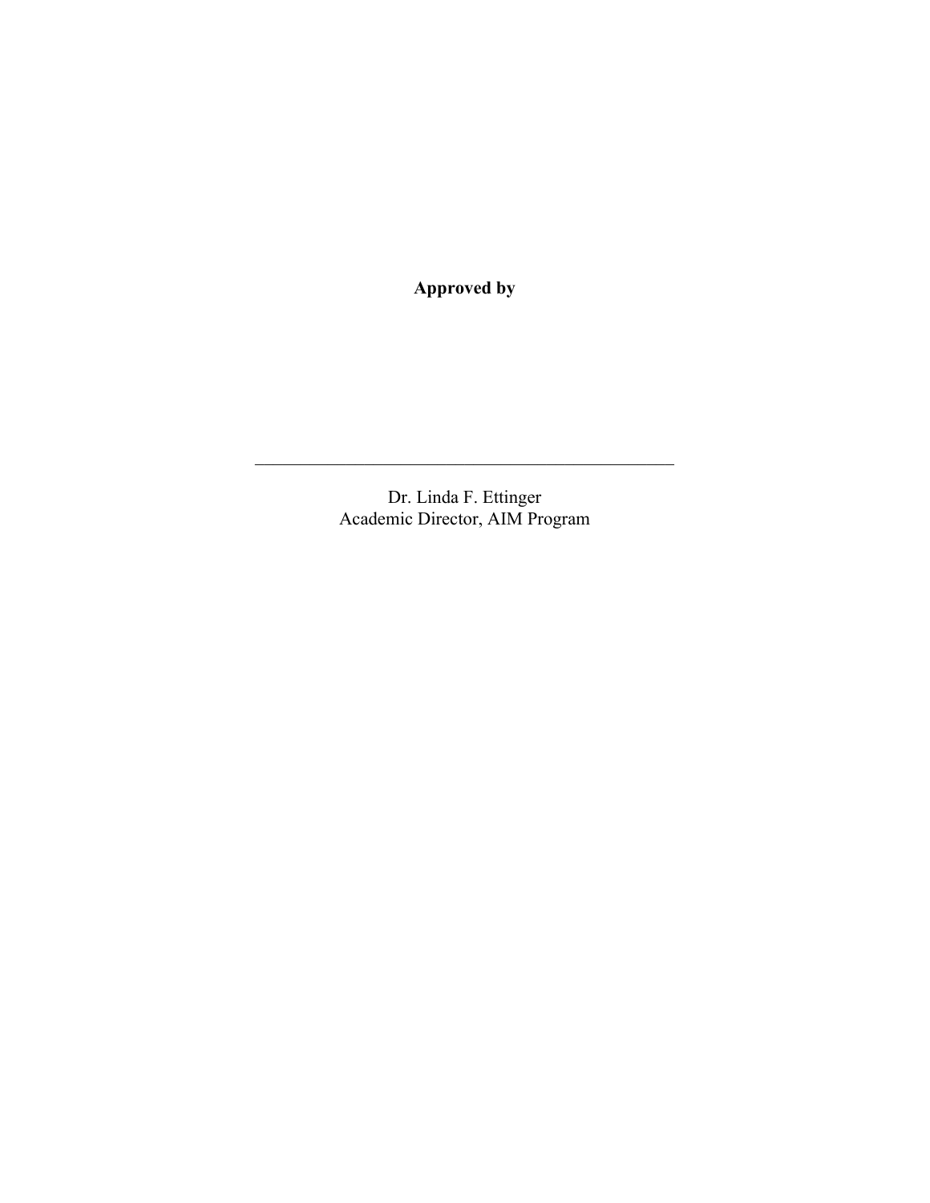**Approved by**

\_\_\_\_\_\_\_\_\_\_\_\_\_\_\_\_\_\_\_\_\_\_\_\_\_\_\_\_\_\_\_\_\_\_\_\_\_\_\_\_\_\_\_\_\_\_\_\_

Dr. Linda F. Ettinger
Academic Director, AIM Program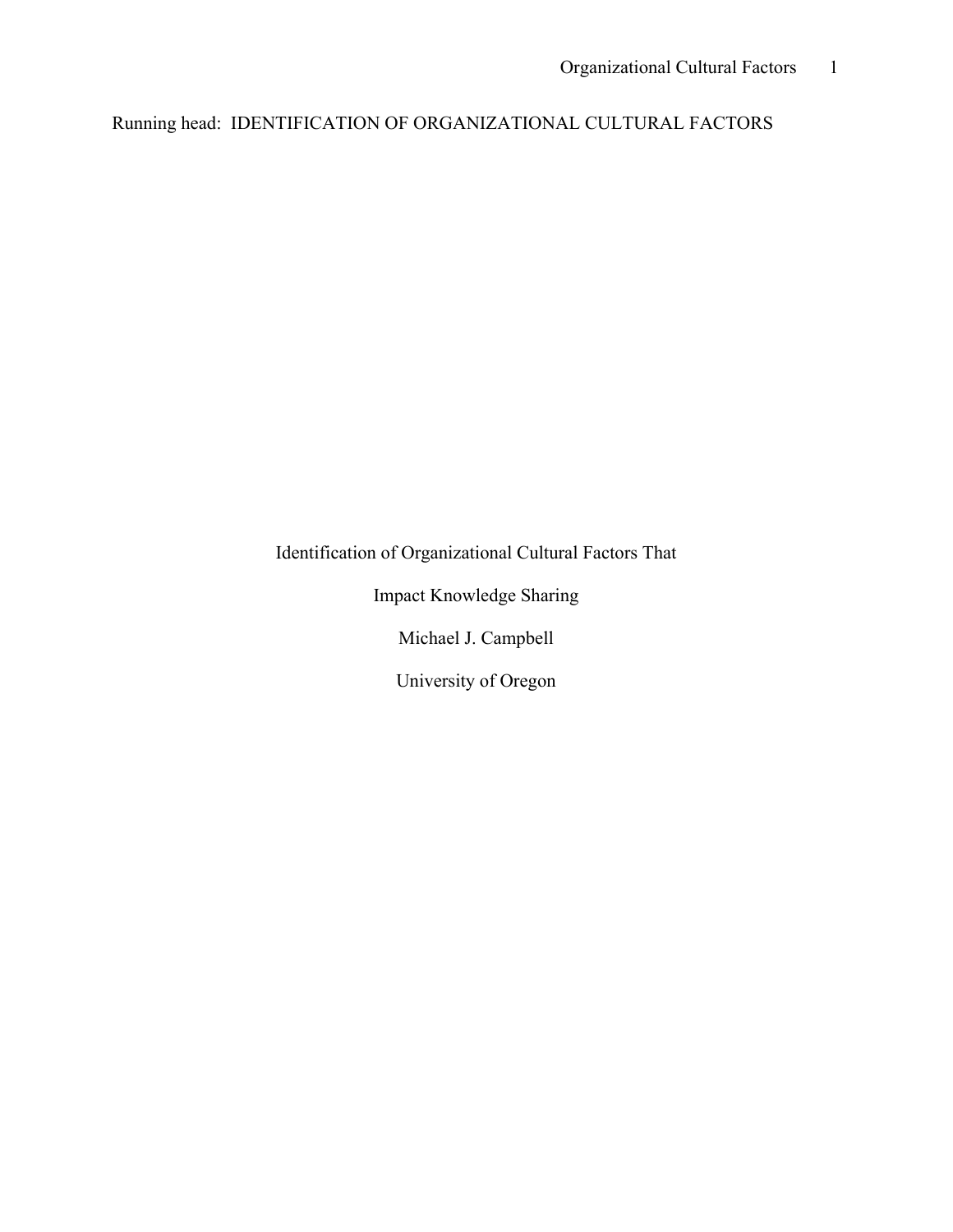Running head: IDENTIFICATION OF ORGANIZATIONAL CULTURAL FACTORS

Identification of Organizational Cultural Factors That

Impact Knowledge Sharing

Michael J. Campbell

University of Oregon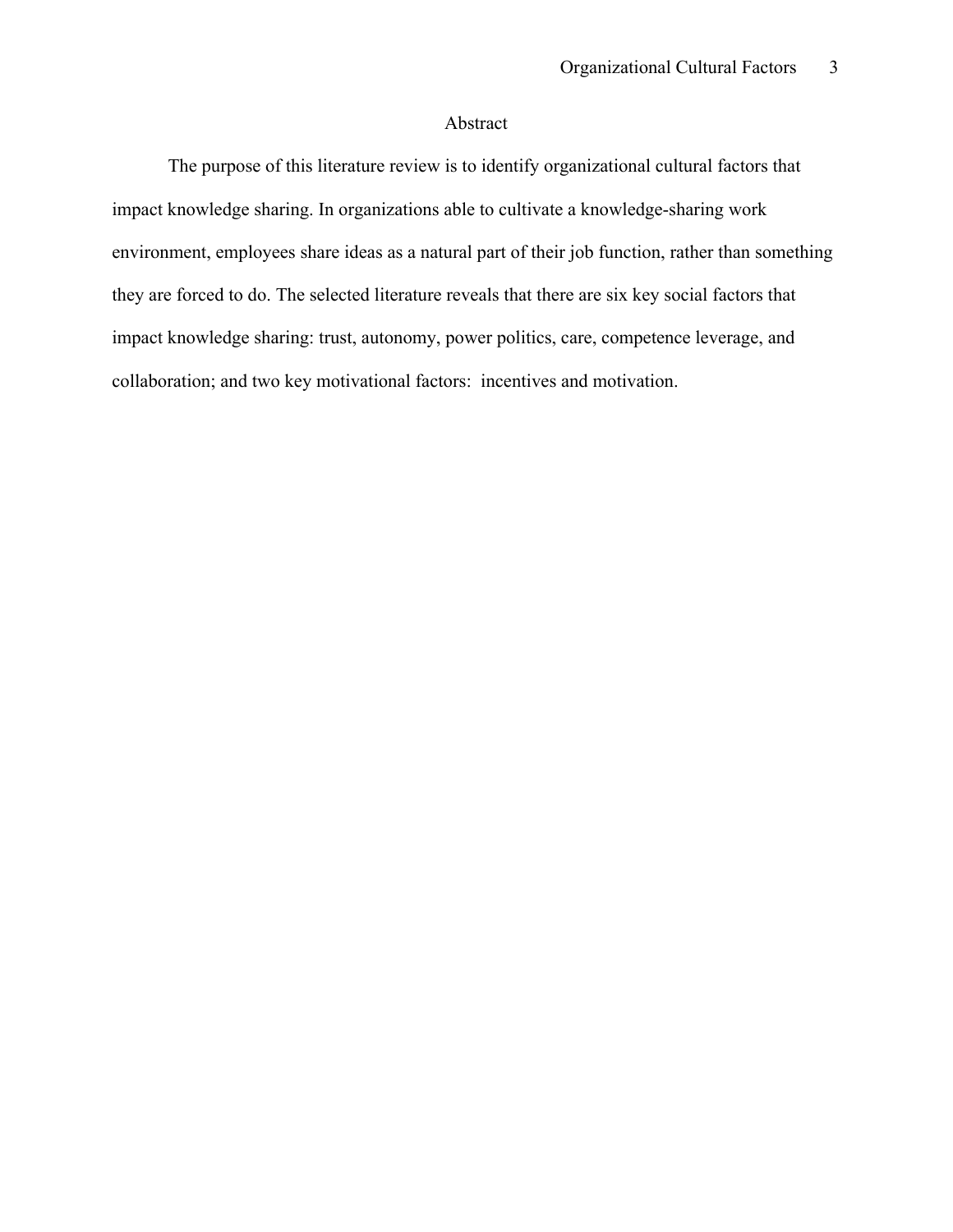# Abstract

The purpose of this literature review is to identify organizational cultural factors that impact knowledge sharing. In organizations able to cultivate a knowledge-sharing work environment, employees share ideas as a natural part of their job function, rather than something they are forced to do. The selected literature reveals that there are six key social factors that impact knowledge sharing: trust, autonomy, power politics, care, competence leverage, and collaboration; and two key motivational factors: incentives and motivation.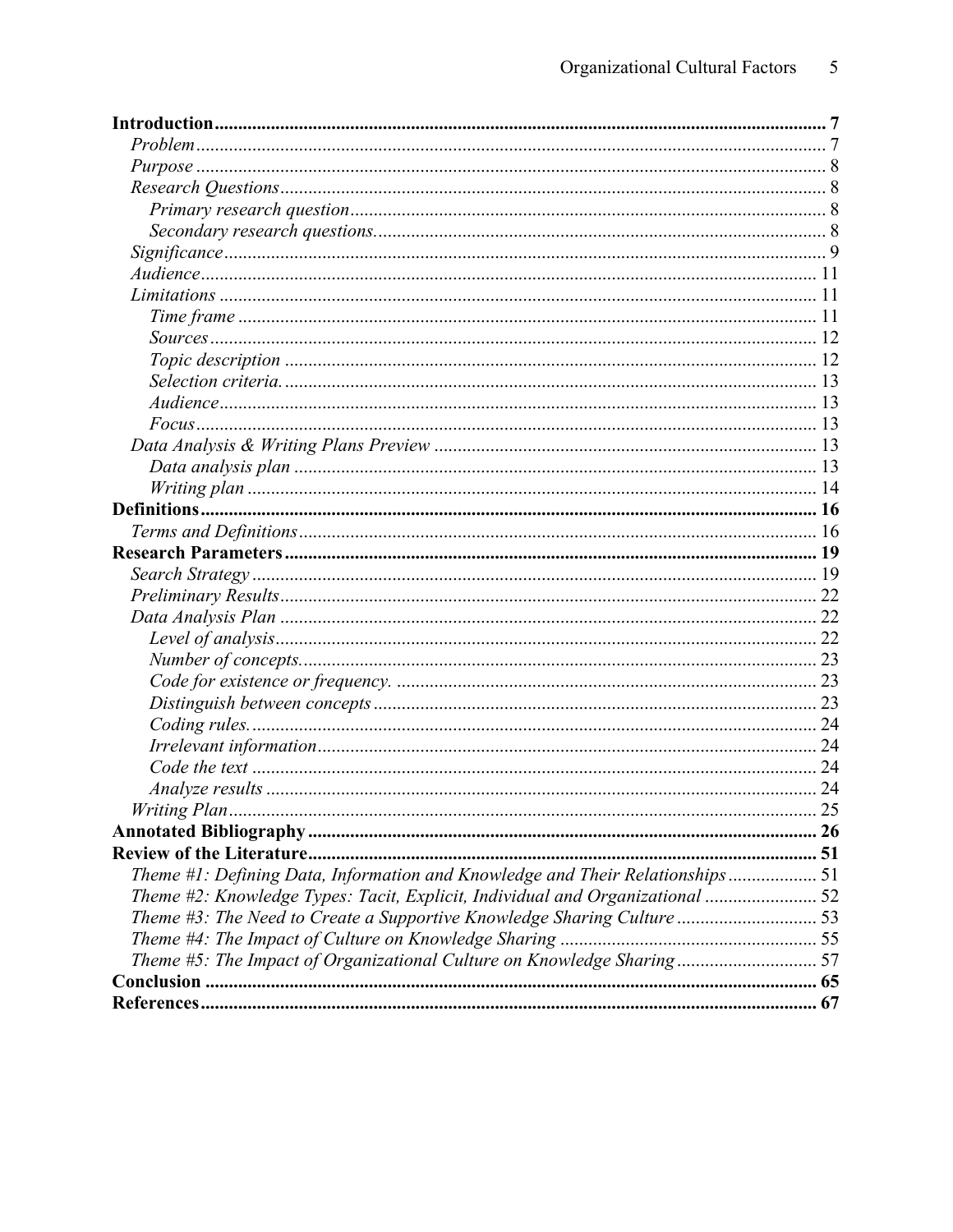**Introduction** ... 7

*Problem* ... 7

*Purpose* ... 8

*Research Questions* ... 8

*Primary research question* ... 8

*Secondary research questions.* ... 8

*Significance* ... 9

*Audience* ... 11

*Limitations* ... 11

*Time frame* ... 11

*Sources* ... 12

*Topic description* ... 12

*Selection criteria.* ... 13

*Audience* ... 13

*Focus* ... 13

*Data Analysis & Writing Plans Preview* ... 13

*Data analysis plan* ... 13

*Writing plan* ... 14

**Definitions** ... 16

*Terms and Definitions* ... 16

**Research Parameters** ... 19

*Search Strategy* ... 19

*Preliminary Results* ... 22

*Data Analysis Plan* ... 22

*Level of analysis* ... 22

*Number of concepts.* ... 23

*Code for existence or frequency.* ... 23

*Distinguish between concepts* ... 23

*Coding rules.* ... 24

*Irrelevant information* ... 24

*Code the text* ... 24

*Analyze results* ... 24

*Writing Plan* ... 25

**Annotated Bibliography** ... 26

**Review of the Literature** ... 51

*Theme #1: Defining Data, Information and Knowledge and Their Relationships* ... 51

*Theme #2: Knowledge Types: Tacit, Explicit, Individual and Organizational* ... 52

*Theme #3: The Need to Create a Supportive Knowledge Sharing Culture* ... 53

*Theme #4: The Impact of Culture on Knowledge Sharing* ... 55

*Theme #5: The Impact of Organizational Culture on Knowledge Sharing* ... 57

**Conclusion** ... 65

**References** ... 67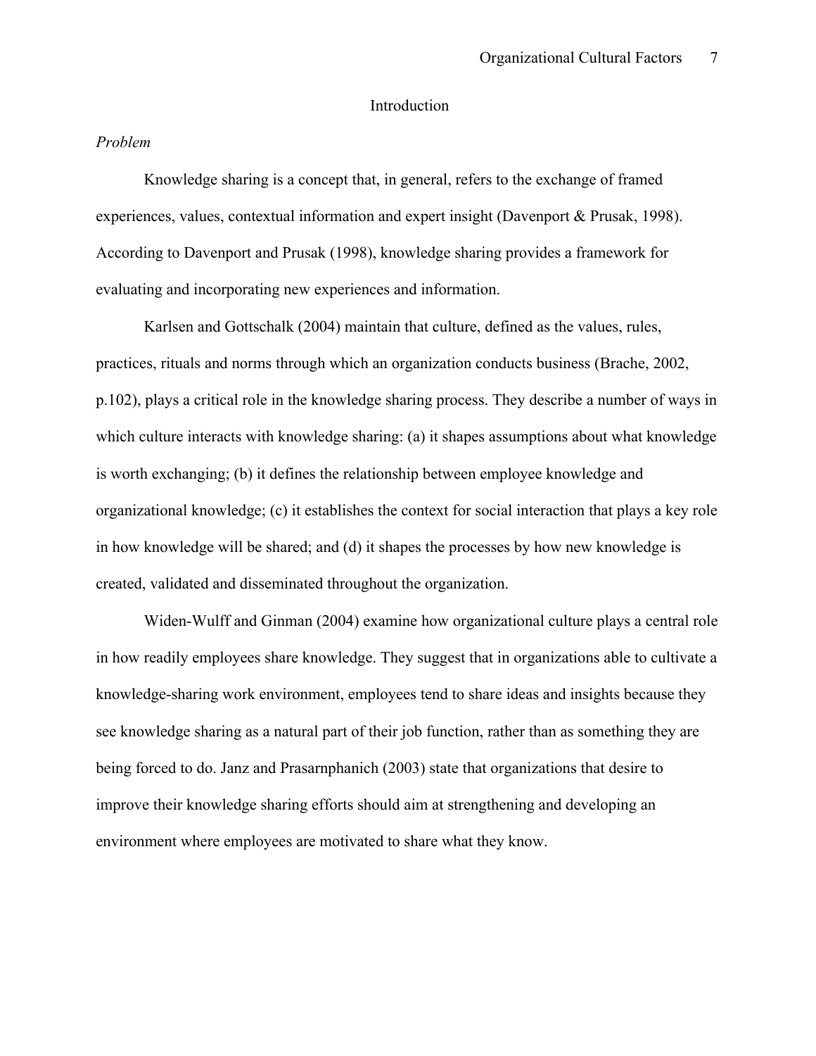# Introduction

*Problem*

Knowledge sharing is a concept that, in general, refers to the exchange of framed experiences, values, contextual information and expert insight (Davenport & Prusak, 1998). According to Davenport and Prusak (1998), knowledge sharing provides a framework for evaluating and incorporating new experiences and information.

Karlsen and Gottschalk (2004) maintain that culture, defined as the values, rules, practices, rituals and norms through which an organization conducts business (Brache, 2002, p.102), plays a critical role in the knowledge sharing process. They describe a number of ways in which culture interacts with knowledge sharing: (a) it shapes assumptions about what knowledge is worth exchanging; (b) it defines the relationship between employee knowledge and organizational knowledge; (c) it establishes the context for social interaction that plays a key role in how knowledge will be shared; and (d) it shapes the processes by how new knowledge is created, validated and disseminated throughout the organization.

Widen-Wulff and Ginman (2004) examine how organizational culture plays a central role in how readily employees share knowledge. They suggest that in organizations able to cultivate a knowledge-sharing work environment, employees tend to share ideas and insights because they see knowledge sharing as a natural part of their job function, rather than as something they are being forced to do. Janz and Prasarnphanich (2003) state that organizations that desire to improve their knowledge sharing efforts should aim at strengthening and developing an environment where employees are motivated to share what they know.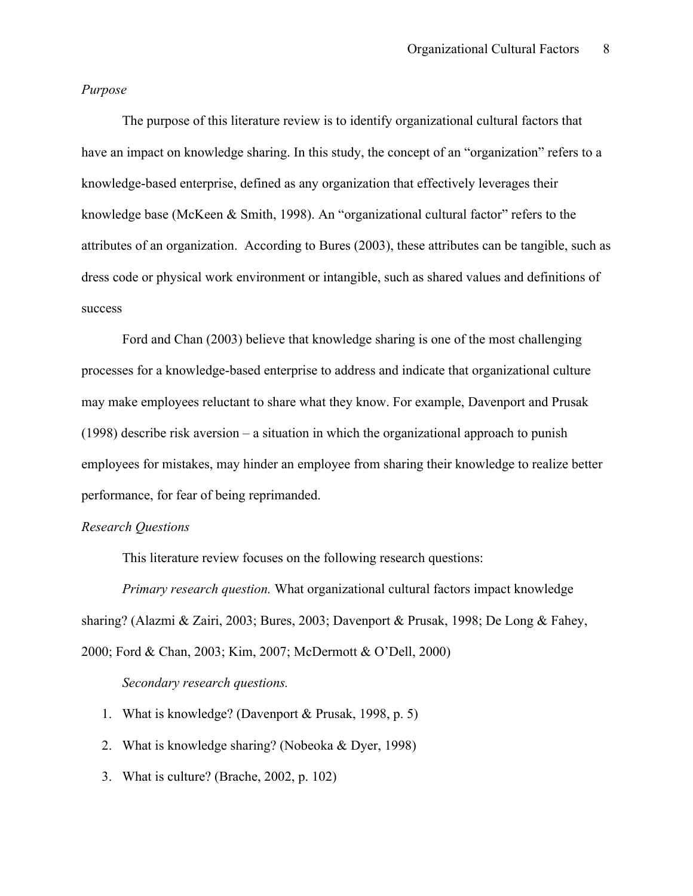*Purpose*

The purpose of this literature review is to identify organizational cultural factors that have an impact on knowledge sharing. In this study, the concept of an "organization" refers to a knowledge-based enterprise, defined as any organization that effectively leverages their knowledge base (McKeen & Smith, 1998). An "organizational cultural factor" refers to the attributes of an organization. According to Bures (2003), these attributes can be tangible, such as dress code or physical work environment or intangible, such as shared values and definitions of success

Ford and Chan (2003) believe that knowledge sharing is one of the most challenging processes for a knowledge-based enterprise to address and indicate that organizational culture may make employees reluctant to share what they know. For example, Davenport and Prusak (1998) describe risk aversion – a situation in which the organizational approach to punish employees for mistakes, may hinder an employee from sharing their knowledge to realize better performance, for fear of being reprimanded.

*Research Questions*

This literature review focuses on the following research questions:

*Primary research question.* What organizational cultural factors impact knowledge sharing? (Alazmi & Zairi, 2003; Bures, 2003; Davenport & Prusak, 1998; De Long & Fahey, 2000; Ford & Chan, 2003; Kim, 2007; McDermott & O'Dell, 2000)

*Secondary research questions.*

1. What is knowledge? (Davenport & Prusak, 1998, p. 5)
2. What is knowledge sharing? (Nobeoka & Dyer, 1998)
3. What is culture? (Brache, 2002, p. 102)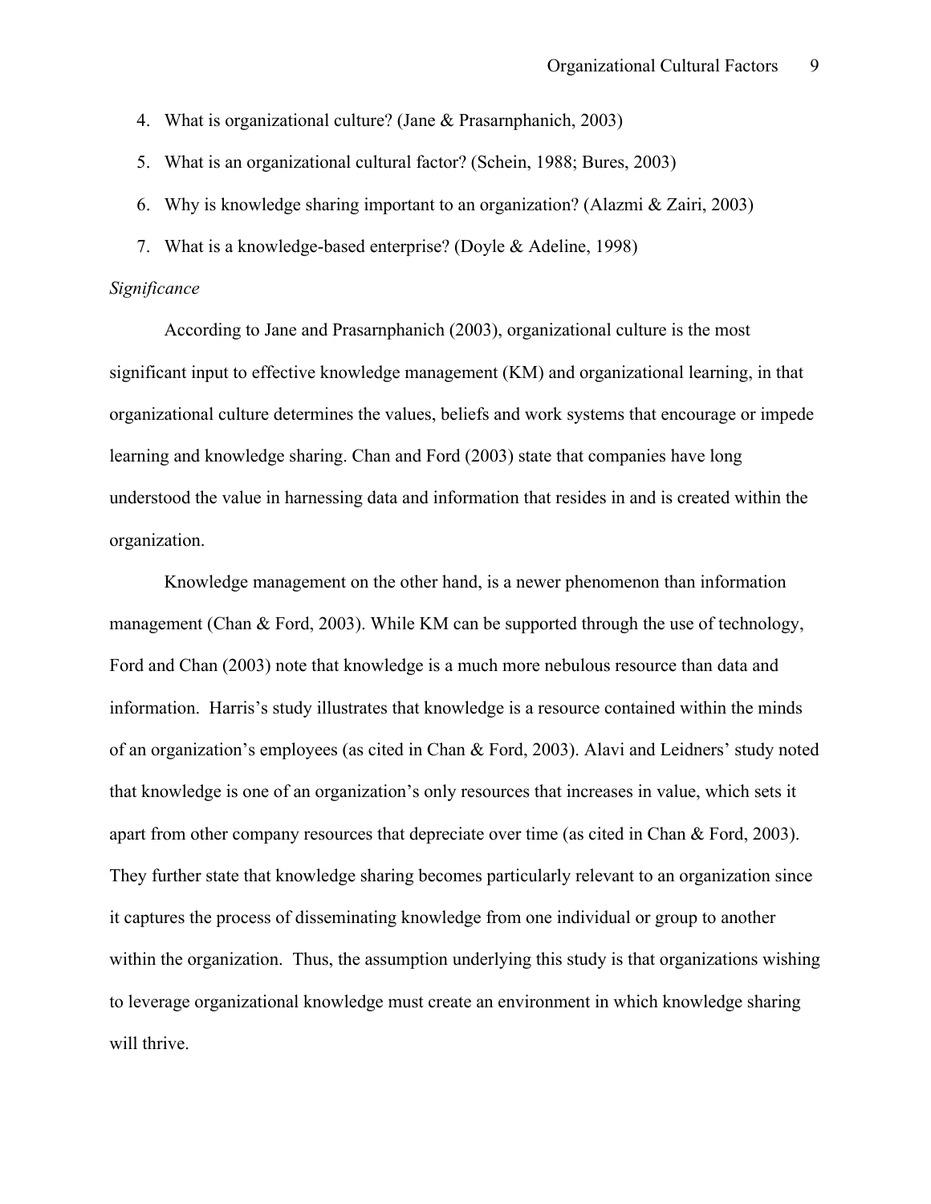4. What is organizational culture? (Jane & Prasarnphanich, 2003)
5. What is an organizational cultural factor? (Schein, 1988; Bures, 2003)
6. Why is knowledge sharing important to an organization? (Alazmi & Zairi, 2003)
7. What is a knowledge-based enterprise? (Doyle & Adeline, 1998)

*Significance*

According to Jane and Prasarnphanich (2003), organizational culture is the most significant input to effective knowledge management (KM) and organizational learning, in that organizational culture determines the values, beliefs and work systems that encourage or impede learning and knowledge sharing. Chan and Ford (2003) state that companies have long understood the value in harnessing data and information that resides in and is created within the organization.

Knowledge management on the other hand, is a newer phenomenon than information management (Chan & Ford, 2003). While KM can be supported through the use of technology, Ford and Chan (2003) note that knowledge is a much more nebulous resource than data and information. Harris's study illustrates that knowledge is a resource contained within the minds of an organization's employees (as cited in Chan & Ford, 2003). Alavi and Leidners' study noted that knowledge is one of an organization's only resources that increases in value, which sets it apart from other company resources that depreciate over time (as cited in Chan & Ford, 2003). They further state that knowledge sharing becomes particularly relevant to an organization since it captures the process of disseminating knowledge from one individual or group to another within the organization. Thus, the assumption underlying this study is that organizations wishing to leverage organizational knowledge must create an environment in which knowledge sharing will thrive.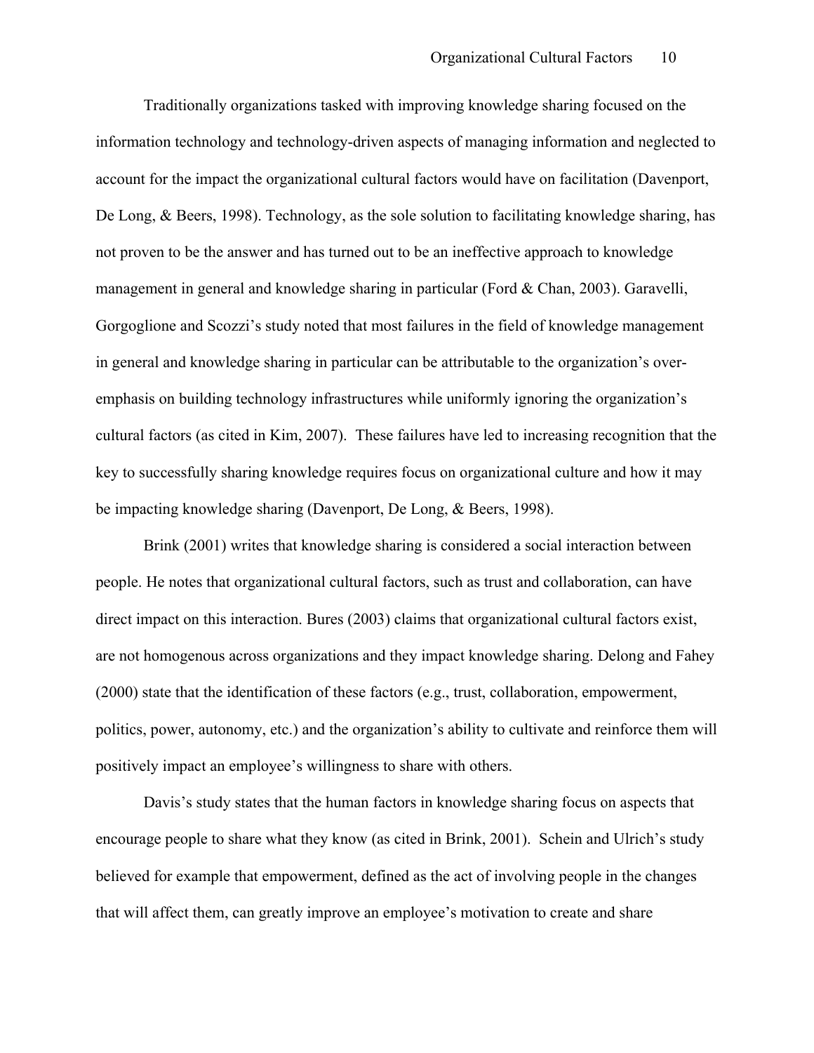Traditionally organizations tasked with improving knowledge sharing focused on the information technology and technology-driven aspects of managing information and neglected to account for the impact the organizational cultural factors would have on facilitation (Davenport, De Long, & Beers, 1998). Technology, as the sole solution to facilitating knowledge sharing, has not proven to be the answer and has turned out to be an ineffective approach to knowledge management in general and knowledge sharing in particular (Ford & Chan, 2003). Garavelli, Gorgoglione and Scozzi's study noted that most failures in the field of knowledge management in general and knowledge sharing in particular can be attributable to the organization's over-emphasis on building technology infrastructures while uniformly ignoring the organization's cultural factors (as cited in Kim, 2007). These failures have led to increasing recognition that the key to successfully sharing knowledge requires focus on organizational culture and how it may be impacting knowledge sharing (Davenport, De Long, & Beers, 1998).

Brink (2001) writes that knowledge sharing is considered a social interaction between people. He notes that organizational cultural factors, such as trust and collaboration, can have direct impact on this interaction. Bures (2003) claims that organizational cultural factors exist, are not homogenous across organizations and they impact knowledge sharing. Delong and Fahey (2000) state that the identification of these factors (e.g., trust, collaboration, empowerment, politics, power, autonomy, etc.) and the organization's ability to cultivate and reinforce them will positively impact an employee's willingness to share with others.

Davis's study states that the human factors in knowledge sharing focus on aspects that encourage people to share what they know (as cited in Brink, 2001). Schein and Ulrich's study believed for example that empowerment, defined as the act of involving people in the changes that will affect them, can greatly improve an employee's motivation to create and share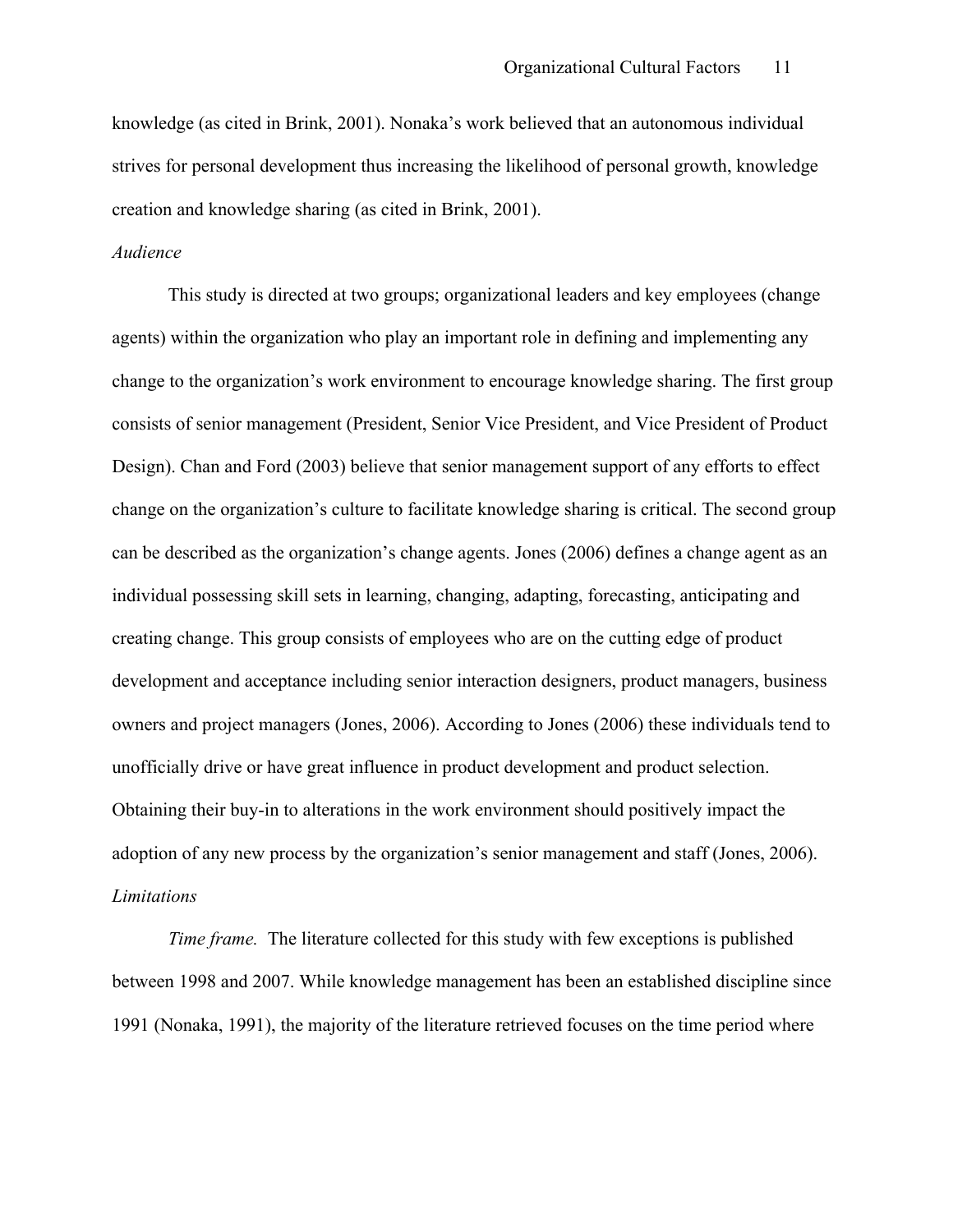knowledge (as cited in Brink, 2001). Nonaka's work believed that an autonomous individual strives for personal development thus increasing the likelihood of personal growth, knowledge creation and knowledge sharing (as cited in Brink, 2001).

*Audience*

This study is directed at two groups; organizational leaders and key employees (change agents) within the organization who play an important role in defining and implementing any change to the organization's work environment to encourage knowledge sharing. The first group consists of senior management (President, Senior Vice President, and Vice President of Product Design). Chan and Ford (2003) believe that senior management support of any efforts to effect change on the organization's culture to facilitate knowledge sharing is critical. The second group can be described as the organization's change agents. Jones (2006) defines a change agent as an individual possessing skill sets in learning, changing, adapting, forecasting, anticipating and creating change. This group consists of employees who are on the cutting edge of product development and acceptance including senior interaction designers, product managers, business owners and project managers (Jones, 2006). According to Jones (2006) these individuals tend to unofficially drive or have great influence in product development and product selection. Obtaining their buy-in to alterations in the work environment should positively impact the adoption of any new process by the organization's senior management and staff (Jones, 2006).

*Limitations*

*Time frame.* The literature collected for this study with few exceptions is published between 1998 and 2007. While knowledge management has been an established discipline since 1991 (Nonaka, 1991), the majority of the literature retrieved focuses on the time period where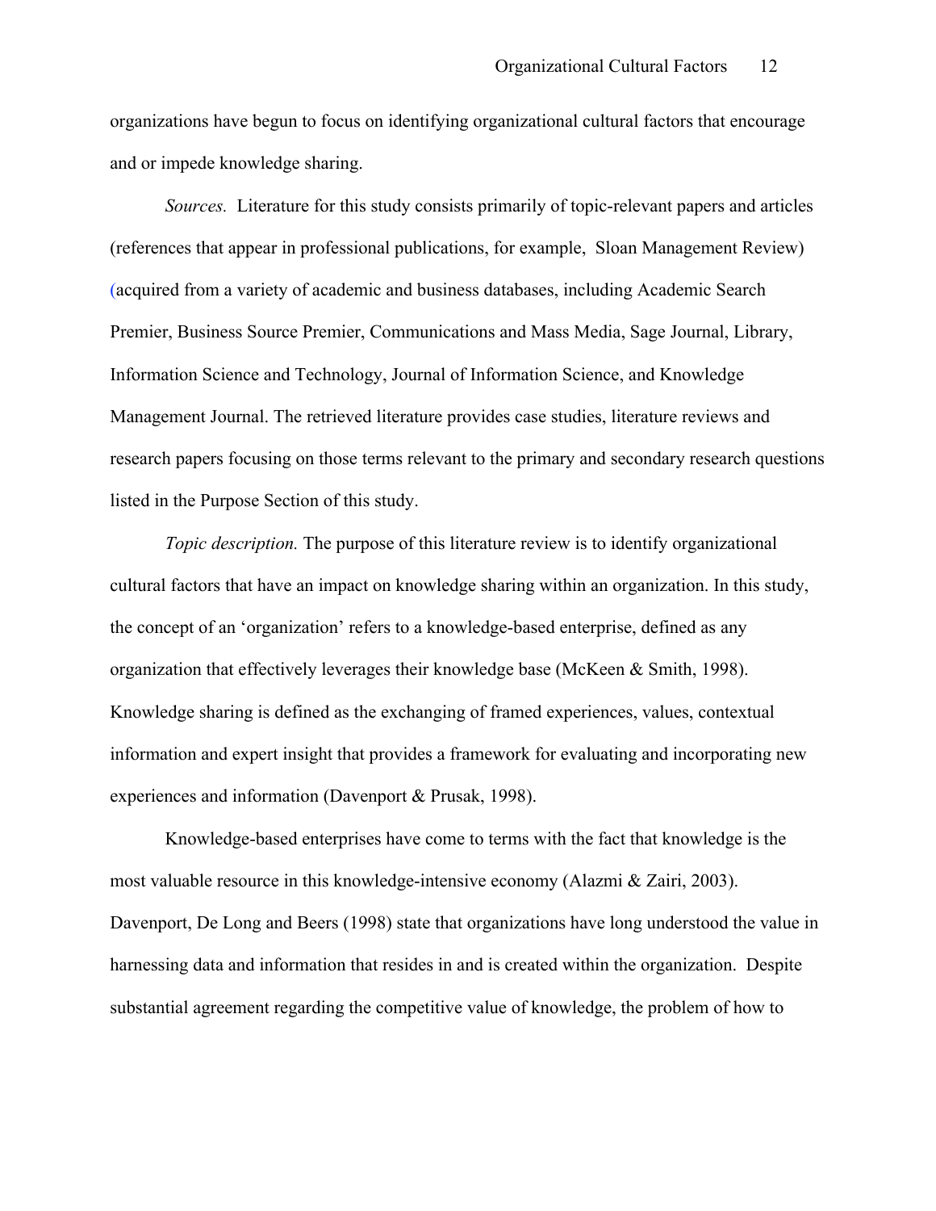organizations have begun to focus on identifying organizational cultural factors that encourage and or impede knowledge sharing.

*Sources.* Literature for this study consists primarily of topic-relevant papers and articles (references that appear in professional publications, for example, Sloan Management Review) (acquired from a variety of academic and business databases, including Academic Search Premier, Business Source Premier, Communications and Mass Media, Sage Journal, Library, Information Science and Technology, Journal of Information Science, and Knowledge Management Journal. The retrieved literature provides case studies, literature reviews and research papers focusing on those terms relevant to the primary and secondary research questions listed in the Purpose Section of this study.

*Topic description.* The purpose of this literature review is to identify organizational cultural factors that have an impact on knowledge sharing within an organization. In this study, the concept of an 'organization' refers to a knowledge-based enterprise, defined as any organization that effectively leverages their knowledge base (McKeen & Smith, 1998). Knowledge sharing is defined as the exchanging of framed experiences, values, contextual information and expert insight that provides a framework for evaluating and incorporating new experiences and information (Davenport & Prusak, 1998).

Knowledge-based enterprises have come to terms with the fact that knowledge is the most valuable resource in this knowledge-intensive economy (Alazmi & Zairi, 2003). Davenport, De Long and Beers (1998) state that organizations have long understood the value in harnessing data and information that resides in and is created within the organization. Despite substantial agreement regarding the competitive value of knowledge, the problem of how to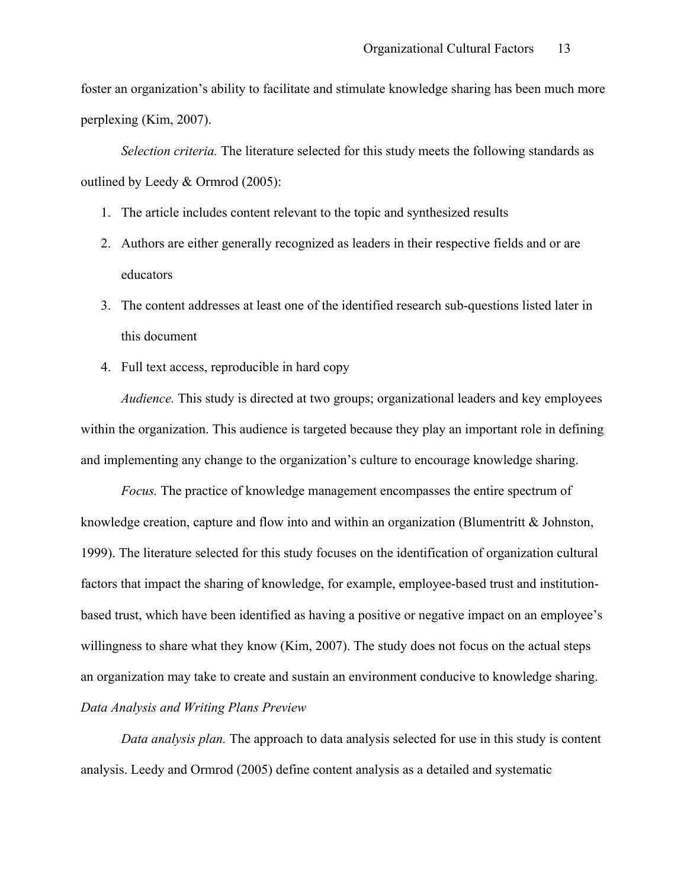foster an organization's ability to facilitate and stimulate knowledge sharing has been much more perplexing (Kim, 2007).

*Selection criteria.* The literature selected for this study meets the following standards as outlined by Leedy & Ormrod (2005):

1. The article includes content relevant to the topic and synthesized results
2. Authors are either generally recognized as leaders in their respective fields and or are educators
3. The content addresses at least one of the identified research sub-questions listed later in this document
4. Full text access, reproducible in hard copy

*Audience.* This study is directed at two groups; organizational leaders and key employees within the organization. This audience is targeted because they play an important role in defining and implementing any change to the organization's culture to encourage knowledge sharing.

*Focus.* The practice of knowledge management encompasses the entire spectrum of knowledge creation, capture and flow into and within an organization (Blumentritt & Johnston, 1999). The literature selected for this study focuses on the identification of organization cultural factors that impact the sharing of knowledge, for example, employee-based trust and institution-based trust, which have been identified as having a positive or negative impact on an employee's willingness to share what they know (Kim, 2007). The study does not focus on the actual steps an organization may take to create and sustain an environment conducive to knowledge sharing.

### *Data Analysis and Writing Plans Preview*

*Data analysis plan.* The approach to data analysis selected for use in this study is content analysis. Leedy and Ormrod (2005) define content analysis as a detailed and systematic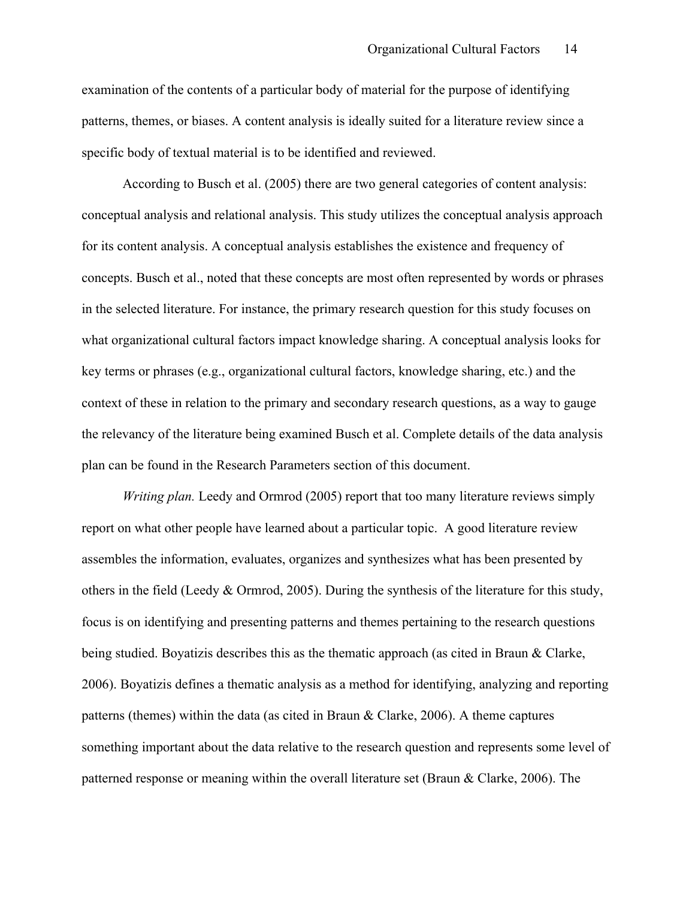examination of the contents of a particular body of material for the purpose of identifying patterns, themes, or biases. A content analysis is ideally suited for a literature review since a specific body of textual material is to be identified and reviewed.

According to Busch et al. (2005) there are two general categories of content analysis: conceptual analysis and relational analysis. This study utilizes the conceptual analysis approach for its content analysis. A conceptual analysis establishes the existence and frequency of concepts. Busch et al., noted that these concepts are most often represented by words or phrases in the selected literature. For instance, the primary research question for this study focuses on what organizational cultural factors impact knowledge sharing. A conceptual analysis looks for key terms or phrases (e.g., organizational cultural factors, knowledge sharing, etc.) and the context of these in relation to the primary and secondary research questions, as a way to gauge the relevancy of the literature being examined Busch et al. Complete details of the data analysis plan can be found in the Research Parameters section of this document.

*Writing plan.* Leedy and Ormrod (2005) report that too many literature reviews simply report on what other people have learned about a particular topic. A good literature review assembles the information, evaluates, organizes and synthesizes what has been presented by others in the field (Leedy & Ormrod, 2005). During the synthesis of the literature for this study, focus is on identifying and presenting patterns and themes pertaining to the research questions being studied. Boyatizis describes this as the thematic approach (as cited in Braun & Clarke, 2006). Boyatizis defines a thematic analysis as a method for identifying, analyzing and reporting patterns (themes) within the data (as cited in Braun & Clarke, 2006). A theme captures something important about the data relative to the research question and represents some level of patterned response or meaning within the overall literature set (Braun & Clarke, 2006). The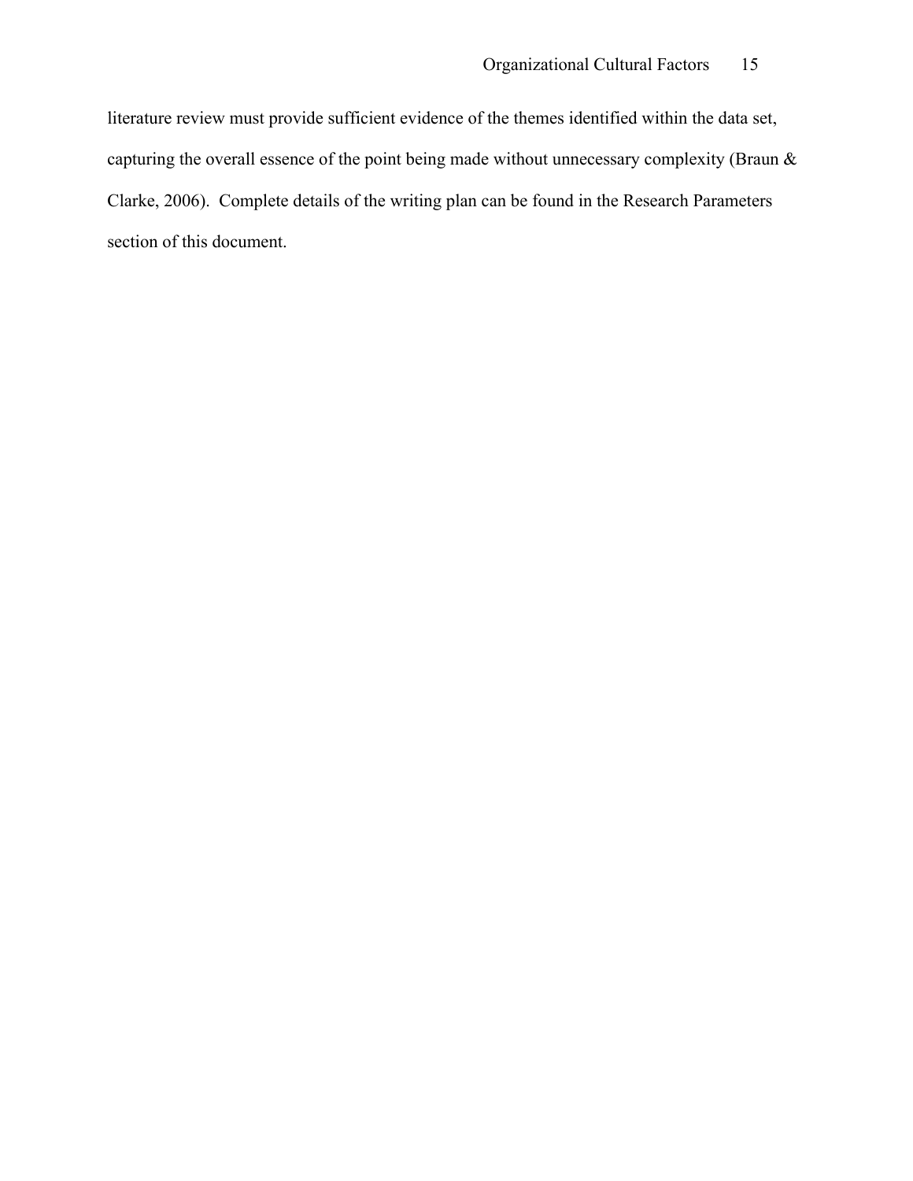literature review must provide sufficient evidence of the themes identified within the data set, capturing the overall essence of the point being made without unnecessary complexity (Braun & Clarke, 2006). Complete details of the writing plan can be found in the Research Parameters section of this document.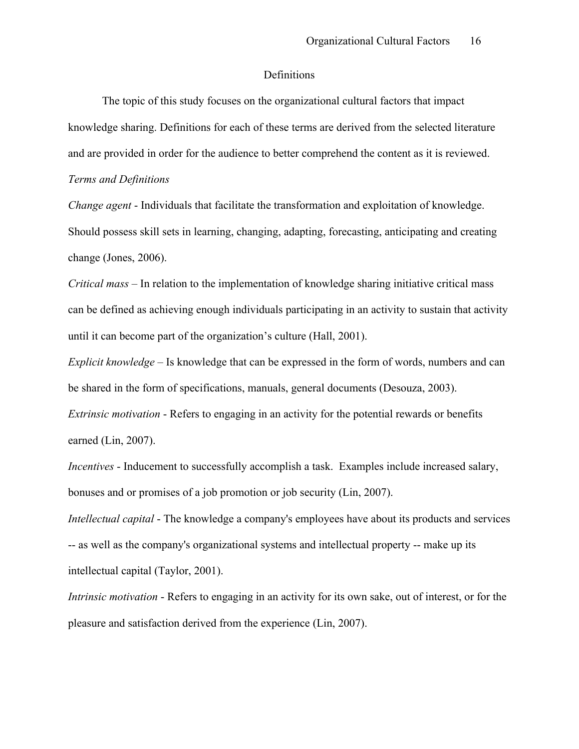## Definitions

The topic of this study focuses on the organizational cultural factors that impact knowledge sharing. Definitions for each of these terms are derived from the selected literature and are provided in order for the audience to better comprehend the content as it is reviewed.

### *Terms and Definitions*

*Change agent* - Individuals that facilitate the transformation and exploitation of knowledge. Should possess skill sets in learning, changing, adapting, forecasting, anticipating and creating change (Jones, 2006).

*Critical mass* – In relation to the implementation of knowledge sharing initiative critical mass can be defined as achieving enough individuals participating in an activity to sustain that activity until it can become part of the organization's culture (Hall, 2001).

*Explicit knowledge* – Is knowledge that can be expressed in the form of words, numbers and can be shared in the form of specifications, manuals, general documents (Desouza, 2003).

*Extrinsic motivation* - Refers to engaging in an activity for the potential rewards or benefits earned (Lin, 2007).

*Incentives* - Inducement to successfully accomplish a task. Examples include increased salary, bonuses and or promises of a job promotion or job security (Lin, 2007).

*Intellectual capital* - The knowledge a company's employees have about its products and services -- as well as the company's organizational systems and intellectual property -- make up its intellectual capital (Taylor, 2001).

*Intrinsic motivation* - Refers to engaging in an activity for its own sake, out of interest, or for the pleasure and satisfaction derived from the experience (Lin, 2007).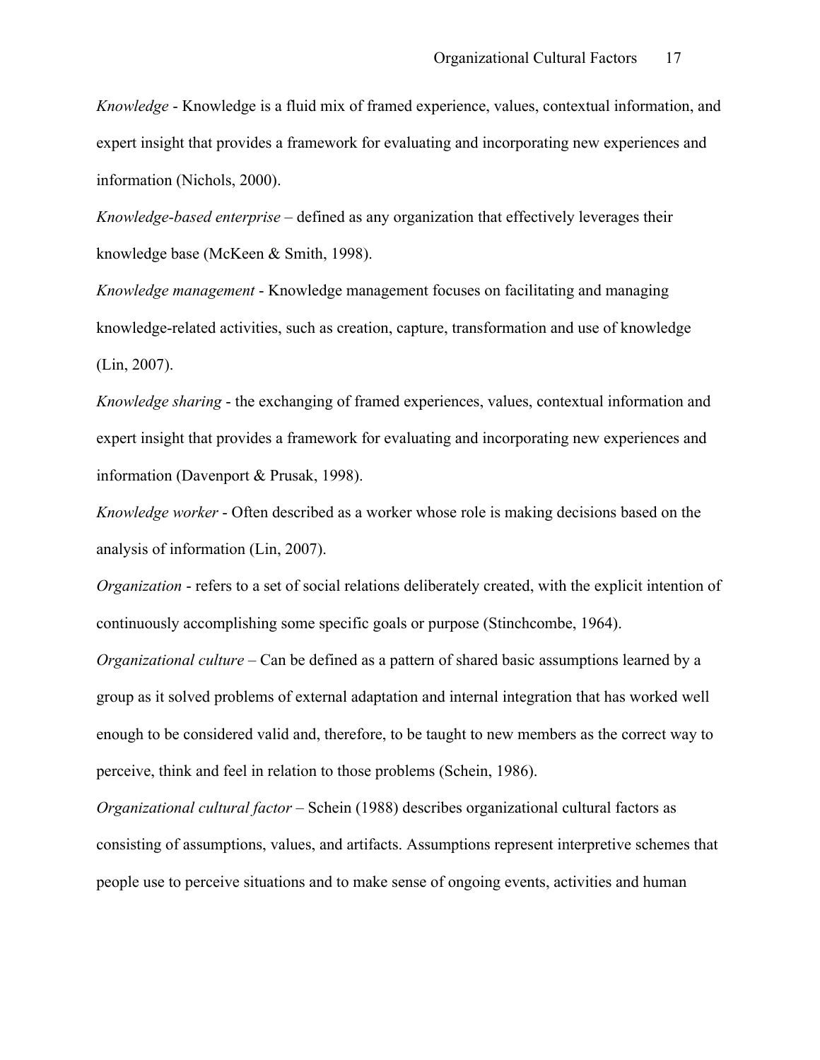*Knowledge* - Knowledge is a fluid mix of framed experience, values, contextual information, and expert insight that provides a framework for evaluating and incorporating new experiences and information (Nichols, 2000).

*Knowledge-based enterprise* – defined as any organization that effectively leverages their knowledge base (McKeen & Smith, 1998).

*Knowledge management* - Knowledge management focuses on facilitating and managing knowledge-related activities, such as creation, capture, transformation and use of knowledge (Lin, 2007).

*Knowledge sharing* - the exchanging of framed experiences, values, contextual information and expert insight that provides a framework for evaluating and incorporating new experiences and information (Davenport & Prusak, 1998).

*Knowledge worker* - Often described as a worker whose role is making decisions based on the analysis of information (Lin, 2007).

*Organization* - refers to a set of social relations deliberately created, with the explicit intention of continuously accomplishing some specific goals or purpose (Stinchcombe, 1964).

*Organizational culture* – Can be defined as a pattern of shared basic assumptions learned by a group as it solved problems of external adaptation and internal integration that has worked well enough to be considered valid and, therefore, to be taught to new members as the correct way to perceive, think and feel in relation to those problems (Schein, 1986).

*Organizational cultural factor* – Schein (1988) describes organizational cultural factors as consisting of assumptions, values, and artifacts. Assumptions represent interpretive schemes that people use to perceive situations and to make sense of ongoing events, activities and human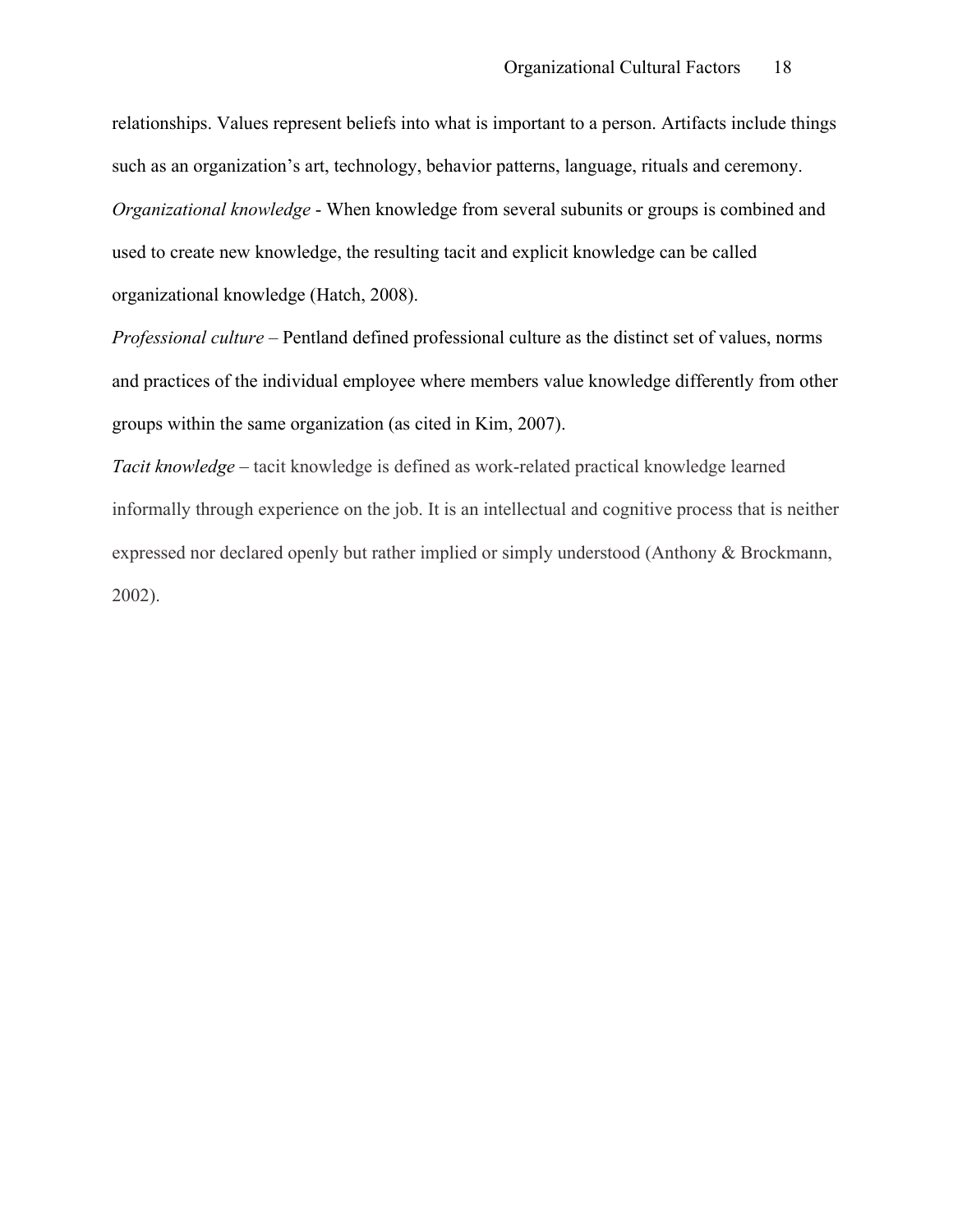relationships. Values represent beliefs into what is important to a person. Artifacts include things such as an organization's art, technology, behavior patterns, language, rituals and ceremony.

*Organizational knowledge* - When knowledge from several subunits or groups is combined and used to create new knowledge, the resulting tacit and explicit knowledge can be called organizational knowledge (Hatch, 2008).

*Professional culture* – Pentland defined professional culture as the distinct set of values, norms and practices of the individual employee where members value knowledge differently from other groups within the same organization (as cited in Kim, 2007).

*Tacit knowledge* – tacit knowledge is defined as work-related practical knowledge learned informally through experience on the job. It is an intellectual and cognitive process that is neither expressed nor declared openly but rather implied or simply understood (Anthony & Brockmann, 2002).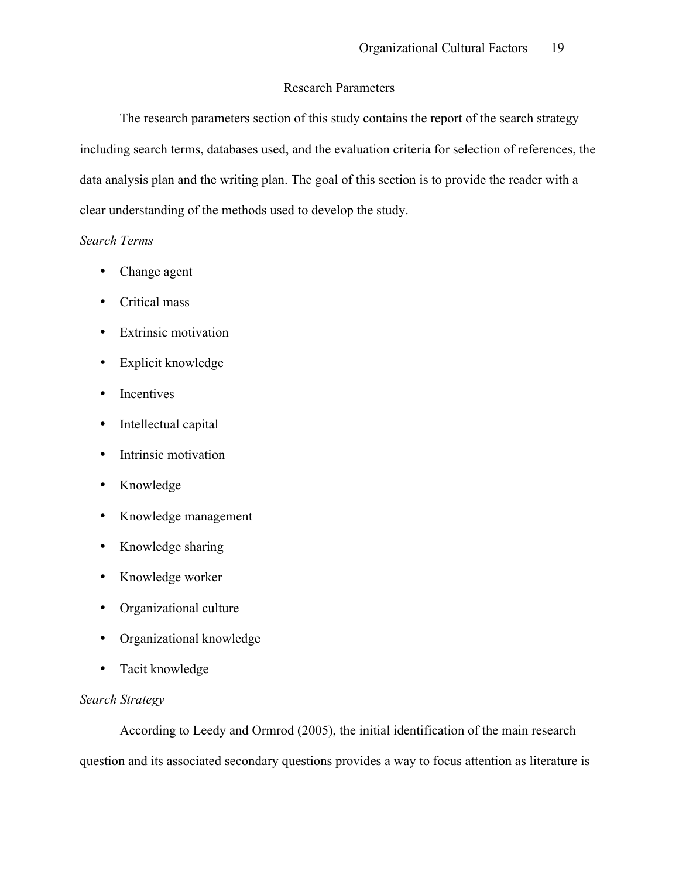## Research Parameters

The research parameters section of this study contains the report of the search strategy including search terms, databases used, and the evaluation criteria for selection of references, the data analysis plan and the writing plan. The goal of this section is to provide the reader with a clear understanding of the methods used to develop the study.

### *Search Terms*

- Change agent
- Critical mass
- Extrinsic motivation
- Explicit knowledge
- Incentives
- Intellectual capital
- Intrinsic motivation
- Knowledge
- Knowledge management
- Knowledge sharing
- Knowledge worker
- Organizational culture
- Organizational knowledge
- Tacit knowledge

### *Search Strategy*

According to Leedy and Ormrod (2005), the initial identification of the main research question and its associated secondary questions provides a way to focus attention as literature is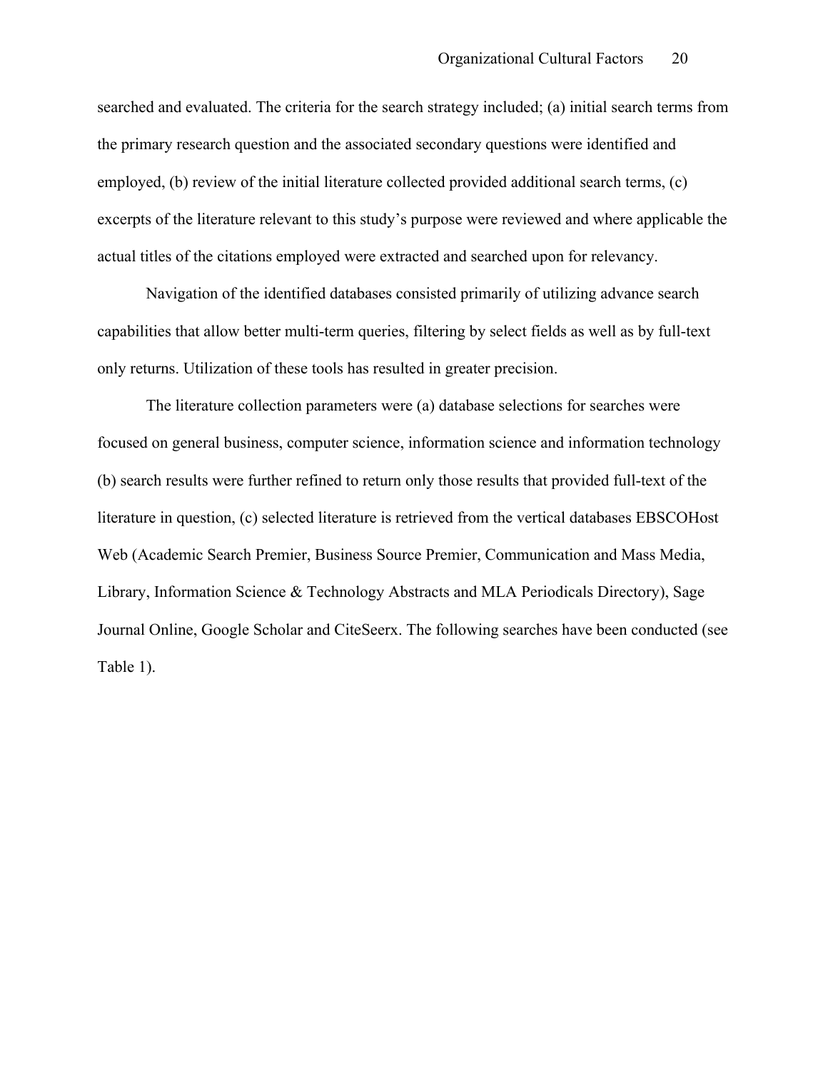searched and evaluated. The criteria for the search strategy included; (a) initial search terms from the primary research question and the associated secondary questions were identified and employed, (b) review of the initial literature collected provided additional search terms, (c) excerpts of the literature relevant to this study's purpose were reviewed and where applicable the actual titles of the citations employed were extracted and searched upon for relevancy.

Navigation of the identified databases consisted primarily of utilizing advance search capabilities that allow better multi-term queries, filtering by select fields as well as by full-text only returns. Utilization of these tools has resulted in greater precision.

The literature collection parameters were (a) database selections for searches were focused on general business, computer science, information science and information technology (b) search results were further refined to return only those results that provided full-text of the literature in question, (c) selected literature is retrieved from the vertical databases EBSCOHost Web (Academic Search Premier, Business Source Premier, Communication and Mass Media, Library, Information Science & Technology Abstracts and MLA Periodicals Directory), Sage Journal Online, Google Scholar and CiteSeerx. The following searches have been conducted (see Table 1).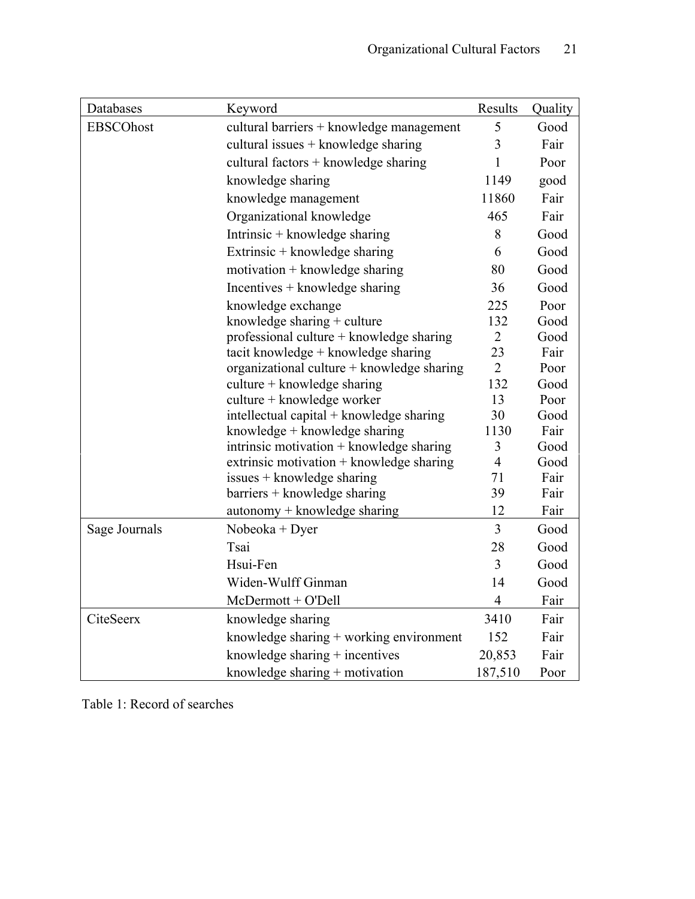| Databases | Keyword | Results | Quality |
|---|---|---|---|
| EBSCOhost | cultural barriers + knowledge management | 5 | Good |
| | cultural issues + knowledge sharing | 3 | Fair |
| | cultural factors + knowledge sharing | 1 | Poor |
| | knowledge sharing | 1149 | good |
| | knowledge management | 11860 | Fair |
| | Organizational knowledge | 465 | Fair |
| | Intrinsic + knowledge sharing | 8 | Good |
| | Extrinsic + knowledge sharing | 6 | Good |
| | motivation + knowledge sharing | 80 | Good |
| | Incentives + knowledge sharing | 36 | Good |
| | knowledge exchange | 225 | Poor |
| | knowledge sharing + culture | 132 | Good |
| | professional culture + knowledge sharing | 2 | Good |
| | tacit knowledge + knowledge sharing | 23 | Fair |
| | organizational culture + knowledge sharing | 2 | Poor |
| | culture + knowledge sharing | 132 | Good |
| | culture + knowledge worker | 13 | Poor |
| | intellectual capital + knowledge sharing | 30 | Good |
| | knowledge + knowledge sharing | 1130 | Fair |
| | intrinsic motivation + knowledge sharing | 3 | Good |
| | extrinsic motivation + knowledge sharing | 4 | Good |
| | issues + knowledge sharing | 71 | Fair |
| | barriers + knowledge sharing | 39 | Fair |
| | autonomy + knowledge sharing | 12 | Fair |
| Sage Journals | Nobeoka + Dyer | 3 | Good |
| | Tsai | 28 | Good |
| | Hsui-Fen | 3 | Good |
| | Widen-Wulff Ginman | 14 | Good |
| | McDermott + O'Dell | 4 | Fair |
| CiteSeerx | knowledge sharing | 3410 | Fair |
| | knowledge sharing + working environment | 152 | Fair |
| | knowledge sharing + incentives | 20,853 | Fair |
| | knowledge sharing + motivation | 187,510 | Poor |

Table 1: Record of searches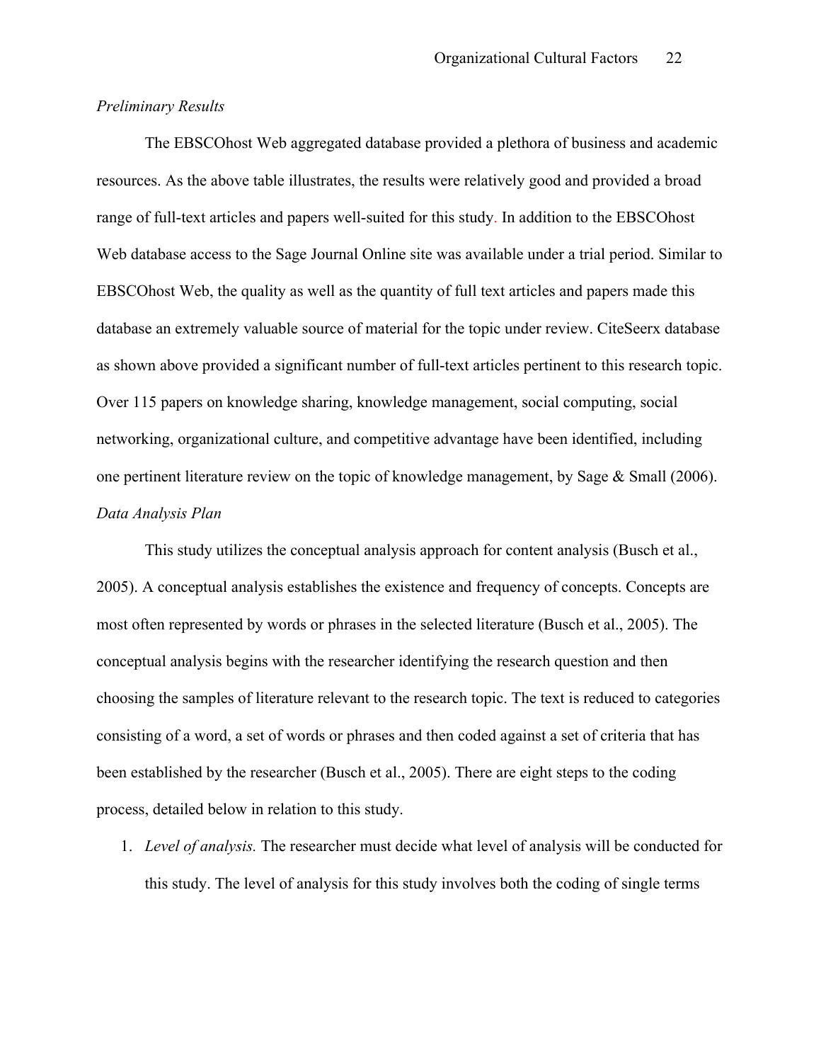*Preliminary Results*

The EBSCOhost Web aggregated database provided a plethora of business and academic resources. As the above table illustrates, the results were relatively good and provided a broad range of full-text articles and papers well-suited for this study. In addition to the EBSCOhost Web database access to the Sage Journal Online site was available under a trial period. Similar to EBSCOhost Web, the quality as well as the quantity of full text articles and papers made this database an extremely valuable source of material for the topic under review. CiteSeerx database as shown above provided a significant number of full-text articles pertinent to this research topic. Over 115 papers on knowledge sharing, knowledge management, social computing, social networking, organizational culture, and competitive advantage have been identified, including one pertinent literature review on the topic of knowledge management, by Sage & Small (2006).

*Data Analysis Plan*

This study utilizes the conceptual analysis approach for content analysis (Busch et al., 2005). A conceptual analysis establishes the existence and frequency of concepts. Concepts are most often represented by words or phrases in the selected literature (Busch et al., 2005). The conceptual analysis begins with the researcher identifying the research question and then choosing the samples of literature relevant to the research topic. The text is reduced to categories consisting of a word, a set of words or phrases and then coded against a set of criteria that has been established by the researcher (Busch et al., 2005). There are eight steps to the coding process, detailed below in relation to this study.

1. *Level of analysis.* The researcher must decide what level of analysis will be conducted for this study. The level of analysis for this study involves both the coding of single terms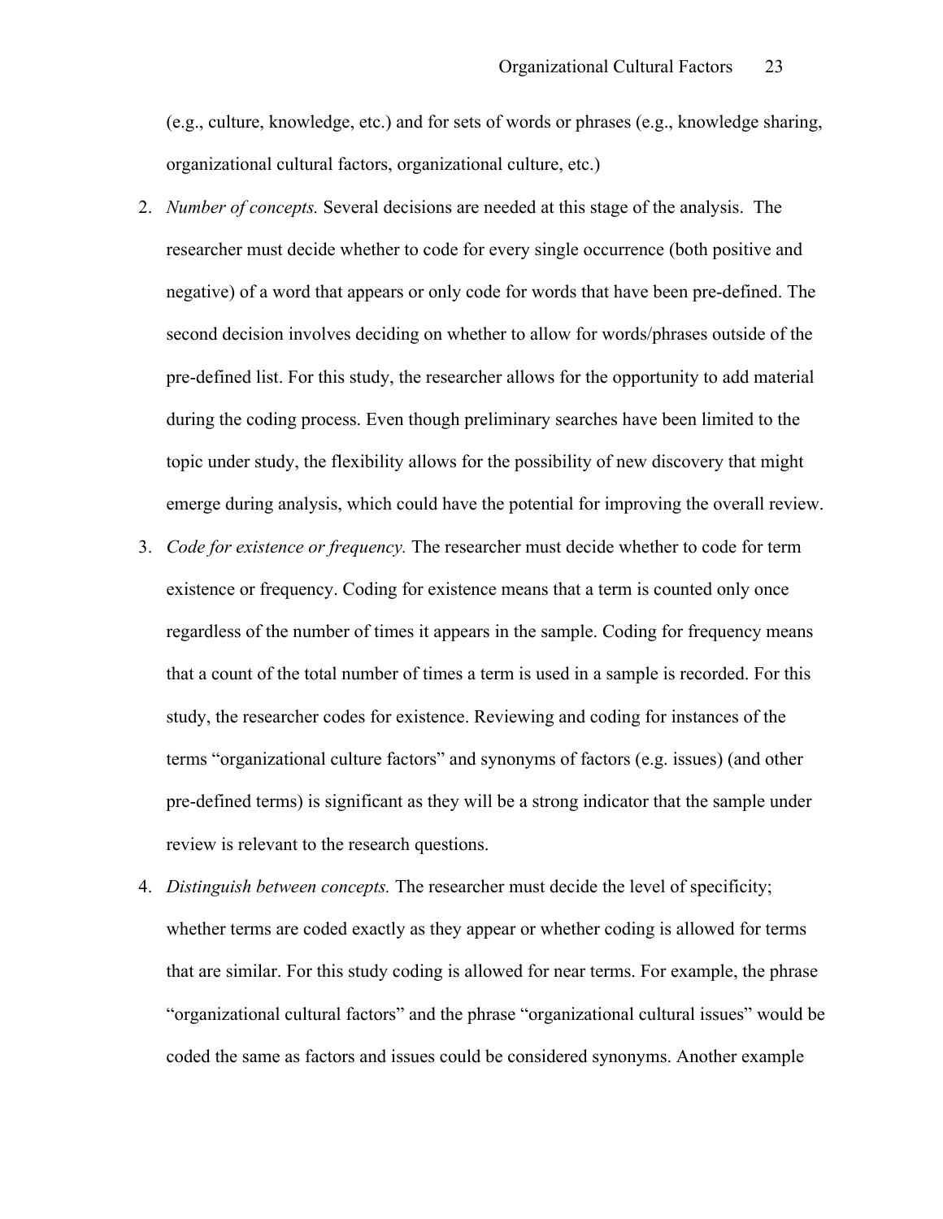(e.g., culture, knowledge, etc.) and for sets of words or phrases (e.g., knowledge sharing, organizational cultural factors, organizational culture, etc.)

2. *Number of concepts.* Several decisions are needed at this stage of the analysis. The researcher must decide whether to code for every single occurrence (both positive and negative) of a word that appears or only code for words that have been pre-defined. The second decision involves deciding on whether to allow for words/phrases outside of the pre-defined list. For this study, the researcher allows for the opportunity to add material during the coding process. Even though preliminary searches have been limited to the topic under study, the flexibility allows for the possibility of new discovery that might emerge during analysis, which could have the potential for improving the overall review.
3. *Code for existence or frequency.* The researcher must decide whether to code for term existence or frequency. Coding for existence means that a term is counted only once regardless of the number of times it appears in the sample. Coding for frequency means that a count of the total number of times a term is used in a sample is recorded. For this study, the researcher codes for existence. Reviewing and coding for instances of the terms "organizational culture factors" and synonyms of factors (e.g. issues) (and other pre-defined terms) is significant as they will be a strong indicator that the sample under review is relevant to the research questions.
4. *Distinguish between concepts.* The researcher must decide the level of specificity; whether terms are coded exactly as they appear or whether coding is allowed for terms that are similar. For this study coding is allowed for near terms. For example, the phrase "organizational cultural factors" and the phrase "organizational cultural issues" would be coded the same as factors and issues could be considered synonyms. Another example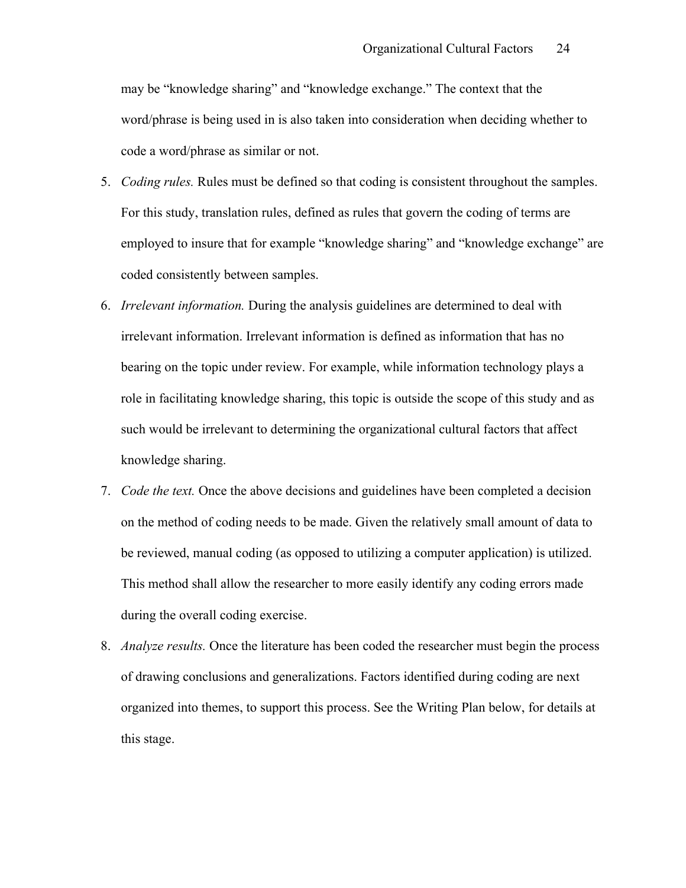may be “knowledge sharing” and “knowledge exchange.” The context that the word/phrase is being used in is also taken into consideration when deciding whether to code a word/phrase as similar or not.

5. *Coding rules.* Rules must be defined so that coding is consistent throughout the samples. For this study, translation rules, defined as rules that govern the coding of terms are employed to insure that for example “knowledge sharing” and “knowledge exchange” are coded consistently between samples.
6. *Irrelevant information.* During the analysis guidelines are determined to deal with irrelevant information. Irrelevant information is defined as information that has no bearing on the topic under review. For example, while information technology plays a role in facilitating knowledge sharing, this topic is outside the scope of this study and as such would be irrelevant to determining the organizational cultural factors that affect knowledge sharing.
7. *Code the text.* Once the above decisions and guidelines have been completed a decision on the method of coding needs to be made. Given the relatively small amount of data to be reviewed, manual coding (as opposed to utilizing a computer application) is utilized. This method shall allow the researcher to more easily identify any coding errors made during the overall coding exercise.
8. *Analyze results.* Once the literature has been coded the researcher must begin the process of drawing conclusions and generalizations. Factors identified during coding are next organized into themes, to support this process. See the Writing Plan below, for details at this stage.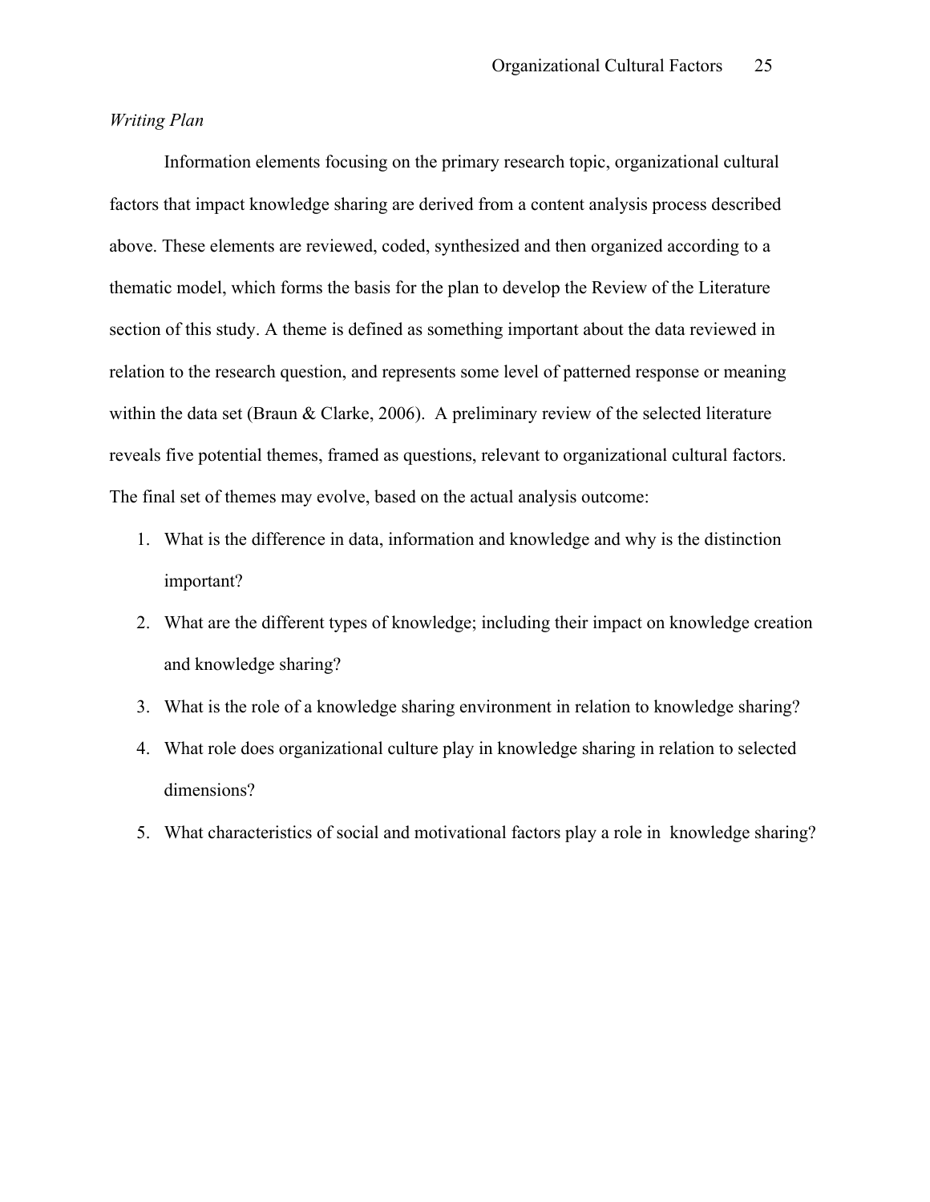*Writing Plan*

Information elements focusing on the primary research topic, organizational cultural factors that impact knowledge sharing are derived from a content analysis process described above. These elements are reviewed, coded, synthesized and then organized according to a thematic model, which forms the basis for the plan to develop the Review of the Literature section of this study. A theme is defined as something important about the data reviewed in relation to the research question, and represents some level of patterned response or meaning within the data set (Braun & Clarke, 2006). A preliminary review of the selected literature reveals five potential themes, framed as questions, relevant to organizational cultural factors. The final set of themes may evolve, based on the actual analysis outcome:

1. What is the difference in data, information and knowledge and why is the distinction important?
2. What are the different types of knowledge; including their impact on knowledge creation and knowledge sharing?
3. What is the role of a knowledge sharing environment in relation to knowledge sharing?
4. What role does organizational culture play in knowledge sharing in relation to selected dimensions?
5. What characteristics of social and motivational factors play a role in knowledge sharing?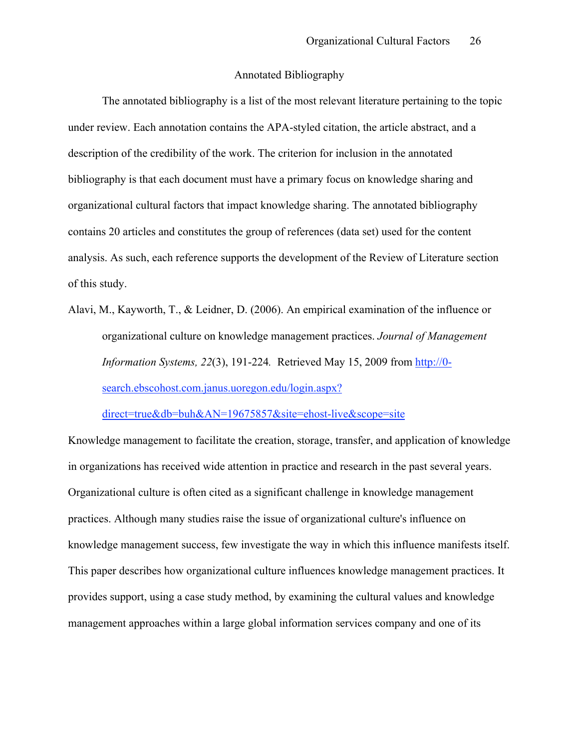## Annotated Bibliography

The annotated bibliography is a list of the most relevant literature pertaining to the topic under review. Each annotation contains the APA-styled citation, the article abstract, and a description of the credibility of the work. The criterion for inclusion in the annotated bibliography is that each document must have a primary focus on knowledge sharing and organizational cultural factors that impact knowledge sharing. The annotated bibliography contains 20 articles and constitutes the group of references (data set) used for the content analysis. As such, each reference supports the development of the Review of Literature section of this study.

Alavi, M., Kayworth, T., & Leidner, D. (2006). An empirical examination of the influence or organizational culture on knowledge management practices. *Journal of Management Information Systems, 22*(3), 191-224. Retrieved May 15, 2009 from http://0-search.ebscohost.com.janus.uoregon.edu/login.aspx?direct=true&db=buh&AN=19675857&site=ehost-live&scope=site

Knowledge management to facilitate the creation, storage, transfer, and application of knowledge in organizations has received wide attention in practice and research in the past several years. Organizational culture is often cited as a significant challenge in knowledge management practices. Although many studies raise the issue of organizational culture's influence on knowledge management success, few investigate the way in which this influence manifests itself. This paper describes how organizational culture influences knowledge management practices. It provides support, using a case study method, by examining the cultural values and knowledge management approaches within a large global information services company and one of its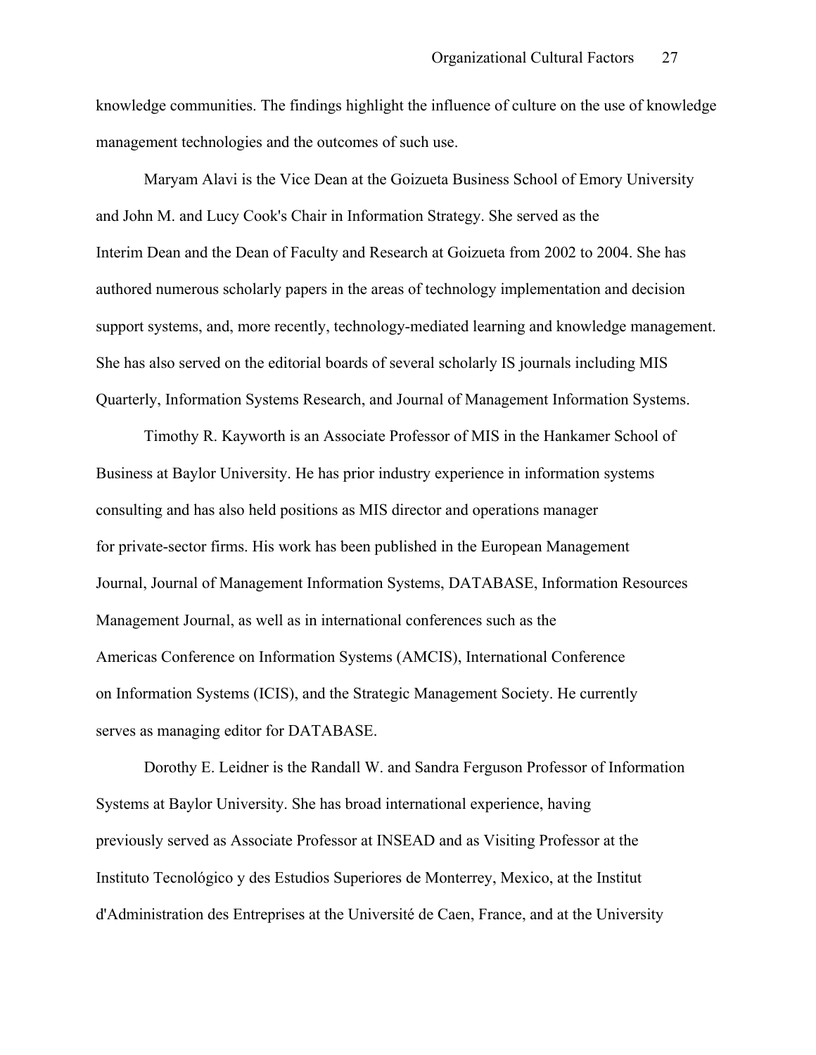knowledge communities. The findings highlight the influence of culture on the use of knowledge management technologies and the outcomes of such use.

Maryam Alavi is the Vice Dean at the Goizueta Business School of Emory University and John M. and Lucy Cook's Chair in Information Strategy. She served as the Interim Dean and the Dean of Faculty and Research at Goizueta from 2002 to 2004. She has authored numerous scholarly papers in the areas of technology implementation and decision support systems, and, more recently, technology-mediated learning and knowledge management. She has also served on the editorial boards of several scholarly IS journals including MIS Quarterly, Information Systems Research, and Journal of Management Information Systems.

Timothy R. Kayworth is an Associate Professor of MIS in the Hankamer School of Business at Baylor University. He has prior industry experience in information systems consulting and has also held positions as MIS director and operations manager for private-sector firms. His work has been published in the European Management Journal, Journal of Management Information Systems, DATABASE, Information Resources Management Journal, as well as in international conferences such as the Americas Conference on Information Systems (AMCIS), International Conference on Information Systems (ICIS), and the Strategic Management Society. He currently serves as managing editor for DATABASE.

Dorothy E. Leidner is the Randall W. and Sandra Ferguson Professor of Information Systems at Baylor University. She has broad international experience, having previously served as Associate Professor at INSEAD and as Visiting Professor at the Instituto Tecnológico y des Estudios Superiores de Monterrey, Mexico, at the Institut d'Administration des Entreprises at the Université de Caen, France, and at the University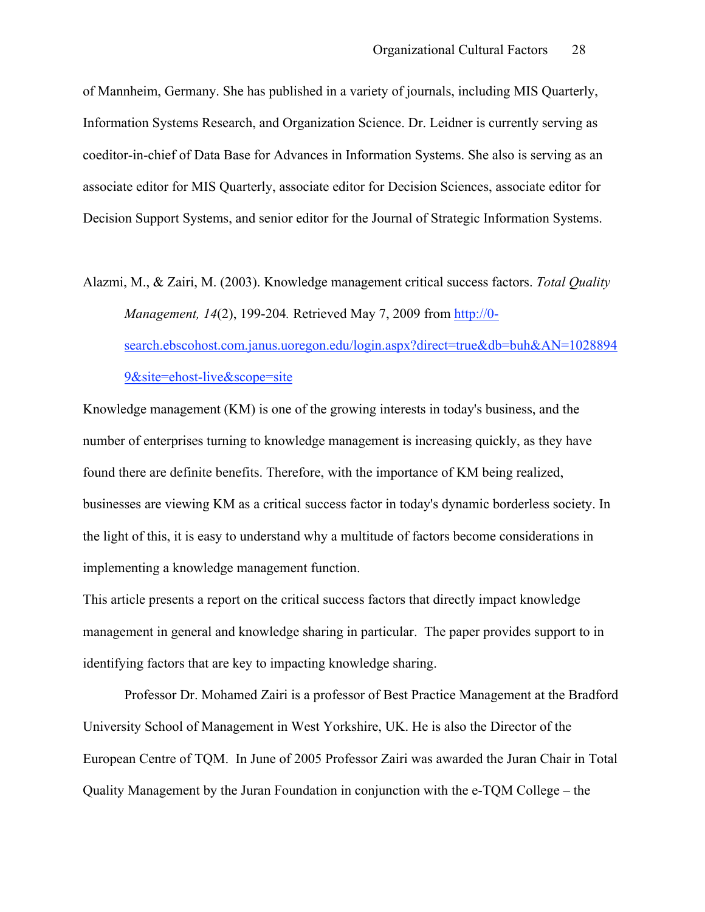of Mannheim, Germany. She has published in a variety of journals, including MIS Quarterly, Information Systems Research, and Organization Science. Dr. Leidner is currently serving as coeditor-in-chief of Data Base for Advances in Information Systems. She also is serving as an associate editor for MIS Quarterly, associate editor for Decision Sciences, associate editor for Decision Support Systems, and senior editor for the Journal of Strategic Information Systems.

Alazmi, M., & Zairi, M. (2003). Knowledge management critical success factors. *Total Quality Management, 14*(2), 199-204. Retrieved May 7, 2009 from [http://0-search.ebscohost.com.janus.uoregon.edu/login.aspx?direct=true&db=buh&AN=10288949&site=ehost-live&scope=site](http://0-search.ebscohost.com.janus.uoregon.edu/login.aspx?direct=true&db=buh&AN=10288949&site=ehost-live&scope=site)

Knowledge management (KM) is one of the growing interests in today's business, and the number of enterprises turning to knowledge management is increasing quickly, as they have found there are definite benefits. Therefore, with the importance of KM being realized, businesses are viewing KM as a critical success factor in today's dynamic borderless society. In the light of this, it is easy to understand why a multitude of factors become considerations in implementing a knowledge management function.

This article presents a report on the critical success factors that directly impact knowledge management in general and knowledge sharing in particular. The paper provides support to in identifying factors that are key to impacting knowledge sharing.

Professor Dr. Mohamed Zairi is a professor of Best Practice Management at the Bradford University School of Management in West Yorkshire, UK. He is also the Director of the European Centre of TQM. In June of 2005 Professor Zairi was awarded the Juran Chair in Total Quality Management by the Juran Foundation in conjunction with the e-TQM College – the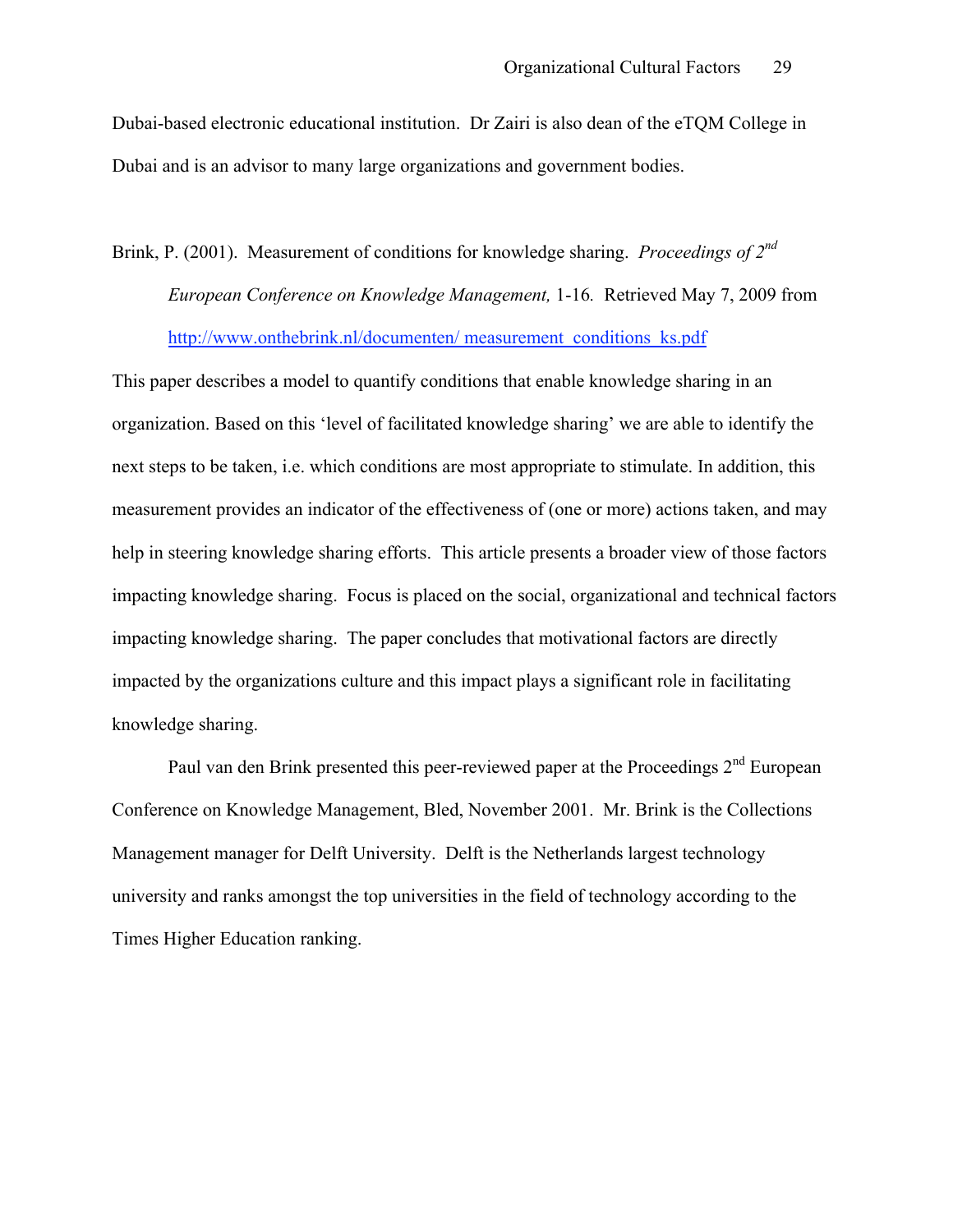Dubai-based electronic educational institution. Dr Zairi is also dean of the eTQM College in Dubai and is an advisor to many large organizations and government bodies.

Brink, P. (2001). Measurement of conditions for knowledge sharing. *Proceedings of 2nd European Conference on Knowledge Management,* 1-16. Retrieved May 7, 2009 from http://www.onthebrink.nl/documenten/ measurement_conditions_ks.pdf

This paper describes a model to quantify conditions that enable knowledge sharing in an organization. Based on this 'level of facilitated knowledge sharing' we are able to identify the next steps to be taken, i.e. which conditions are most appropriate to stimulate. In addition, this measurement provides an indicator of the effectiveness of (one or more) actions taken, and may help in steering knowledge sharing efforts. This article presents a broader view of those factors impacting knowledge sharing. Focus is placed on the social, organizational and technical factors impacting knowledge sharing. The paper concludes that motivational factors are directly impacted by the organizations culture and this impact plays a significant role in facilitating knowledge sharing.

Paul van den Brink presented this peer-reviewed paper at the Proceedings 2nd European Conference on Knowledge Management, Bled, November 2001. Mr. Brink is the Collections Management manager for Delft University. Delft is the Netherlands largest technology university and ranks amongst the top universities in the field of technology according to the Times Higher Education ranking.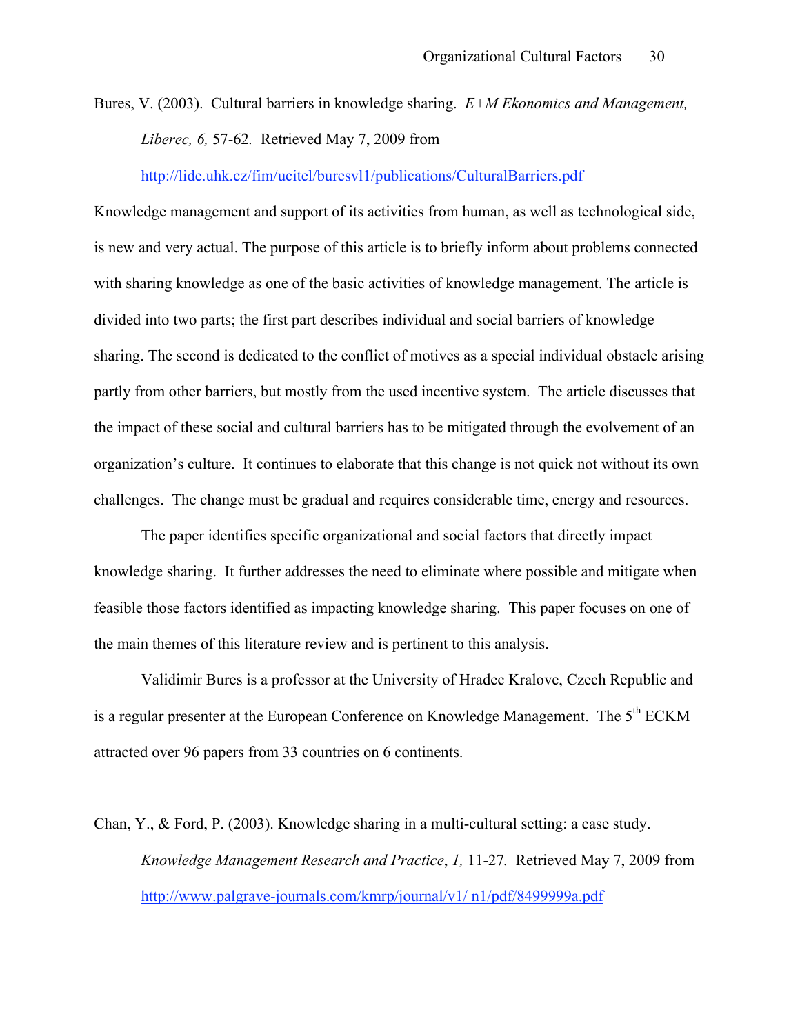Bures, V. (2003). Cultural barriers in knowledge sharing. *E+M Ekonomics and Management, Liberec, 6,* 57-62. Retrieved May 7, 2009 from http://lide.uhk.cz/fim/ucitel/buresvl1/publications/CulturalBarriers.pdf

Knowledge management and support of its activities from human, as well as technological side, is new and very actual. The purpose of this article is to briefly inform about problems connected with sharing knowledge as one of the basic activities of knowledge management. The article is divided into two parts; the first part describes individual and social barriers of knowledge sharing. The second is dedicated to the conflict of motives as a special individual obstacle arising partly from other barriers, but mostly from the used incentive system. The article discusses that the impact of these social and cultural barriers has to be mitigated through the evolvement of an organization's culture. It continues to elaborate that this change is not quick not without its own challenges. The change must be gradual and requires considerable time, energy and resources.

The paper identifies specific organizational and social factors that directly impact knowledge sharing. It further addresses the need to eliminate where possible and mitigate when feasible those factors identified as impacting knowledge sharing. This paper focuses on one of the main themes of this literature review and is pertinent to this analysis.

Validimir Bures is a professor at the University of Hradec Kralove, Czech Republic and is a regular presenter at the European Conference on Knowledge Management. The 5th ECKM attracted over 96 papers from 33 countries on 6 continents.

Chan, Y., & Ford, P. (2003). Knowledge sharing in a multi-cultural setting: a case study. *Knowledge Management Research and Practice*, *1,* 11-27. Retrieved May 7, 2009 from http://www.palgrave-journals.com/kmrp/journal/v1/ n1/pdf/8499999a.pdf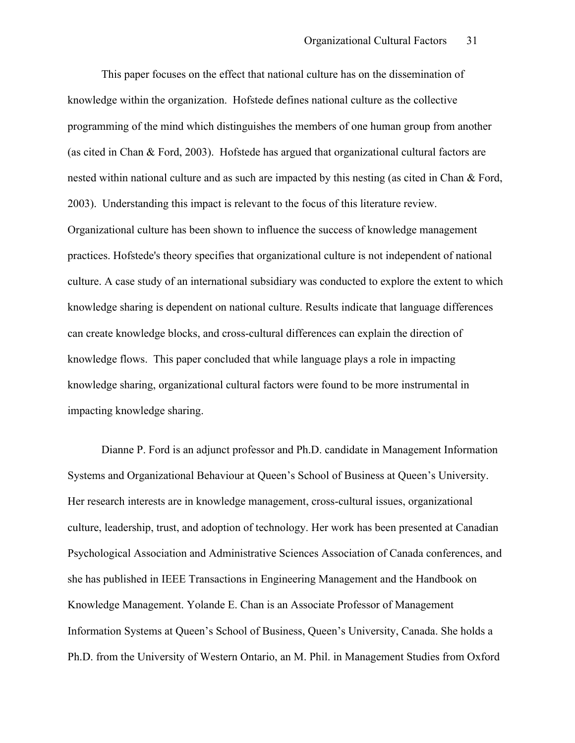This paper focuses on the effect that national culture has on the dissemination of knowledge within the organization. Hofstede defines national culture as the collective programming of the mind which distinguishes the members of one human group from another (as cited in Chan & Ford, 2003). Hofstede has argued that organizational cultural factors are nested within national culture and as such are impacted by this nesting (as cited in Chan & Ford, 2003). Understanding this impact is relevant to the focus of this literature review. Organizational culture has been shown to influence the success of knowledge management practices. Hofstede's theory specifies that organizational culture is not independent of national culture. A case study of an international subsidiary was conducted to explore the extent to which knowledge sharing is dependent on national culture. Results indicate that language differences can create knowledge blocks, and cross-cultural differences can explain the direction of knowledge flows. This paper concluded that while language plays a role in impacting knowledge sharing, organizational cultural factors were found to be more instrumental in impacting knowledge sharing.

Dianne P. Ford is an adjunct professor and Ph.D. candidate in Management Information Systems and Organizational Behaviour at Queen's School of Business at Queen's University. Her research interests are in knowledge management, cross-cultural issues, organizational culture, leadership, trust, and adoption of technology. Her work has been presented at Canadian Psychological Association and Administrative Sciences Association of Canada conferences, and she has published in IEEE Transactions in Engineering Management and the Handbook on Knowledge Management. Yolande E. Chan is an Associate Professor of Management Information Systems at Queen's School of Business, Queen's University, Canada. She holds a Ph.D. from the University of Western Ontario, an M. Phil. in Management Studies from Oxford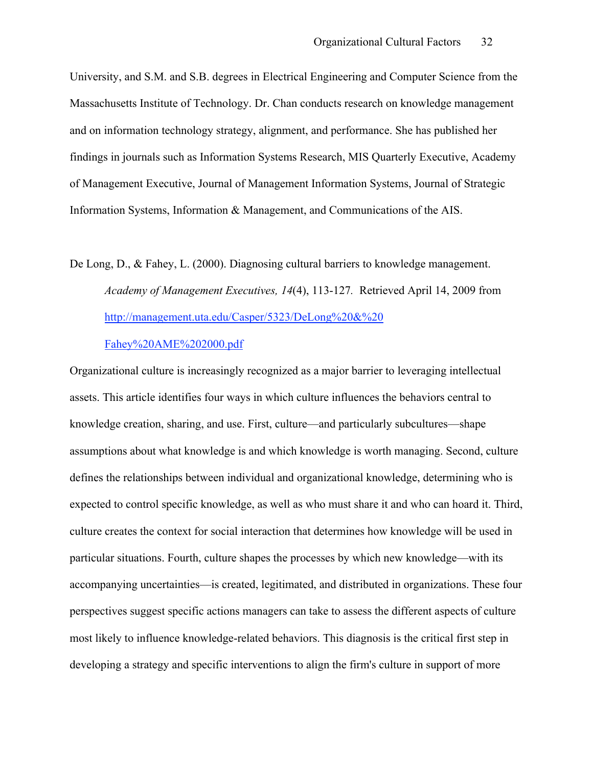University, and S.M. and S.B. degrees in Electrical Engineering and Computer Science from the Massachusetts Institute of Technology. Dr. Chan conducts research on knowledge management and on information technology strategy, alignment, and performance. She has published her findings in journals such as Information Systems Research, MIS Quarterly Executive, Academy of Management Executive, Journal of Management Information Systems, Journal of Strategic Information Systems, Information & Management, and Communications of the AIS.

De Long, D., & Fahey, L. (2000). Diagnosing cultural barriers to knowledge management. *Academy of Management Executives, 14*(4), 113-127. Retrieved April 14, 2009 from [http://management.uta.edu/Casper/5323/DeLong%20&%20Fahey%20AME%202000.pdf](http://management.uta.edu/Casper/5323/DeLong%20&%20Fahey%20AME%202000.pdf)

Organizational culture is increasingly recognized as a major barrier to leveraging intellectual assets. This article identifies four ways in which culture influences the behaviors central to knowledge creation, sharing, and use. First, culture—and particularly subcultures—shape assumptions about what knowledge is and which knowledge is worth managing. Second, culture defines the relationships between individual and organizational knowledge, determining who is expected to control specific knowledge, as well as who must share it and who can hoard it. Third, culture creates the context for social interaction that determines how knowledge will be used in particular situations. Fourth, culture shapes the processes by which new knowledge—with its accompanying uncertainties—is created, legitimated, and distributed in organizations. These four perspectives suggest specific actions managers can take to assess the different aspects of culture most likely to influence knowledge-related behaviors. This diagnosis is the critical first step in developing a strategy and specific interventions to align the firm's culture in support of more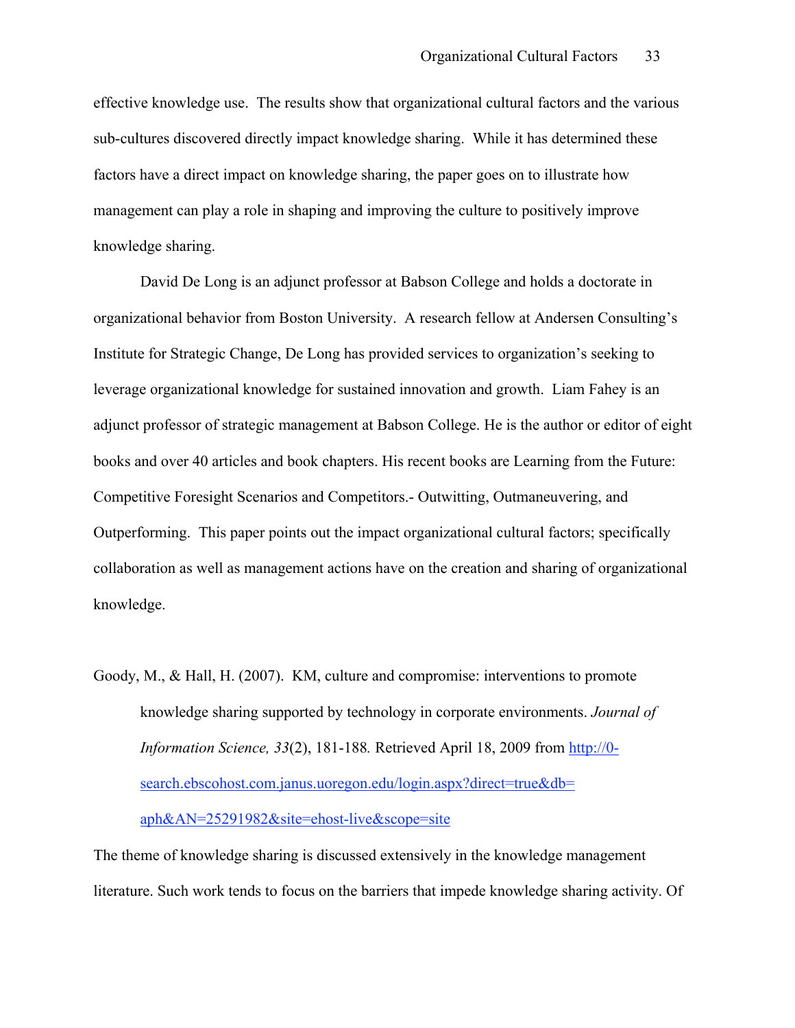effective knowledge use. The results show that organizational cultural factors and the various sub-cultures discovered directly impact knowledge sharing. While it has determined these factors have a direct impact on knowledge sharing, the paper goes on to illustrate how management can play a role in shaping and improving the culture to positively improve knowledge sharing.

David De Long is an adjunct professor at Babson College and holds a doctorate in organizational behavior from Boston University. A research fellow at Andersen Consulting's Institute for Strategic Change, De Long has provided services to organization's seeking to leverage organizational knowledge for sustained innovation and growth. Liam Fahey is an adjunct professor of strategic management at Babson College. He is the author or editor of eight books and over 40 articles and book chapters. His recent books are Learning from the Future: Competitive Foresight Scenarios and Competitors.- Outwitting, Outmaneuvering, and Outperforming. This paper points out the impact organizational cultural factors; specifically collaboration as well as management actions have on the creation and sharing of organizational knowledge.

Goody, M., & Hall, H. (2007). KM, culture and compromise: interventions to promote knowledge sharing supported by technology in corporate environments. *Journal of Information Science, 33*(2), 181-188. Retrieved April 18, 2009 from [http://0-search.ebscohost.com.janus.uoregon.edu/login.aspx?direct=true&db=aph&AN=25291982&site=ehost-live&scope=site](http://0-search.ebscohost.com.janus.uoregon.edu/login.aspx?direct=true&db=aph&AN=25291982&site=ehost-live&scope=site)

The theme of knowledge sharing is discussed extensively in the knowledge management literature. Such work tends to focus on the barriers that impede knowledge sharing activity. Of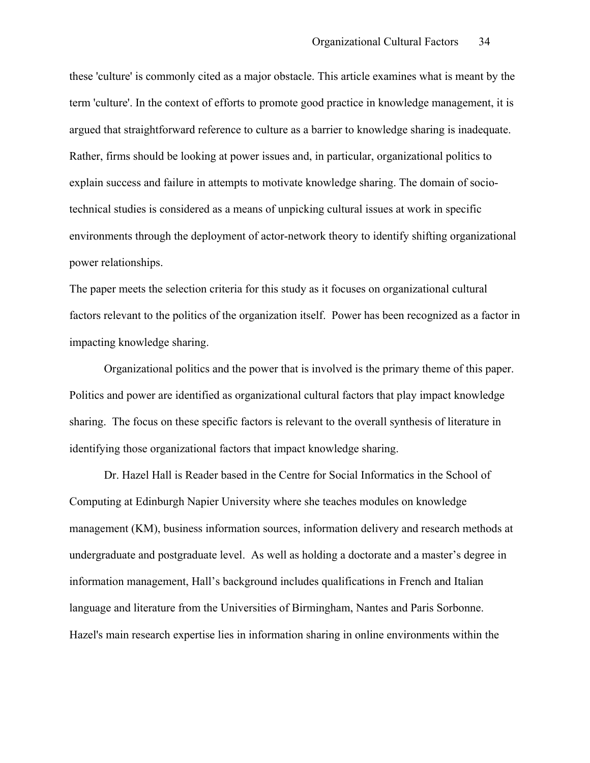these 'culture' is commonly cited as a major obstacle. This article examines what is meant by the term 'culture'. In the context of efforts to promote good practice in knowledge management, it is argued that straightforward reference to culture as a barrier to knowledge sharing is inadequate. Rather, firms should be looking at power issues and, in particular, organizational politics to explain success and failure in attempts to motivate knowledge sharing. The domain of socio-technical studies is considered as a means of unpicking cultural issues at work in specific environments through the deployment of actor-network theory to identify shifting organizational power relationships.

The paper meets the selection criteria for this study as it focuses on organizational cultural factors relevant to the politics of the organization itself. Power has been recognized as a factor in impacting knowledge sharing.

Organizational politics and the power that is involved is the primary theme of this paper. Politics and power are identified as organizational cultural factors that play impact knowledge sharing. The focus on these specific factors is relevant to the overall synthesis of literature in identifying those organizational factors that impact knowledge sharing.

Dr. Hazel Hall is Reader based in the Centre for Social Informatics in the School of Computing at Edinburgh Napier University where she teaches modules on knowledge management (KM), business information sources, information delivery and research methods at undergraduate and postgraduate level. As well as holding a doctorate and a master's degree in information management, Hall's background includes qualifications in French and Italian language and literature from the Universities of Birmingham, Nantes and Paris Sorbonne. Hazel's main research expertise lies in information sharing in online environments within the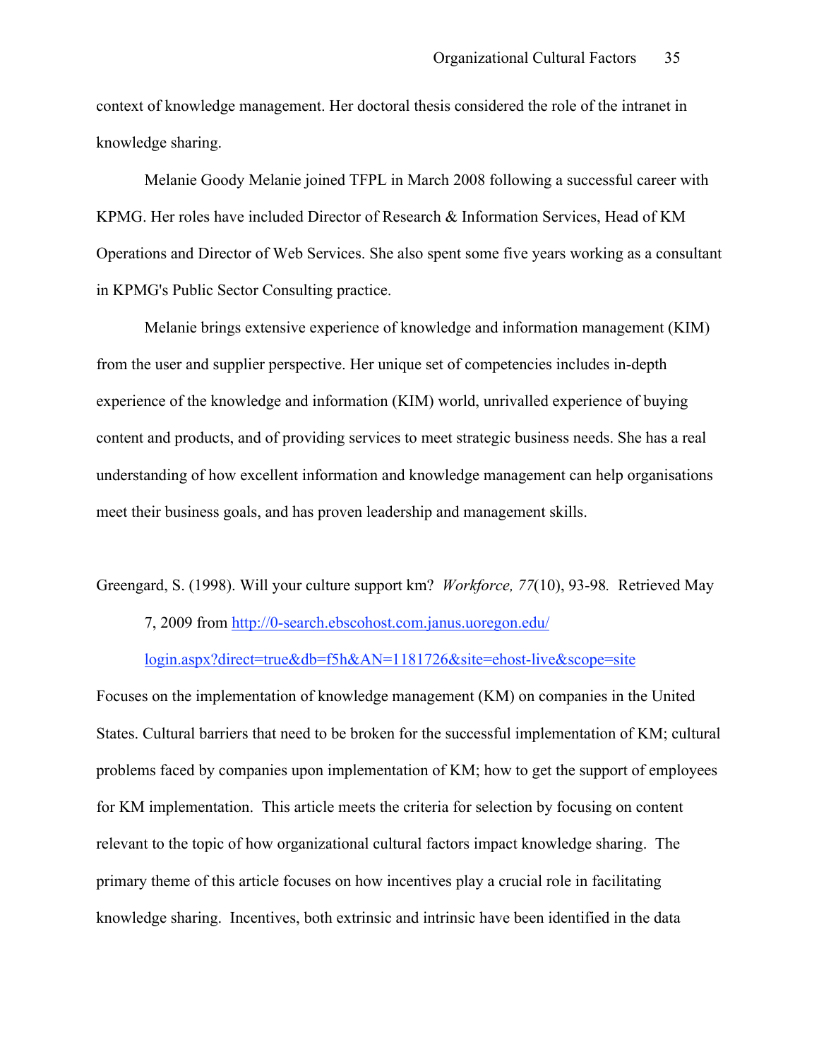context of knowledge management. Her doctoral thesis considered the role of the intranet in knowledge sharing.

Melanie Goody Melanie joined TFPL in March 2008 following a successful career with KPMG. Her roles have included Director of Research & Information Services, Head of KM Operations and Director of Web Services. She also spent some five years working as a consultant in KPMG's Public Sector Consulting practice.

Melanie brings extensive experience of knowledge and information management (KIM) from the user and supplier perspective. Her unique set of competencies includes in-depth experience of the knowledge and information (KIM) world, unrivalled experience of buying content and products, and of providing services to meet strategic business needs. She has a real understanding of how excellent information and knowledge management can help organisations meet their business goals, and has proven leadership and management skills.

Greengard, S. (1998). Will your culture support km? *Workforce, 77*(10), 93-98. Retrieved May 7, 2009 from http://0-search.ebscohost.com.janus.uoregon.edu/login.aspx?direct=true&db=f5h&AN=1181726&site=ehost-live&scope=site

Focuses on the implementation of knowledge management (KM) on companies in the United States. Cultural barriers that need to be broken for the successful implementation of KM; cultural problems faced by companies upon implementation of KM; how to get the support of employees for KM implementation. This article meets the criteria for selection by focusing on content relevant to the topic of how organizational cultural factors impact knowledge sharing. The primary theme of this article focuses on how incentives play a crucial role in facilitating knowledge sharing. Incentives, both extrinsic and intrinsic have been identified in the data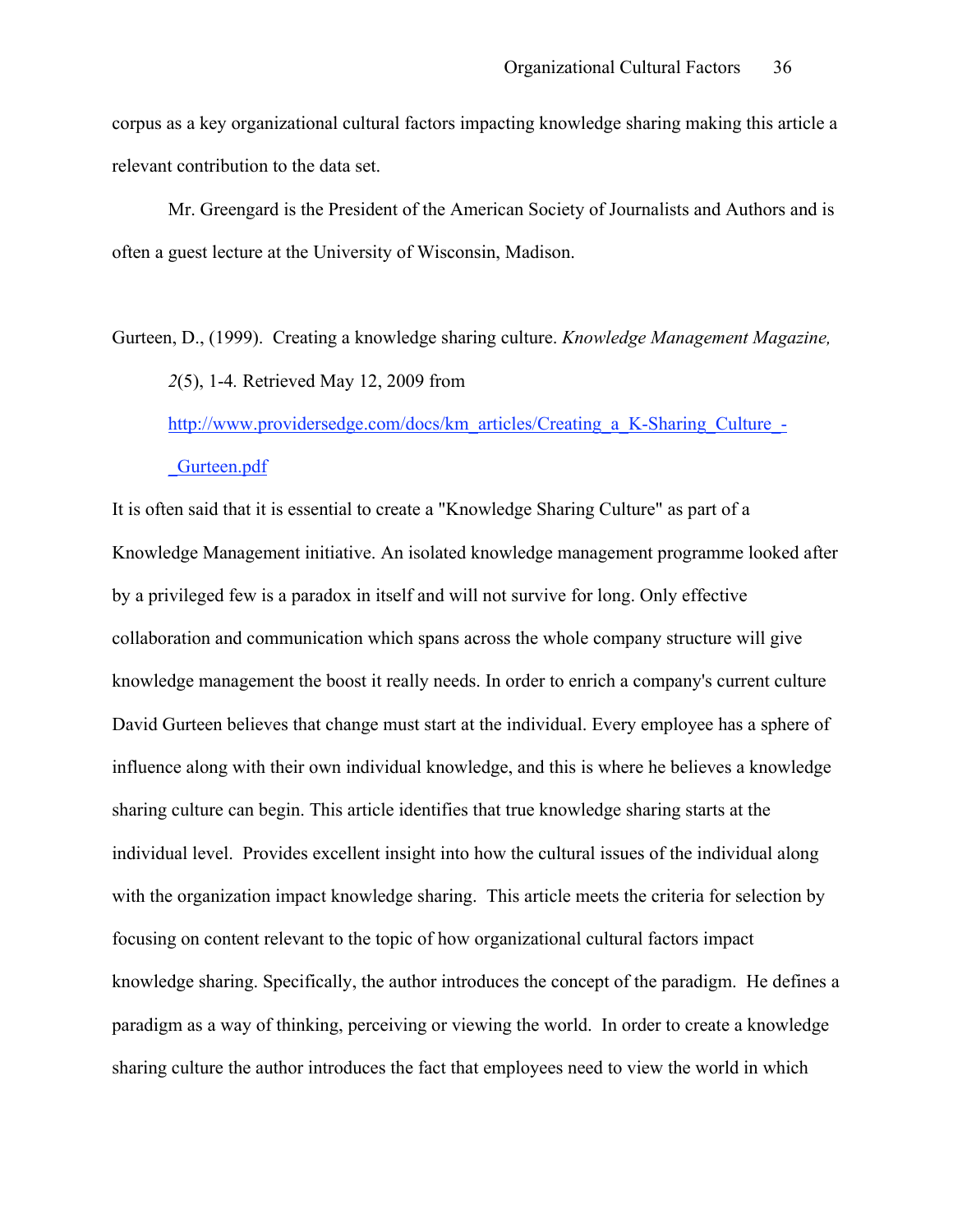corpus as a key organizational cultural factors impacting knowledge sharing making this article a relevant contribution to the data set.

Mr. Greengard is the President of the American Society of Journalists and Authors and is often a guest lecture at the University of Wisconsin, Madison.

Gurteen, D., (1999). Creating a knowledge sharing culture. *Knowledge Management Magazine, 2*(5), 1-4. Retrieved May 12, 2009 from http://www.providersedge.com/docs/km_articles/Creating_a_K-Sharing_Culture_-_Gurteen.pdf

It is often said that it is essential to create a "Knowledge Sharing Culture" as part of a Knowledge Management initiative. An isolated knowledge management programme looked after by a privileged few is a paradox in itself and will not survive for long. Only effective collaboration and communication which spans across the whole company structure will give knowledge management the boost it really needs. In order to enrich a company's current culture David Gurteen believes that change must start at the individual. Every employee has a sphere of influence along with their own individual knowledge, and this is where he believes a knowledge sharing culture can begin. This article identifies that true knowledge sharing starts at the individual level. Provides excellent insight into how the cultural issues of the individual along with the organization impact knowledge sharing. This article meets the criteria for selection by focusing on content relevant to the topic of how organizational cultural factors impact knowledge sharing. Specifically, the author introduces the concept of the paradigm. He defines a paradigm as a way of thinking, perceiving or viewing the world. In order to create a knowledge sharing culture the author introduces the fact that employees need to view the world in which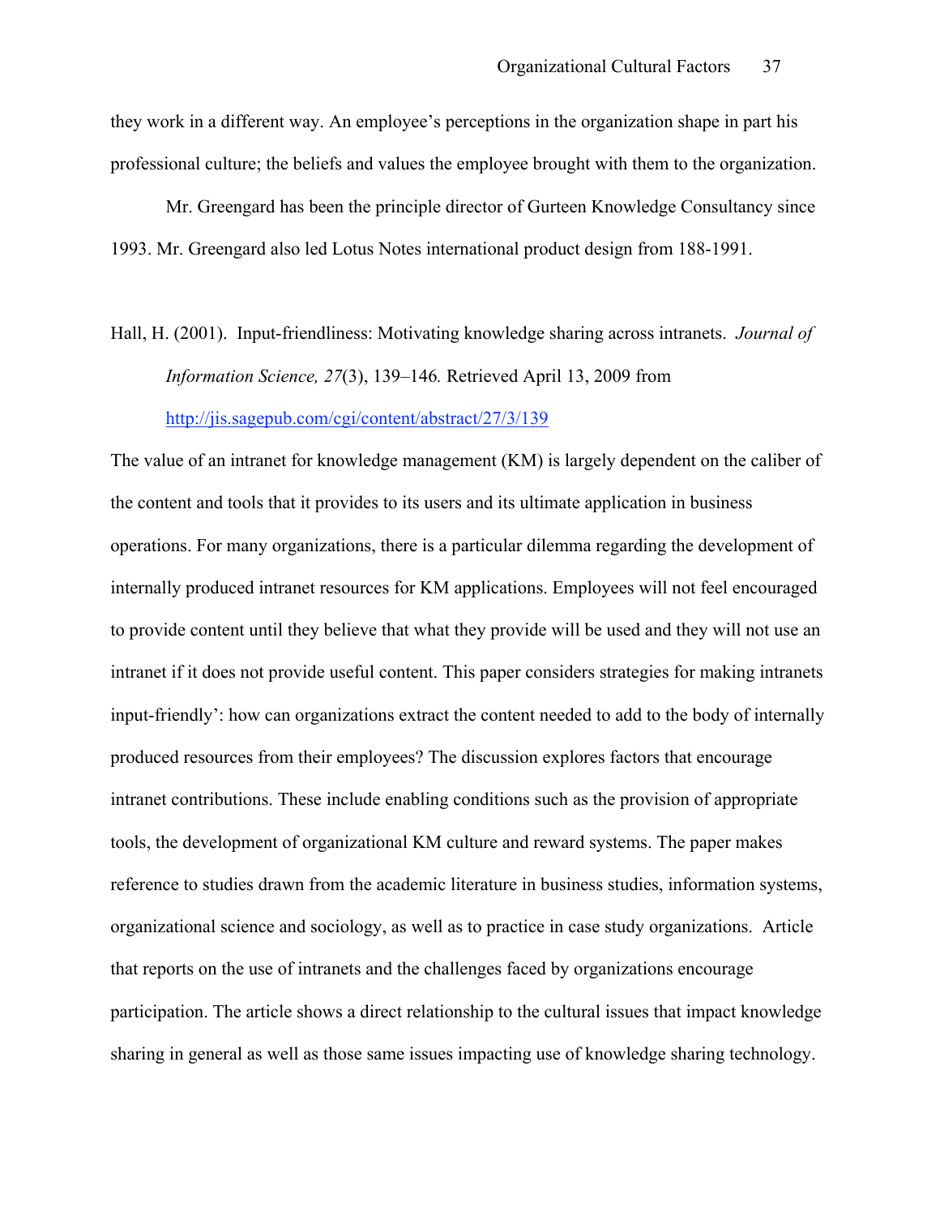they work in a different way. An employee's perceptions in the organization shape in part his professional culture; the beliefs and values the employee brought with them to the organization.

Mr. Greengard has been the principle director of Gurteen Knowledge Consultancy since 1993. Mr. Greengard also led Lotus Notes international product design from 188-1991.

Hall, H. (2001). Input-friendliness: Motivating knowledge sharing across intranets. *Journal of Information Science, 27*(3), 139–146*.* Retrieved April 13, 2009 from http://jis.sagepub.com/cgi/content/abstract/27/3/139

The value of an intranet for knowledge management (KM) is largely dependent on the caliber of the content and tools that it provides to its users and its ultimate application in business operations. For many organizations, there is a particular dilemma regarding the development of internally produced intranet resources for KM applications. Employees will not feel encouraged to provide content until they believe that what they provide will be used and they will not use an intranet if it does not provide useful content. This paper considers strategies for making intranets input-friendly': how can organizations extract the content needed to add to the body of internally produced resources from their employees? The discussion explores factors that encourage intranet contributions. These include enabling conditions such as the provision of appropriate tools, the development of organizational KM culture and reward systems. The paper makes reference to studies drawn from the academic literature in business studies, information systems, organizational science and sociology, as well as to practice in case study organizations. Article that reports on the use of intranets and the challenges faced by organizations encourage participation. The article shows a direct relationship to the cultural issues that impact knowledge sharing in general as well as those same issues impacting use of knowledge sharing technology.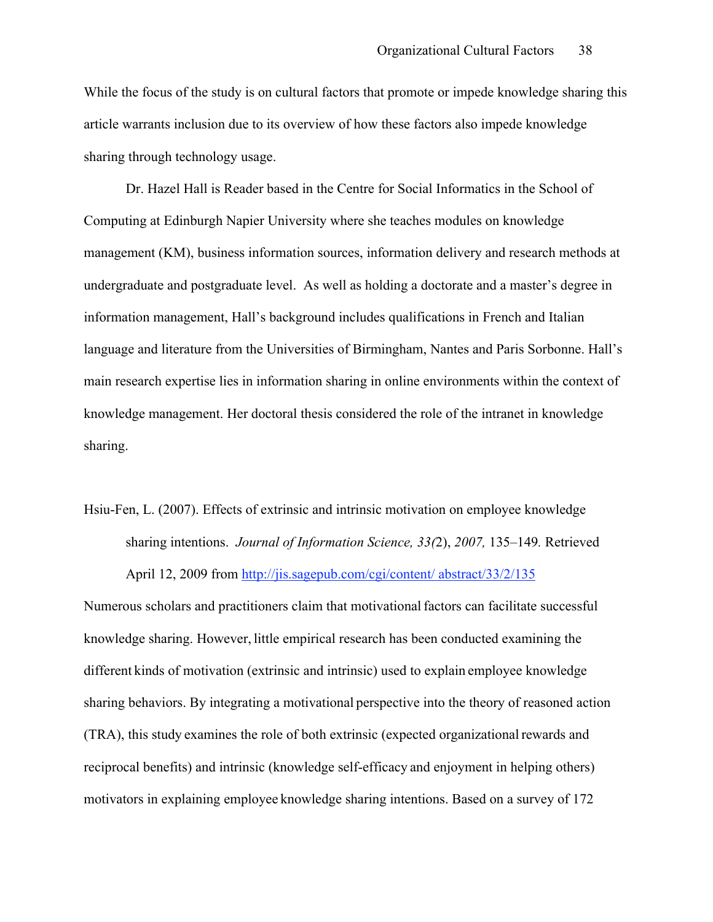While the focus of the study is on cultural factors that promote or impede knowledge sharing this article warrants inclusion due to its overview of how these factors also impede knowledge sharing through technology usage.

Dr. Hazel Hall is Reader based in the Centre for Social Informatics in the School of Computing at Edinburgh Napier University where she teaches modules on knowledge management (KM), business information sources, information delivery and research methods at undergraduate and postgraduate level. As well as holding a doctorate and a master's degree in information management, Hall's background includes qualifications in French and Italian language and literature from the Universities of Birmingham, Nantes and Paris Sorbonne. Hall's main research expertise lies in information sharing in online environments within the context of knowledge management. Her doctoral thesis considered the role of the intranet in knowledge sharing.

Hsiu-Fen, L. (2007). Effects of extrinsic and intrinsic motivation on employee knowledge sharing intentions. *Journal of Information Science, 33(*2), *2007,* 135–149. Retrieved April 12, 2009 from http://jis.sagepub.com/cgi/content/ abstract/33/2/135

Numerous scholars and practitioners claim that motivational factors can facilitate successful knowledge sharing. However, little empirical research has been conducted examining the different kinds of motivation (extrinsic and intrinsic) used to explain employee knowledge sharing behaviors. By integrating a motivational perspective into the theory of reasoned action (TRA), this study examines the role of both extrinsic (expected organizational rewards and reciprocal benefits) and intrinsic (knowledge self-efficacy and enjoyment in helping others) motivators in explaining employee knowledge sharing intentions. Based on a survey of 172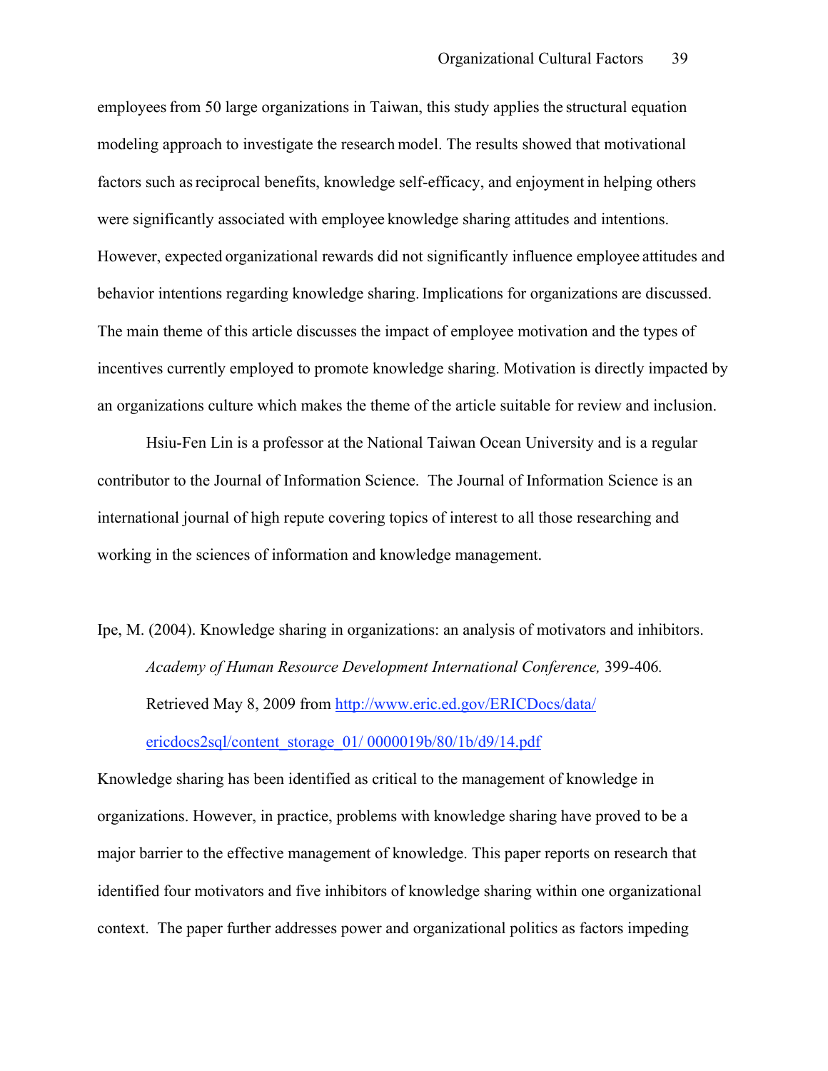employees from 50 large organizations in Taiwan, this study applies the structural equation modeling approach to investigate the research model. The results showed that motivational factors such as reciprocal benefits, knowledge self-efficacy, and enjoyment in helping others were significantly associated with employee knowledge sharing attitudes and intentions. However, expected organizational rewards did not significantly influence employee attitudes and behavior intentions regarding knowledge sharing. Implications for organizations are discussed. The main theme of this article discusses the impact of employee motivation and the types of incentives currently employed to promote knowledge sharing. Motivation is directly impacted by an organizations culture which makes the theme of the article suitable for review and inclusion.

Hsiu-Fen Lin is a professor at the National Taiwan Ocean University and is a regular contributor to the Journal of Information Science. The Journal of Information Science is an international journal of high repute covering topics of interest to all those researching and working in the sciences of information and knowledge management.

Ipe, M. (2004). Knowledge sharing in organizations: an analysis of motivators and inhibitors. *Academy of Human Resource Development International Conference,* 399-406. Retrieved May 8, 2009 from http://www.eric.ed.gov/ERICDocs/data/ericdocs2sql/content_storage_01/ 0000019b/80/1b/d9/14.pdf

Knowledge sharing has been identified as critical to the management of knowledge in organizations. However, in practice, problems with knowledge sharing have proved to be a major barrier to the effective management of knowledge. This paper reports on research that identified four motivators and five inhibitors of knowledge sharing within one organizational context. The paper further addresses power and organizational politics as factors impeding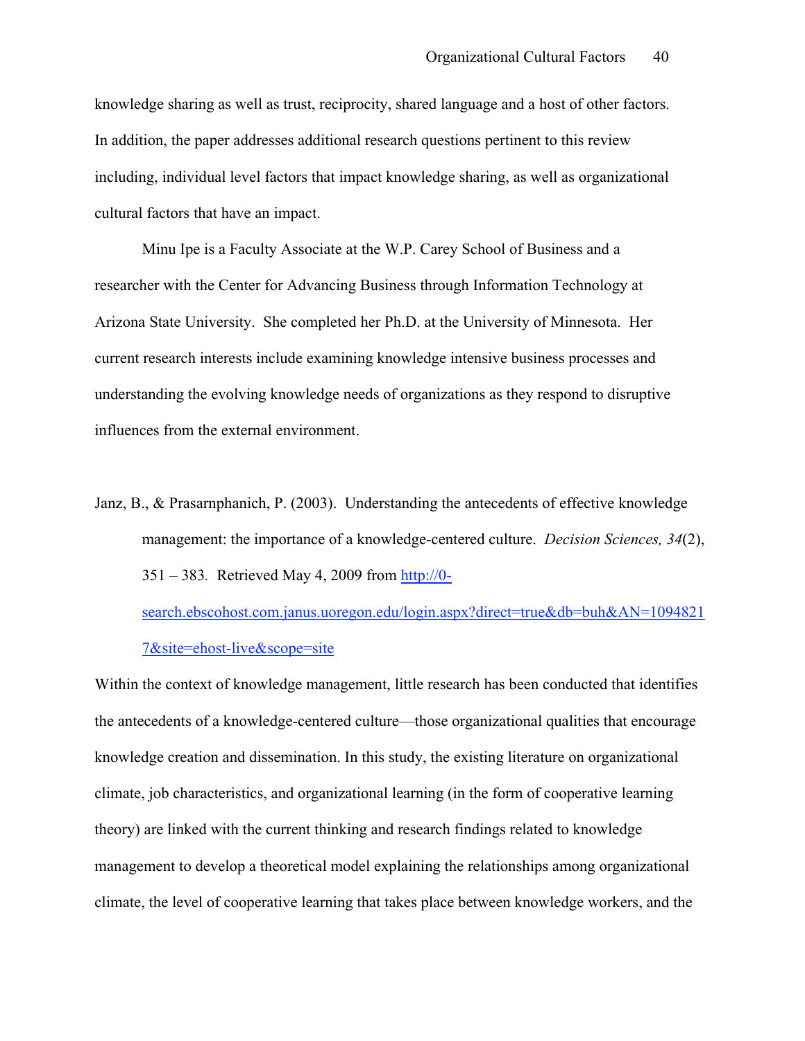knowledge sharing as well as trust, reciprocity, shared language and a host of other factors. In addition, the paper addresses additional research questions pertinent to this review including, individual level factors that impact knowledge sharing, as well as organizational cultural factors that have an impact.

Minu Ipe is a Faculty Associate at the W.P. Carey School of Business and a researcher with the Center for Advancing Business through Information Technology at Arizona State University. She completed her Ph.D. at the University of Minnesota. Her current research interests include examining knowledge intensive business processes and understanding the evolving knowledge needs of organizations as they respond to disruptive influences from the external environment.

Janz, B., & Prasarnphanich, P. (2003). Understanding the antecedents of effective knowledge management: the importance of a knowledge-centered culture. *Decision Sciences, 34*(2), 351 – 383. Retrieved May 4, 2009 from http://0-search.ebscohost.com.janus.uoregon.edu/login.aspx?direct=true&db=buh&AN=10948217&site=ehost-live&scope=site

Within the context of knowledge management, little research has been conducted that identifies the antecedents of a knowledge-centered culture—those organizational qualities that encourage knowledge creation and dissemination. In this study, the existing literature on organizational climate, job characteristics, and organizational learning (in the form of cooperative learning theory) are linked with the current thinking and research findings related to knowledge management to develop a theoretical model explaining the relationships among organizational climate, the level of cooperative learning that takes place between knowledge workers, and the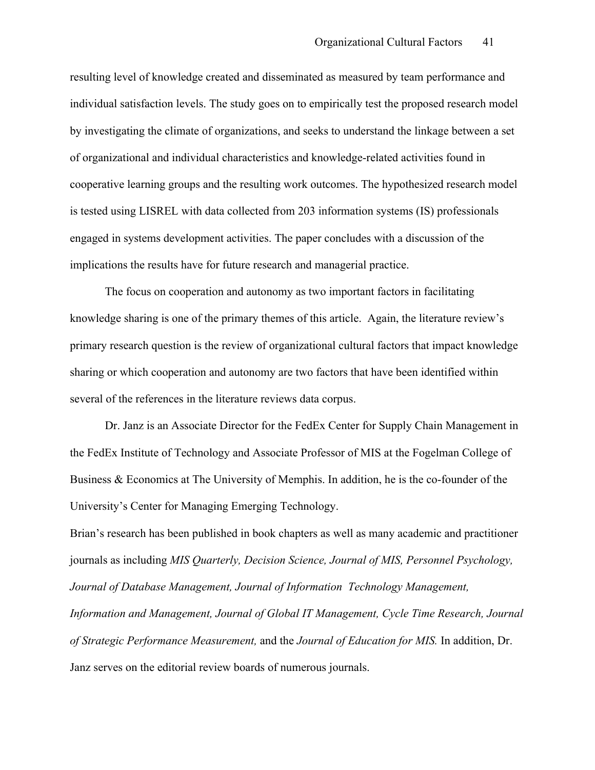resulting level of knowledge created and disseminated as measured by team performance and individual satisfaction levels. The study goes on to empirically test the proposed research model by investigating the climate of organizations, and seeks to understand the linkage between a set of organizational and individual characteristics and knowledge-related activities found in cooperative learning groups and the resulting work outcomes. The hypothesized research model is tested using LISREL with data collected from 203 information systems (IS) professionals engaged in systems development activities. The paper concludes with a discussion of the implications the results have for future research and managerial practice.

The focus on cooperation and autonomy as two important factors in facilitating knowledge sharing is one of the primary themes of this article. Again, the literature review's primary research question is the review of organizational cultural factors that impact knowledge sharing or which cooperation and autonomy are two factors that have been identified within several of the references in the literature reviews data corpus.

Dr. Janz is an Associate Director for the FedEx Center for Supply Chain Management in the FedEx Institute of Technology and Associate Professor of MIS at the Fogelman College of Business & Economics at The University of Memphis. In addition, he is the co-founder of the University's Center for Managing Emerging Technology.

Brian's research has been published in book chapters as well as many academic and practitioner journals as including *MIS Quarterly, Decision Science, Journal of MIS, Personnel Psychology, Journal of Database Management, Journal of Information Technology Management, Information and Management, Journal of Global IT Management, Cycle Time Research, Journal of Strategic Performance Measurement,* and the *Journal of Education for MIS.* In addition, Dr. Janz serves on the editorial review boards of numerous journals.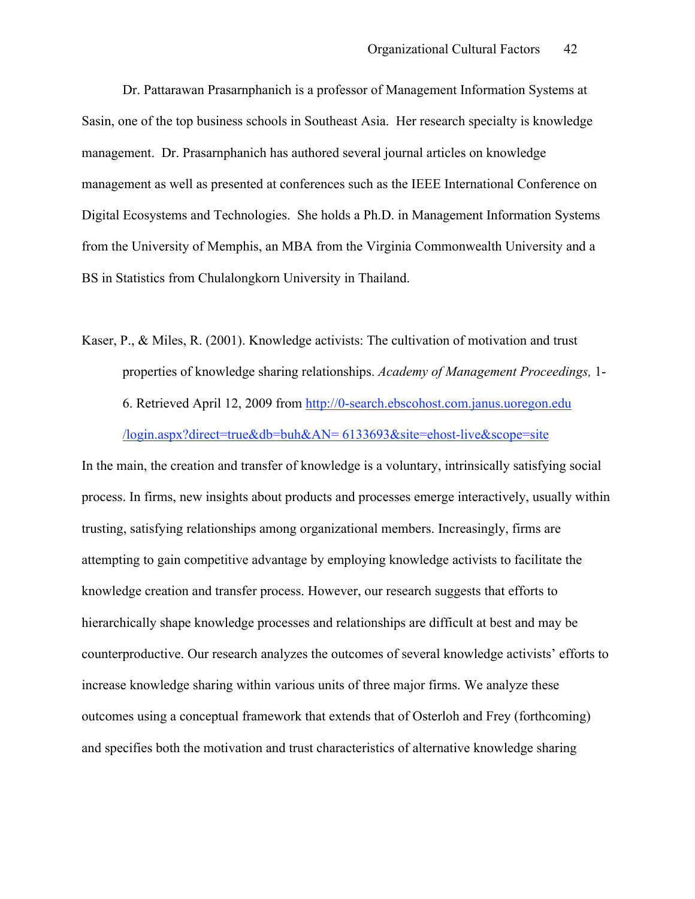Dr. Pattarawan Prasarnphanich is a professor of Management Information Systems at Sasin, one of the top business schools in Southeast Asia. Her research specialty is knowledge management. Dr. Prasarnphanich has authored several journal articles on knowledge management as well as presented at conferences such as the IEEE International Conference on Digital Ecosystems and Technologies. She holds a Ph.D. in Management Information Systems from the University of Memphis, an MBA from the Virginia Commonwealth University and a BS in Statistics from Chulalongkorn University in Thailand.

Kaser, P., & Miles, R. (2001). Knowledge activists: The cultivation of motivation and trust properties of knowledge sharing relationships. *Academy of Management Proceedings,* 1-6. Retrieved April 12, 2009 from http://0-search.ebscohost.com.janus.uoregon.edu/login.aspx?direct=true&db=buh&AN= 6133693&site=ehost-live&scope=site

In the main, the creation and transfer of knowledge is a voluntary, intrinsically satisfying social process. In firms, new insights about products and processes emerge interactively, usually within trusting, satisfying relationships among organizational members. Increasingly, firms are attempting to gain competitive advantage by employing knowledge activists to facilitate the knowledge creation and transfer process. However, our research suggests that efforts to hierarchically shape knowledge processes and relationships are difficult at best and may be counterproductive. Our research analyzes the outcomes of several knowledge activists' efforts to increase knowledge sharing within various units of three major firms. We analyze these outcomes using a conceptual framework that extends that of Osterloh and Frey (forthcoming) and specifies both the motivation and trust characteristics of alternative knowledge sharing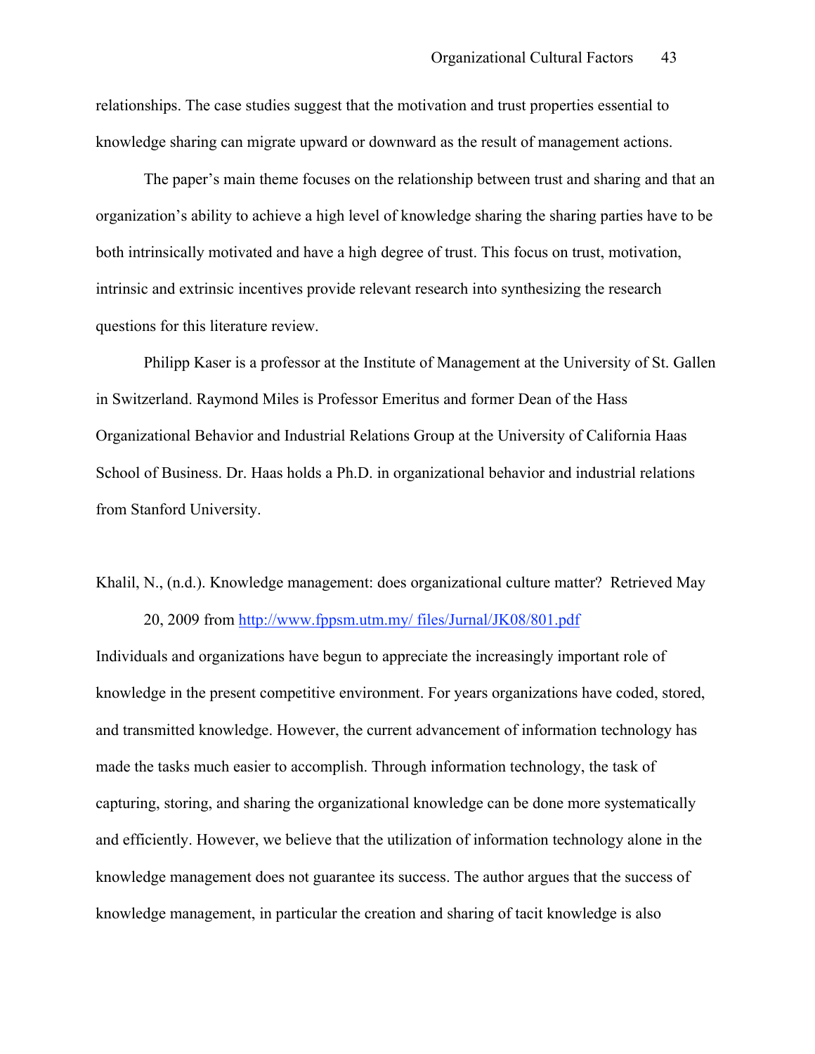relationships. The case studies suggest that the motivation and trust properties essential to knowledge sharing can migrate upward or downward as the result of management actions.

The paper's main theme focuses on the relationship between trust and sharing and that an organization's ability to achieve a high level of knowledge sharing the sharing parties have to be both intrinsically motivated and have a high degree of trust. This focus on trust, motivation, intrinsic and extrinsic incentives provide relevant research into synthesizing the research questions for this literature review.

Philipp Kaser is a professor at the Institute of Management at the University of St. Gallen in Switzerland. Raymond Miles is Professor Emeritus and former Dean of the Hass Organizational Behavior and Industrial Relations Group at the University of California Haas School of Business. Dr. Haas holds a Ph.D. in organizational behavior and industrial relations from Stanford University.

Khalil, N., (n.d.). Knowledge management: does organizational culture matter? Retrieved May 20, 2009 from http://www.fppsm.utm.my/ files/Jurnal/JK08/801.pdf

Individuals and organizations have begun to appreciate the increasingly important role of knowledge in the present competitive environment. For years organizations have coded, stored, and transmitted knowledge. However, the current advancement of information technology has made the tasks much easier to accomplish. Through information technology, the task of capturing, storing, and sharing the organizational knowledge can be done more systematically and efficiently. However, we believe that the utilization of information technology alone in the knowledge management does not guarantee its success. The author argues that the success of knowledge management, in particular the creation and sharing of tacit knowledge is also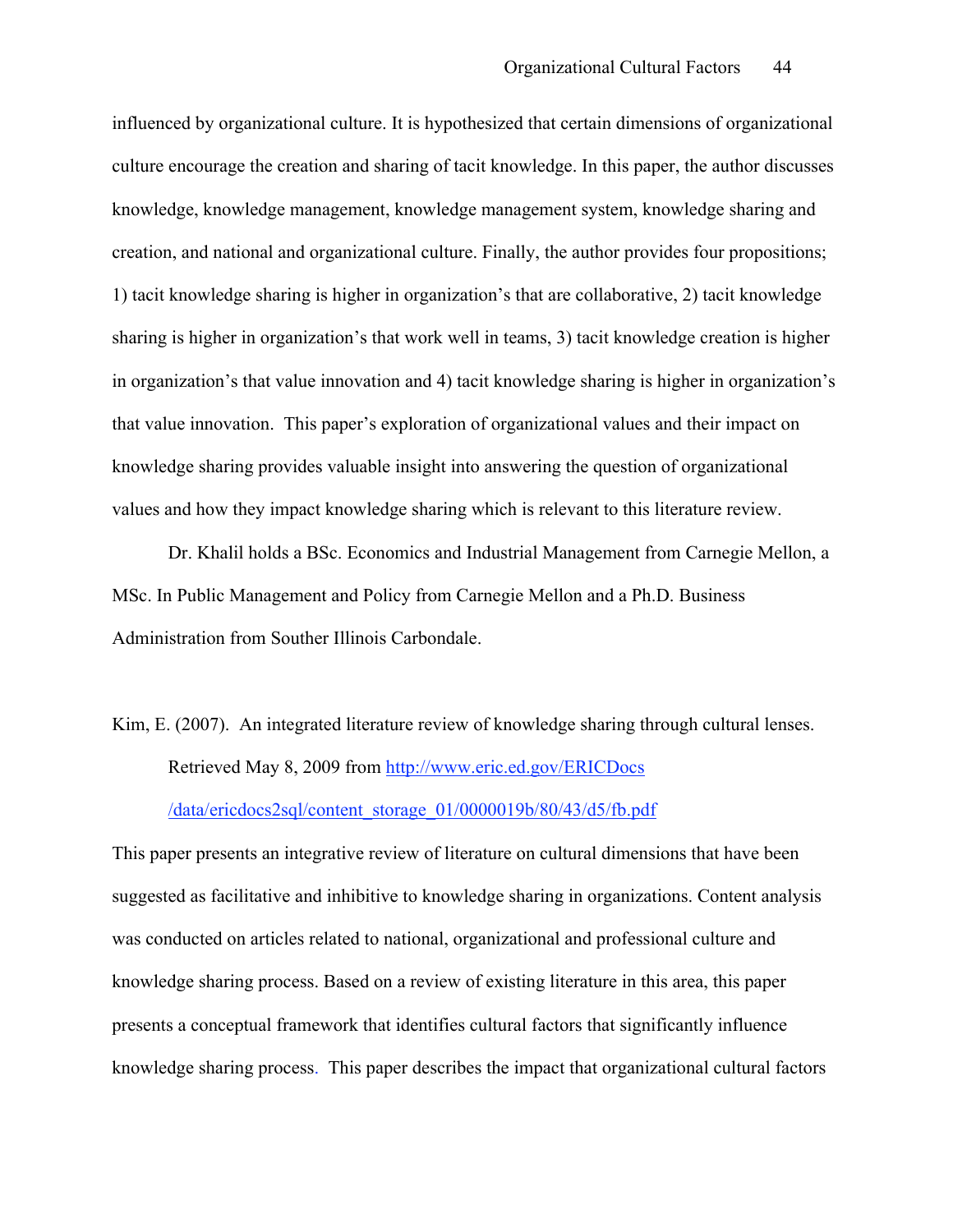influenced by organizational culture. It is hypothesized that certain dimensions of organizational culture encourage the creation and sharing of tacit knowledge. In this paper, the author discusses knowledge, knowledge management, knowledge management system, knowledge sharing and creation, and national and organizational culture. Finally, the author provides four propositions; 1) tacit knowledge sharing is higher in organization's that are collaborative, 2) tacit knowledge sharing is higher in organization's that work well in teams, 3) tacit knowledge creation is higher in organization's that value innovation and 4) tacit knowledge sharing is higher in organization's that value innovation. This paper's exploration of organizational values and their impact on knowledge sharing provides valuable insight into answering the question of organizational values and how they impact knowledge sharing which is relevant to this literature review.

Dr. Khalil holds a BSc. Economics and Industrial Management from Carnegie Mellon, a MSc. In Public Management and Policy from Carnegie Mellon and a Ph.D. Business Administration from Souther Illinois Carbondale.

Kim, E. (2007). An integrated literature review of knowledge sharing through cultural lenses. Retrieved May 8, 2009 from http://www.eric.ed.gov/ERICDocs/data/ericdocs2sql/content_storage_01/0000019b/80/43/d5/fb.pdf

This paper presents an integrative review of literature on cultural dimensions that have been suggested as facilitative and inhibitive to knowledge sharing in organizations. Content analysis was conducted on articles related to national, organizational and professional culture and knowledge sharing process. Based on a review of existing literature in this area, this paper presents a conceptual framework that identifies cultural factors that significantly influence knowledge sharing process. This paper describes the impact that organizational cultural factors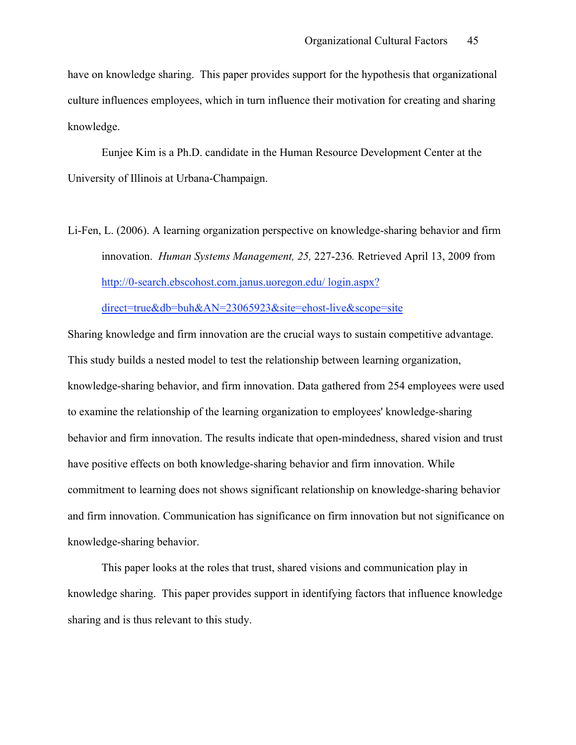have on knowledge sharing. This paper provides support for the hypothesis that organizational culture influences employees, which in turn influence their motivation for creating and sharing knowledge.

Eunjee Kim is a Ph.D. candidate in the Human Resource Development Center at the University of Illinois at Urbana-Champaign.

Li-Fen, L. (2006). A learning organization perspective on knowledge-sharing behavior and firm innovation. *Human Systems Management, 25,* 227-236*.* Retrieved April 13, 2009 from http://0-search.ebscohost.com.janus.uoregon.edu/ login.aspx?direct=true&db=buh&AN=23065923&site=ehost-live&scope=site

Sharing knowledge and firm innovation are the crucial ways to sustain competitive advantage. This study builds a nested model to test the relationship between learning organization, knowledge-sharing behavior, and firm innovation. Data gathered from 254 employees were used to examine the relationship of the learning organization to employees' knowledge-sharing behavior and firm innovation. The results indicate that open-mindedness, shared vision and trust have positive effects on both knowledge-sharing behavior and firm innovation. While commitment to learning does not shows significant relationship on knowledge-sharing behavior and firm innovation. Communication has significance on firm innovation but not significance on knowledge-sharing behavior.

This paper looks at the roles that trust, shared visions and communication play in knowledge sharing. This paper provides support in identifying factors that influence knowledge sharing and is thus relevant to this study.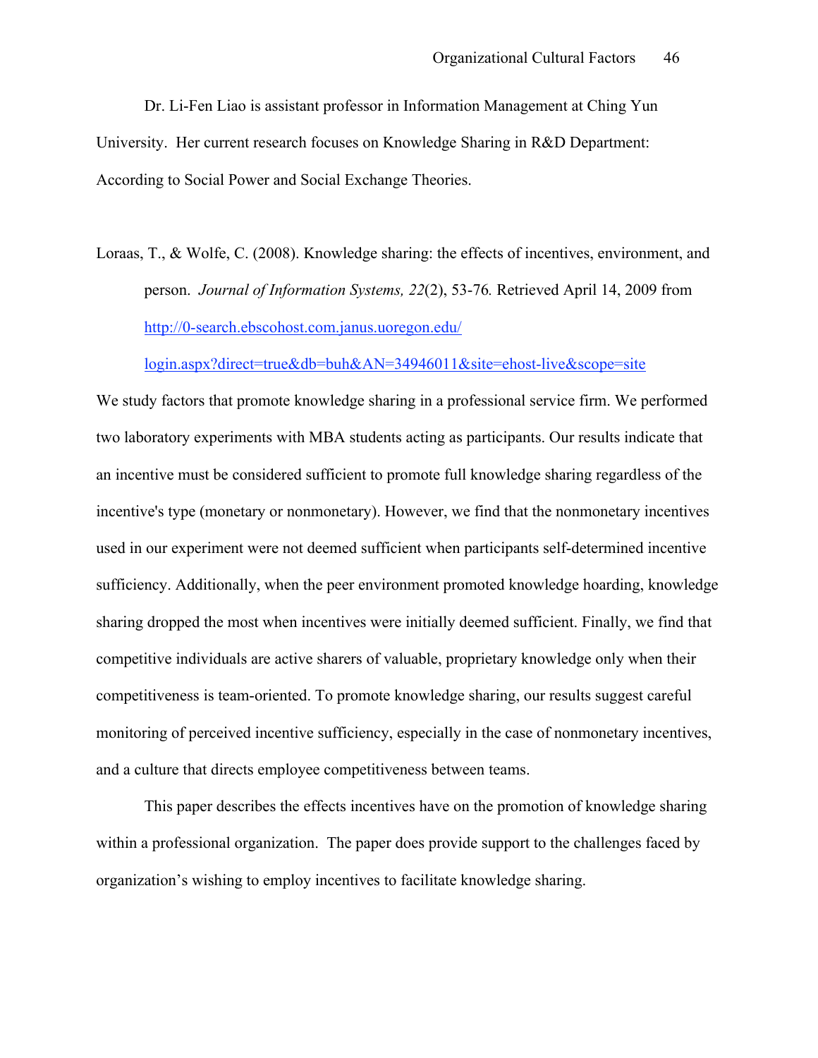Dr. Li-Fen Liao is assistant professor in Information Management at Ching Yun University. Her current research focuses on Knowledge Sharing in R&D Department: According to Social Power and Social Exchange Theories.

Loraas, T., & Wolfe, C. (2008). Knowledge sharing: the effects of incentives, environment, and person. *Journal of Information Systems, 22*(2), 53-76. Retrieved April 14, 2009 from http://0-search.ebscohost.com.janus.uoregon.edu/login.aspx?direct=true&db=buh&AN=34946011&site=ehost-live&scope=site

We study factors that promote knowledge sharing in a professional service firm. We performed two laboratory experiments with MBA students acting as participants. Our results indicate that an incentive must be considered sufficient to promote full knowledge sharing regardless of the incentive's type (monetary or nonmonetary). However, we find that the nonmonetary incentives used in our experiment were not deemed sufficient when participants self-determined incentive sufficiency. Additionally, when the peer environment promoted knowledge hoarding, knowledge sharing dropped the most when incentives were initially deemed sufficient. Finally, we find that competitive individuals are active sharers of valuable, proprietary knowledge only when their competitiveness is team-oriented. To promote knowledge sharing, our results suggest careful monitoring of perceived incentive sufficiency, especially in the case of nonmonetary incentives, and a culture that directs employee competitiveness between teams.

This paper describes the effects incentives have on the promotion of knowledge sharing within a professional organization. The paper does provide support to the challenges faced by organization's wishing to employ incentives to facilitate knowledge sharing.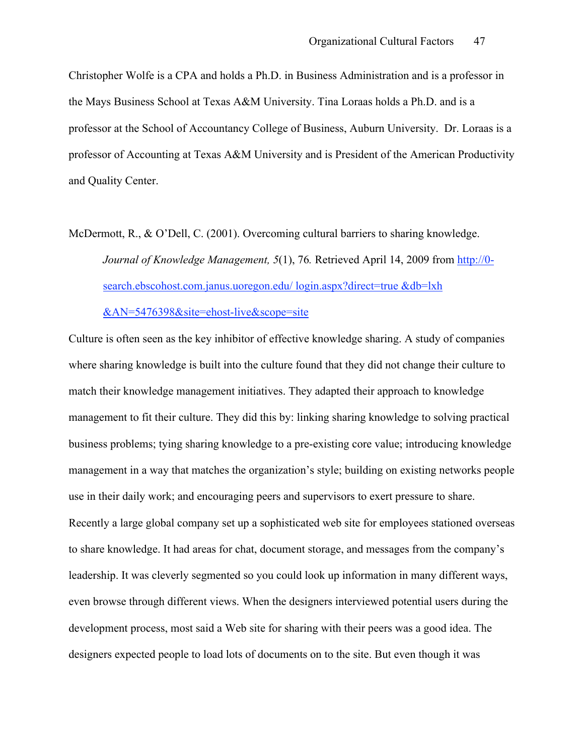Christopher Wolfe is a CPA and holds a Ph.D. in Business Administration and is a professor in the Mays Business School at Texas A&M University. Tina Loraas holds a Ph.D. and is a professor at the School of Accountancy College of Business, Auburn University. Dr. Loraas is a professor of Accounting at Texas A&M University and is President of the American Productivity and Quality Center.

McDermott, R., & O'Dell, C. (2001). Overcoming cultural barriers to sharing knowledge. *Journal of Knowledge Management, 5*(1), 76*.* Retrieved April 14, 2009 from http://0-search.ebscohost.com.janus.uoregon.edu/ login.aspx?direct=true &db=lxh &AN=5476398&site=ehost-live&scope=site

Culture is often seen as the key inhibitor of effective knowledge sharing. A study of companies where sharing knowledge is built into the culture found that they did not change their culture to match their knowledge management initiatives. They adapted their approach to knowledge management to fit their culture. They did this by: linking sharing knowledge to solving practical business problems; tying sharing knowledge to a pre-existing core value; introducing knowledge management in a way that matches the organization's style; building on existing networks people use in their daily work; and encouraging peers and supervisors to exert pressure to share. Recently a large global company set up a sophisticated web site for employees stationed overseas to share knowledge. It had areas for chat, document storage, and messages from the company's leadership. It was cleverly segmented so you could look up information in many different ways, even browse through different views. When the designers interviewed potential users during the development process, most said a Web site for sharing with their peers was a good idea. The designers expected people to load lots of documents on to the site. But even though it was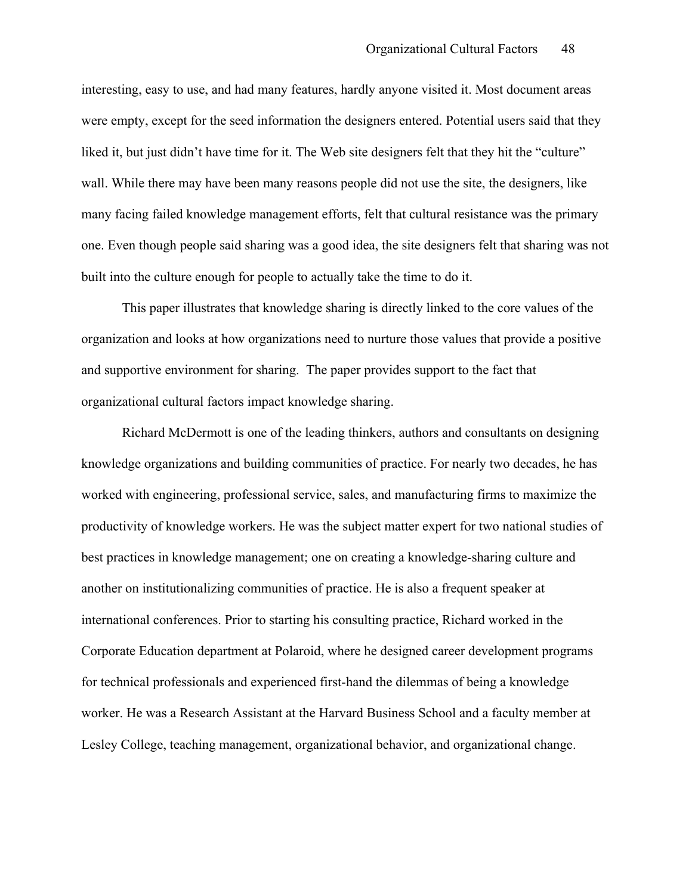interesting, easy to use, and had many features, hardly anyone visited it. Most document areas were empty, except for the seed information the designers entered. Potential users said that they liked it, but just didn't have time for it. The Web site designers felt that they hit the "culture" wall. While there may have been many reasons people did not use the site, the designers, like many facing failed knowledge management efforts, felt that cultural resistance was the primary one. Even though people said sharing was a good idea, the site designers felt that sharing was not built into the culture enough for people to actually take the time to do it.

This paper illustrates that knowledge sharing is directly linked to the core values of the organization and looks at how organizations need to nurture those values that provide a positive and supportive environment for sharing. The paper provides support to the fact that organizational cultural factors impact knowledge sharing.

Richard McDermott is one of the leading thinkers, authors and consultants on designing knowledge organizations and building communities of practice. For nearly two decades, he has worked with engineering, professional service, sales, and manufacturing firms to maximize the productivity of knowledge workers. He was the subject matter expert for two national studies of best practices in knowledge management; one on creating a knowledge-sharing culture and another on institutionalizing communities of practice. He is also a frequent speaker at international conferences. Prior to starting his consulting practice, Richard worked in the Corporate Education department at Polaroid, where he designed career development programs for technical professionals and experienced first-hand the dilemmas of being a knowledge worker. He was a Research Assistant at the Harvard Business School and a faculty member at Lesley College, teaching management, organizational behavior, and organizational change.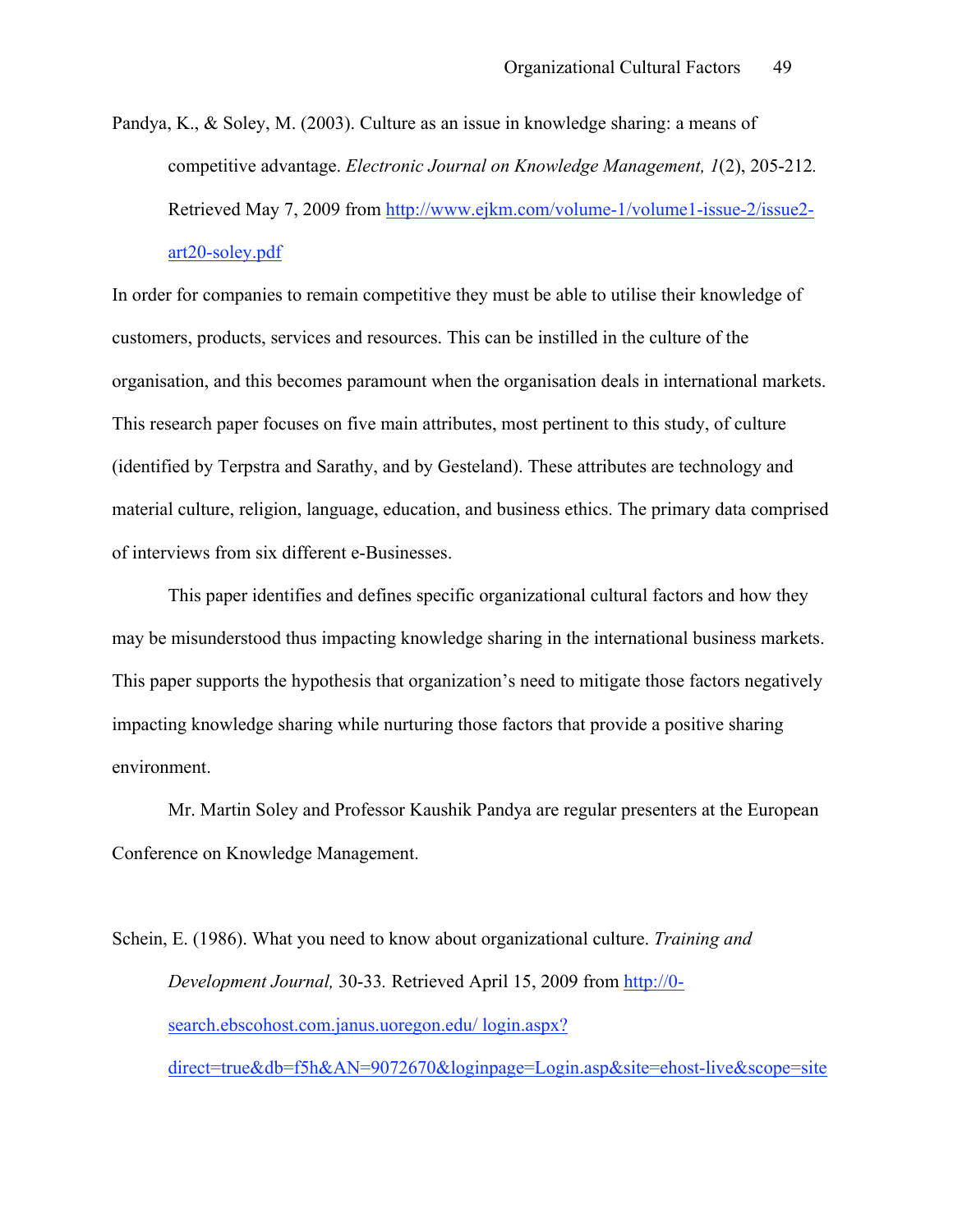Pandya, K., & Soley, M. (2003). Culture as an issue in knowledge sharing: a means of competitive advantage. *Electronic Journal on Knowledge Management, 1*(2), 205-212. Retrieved May 7, 2009 from http://www.ejkm.com/volume-1/volume1-issue-2/issue2-art20-soley.pdf

In order for companies to remain competitive they must be able to utilise their knowledge of customers, products, services and resources. This can be instilled in the culture of the organisation, and this becomes paramount when the organisation deals in international markets. This research paper focuses on five main attributes, most pertinent to this study, of culture (identified by Terpstra and Sarathy, and by Gesteland). These attributes are technology and material culture, religion, language, education, and business ethics. The primary data comprised of interviews from six different e-Businesses.

This paper identifies and defines specific organizational cultural factors and how they may be misunderstood thus impacting knowledge sharing in the international business markets. This paper supports the hypothesis that organization's need to mitigate those factors negatively impacting knowledge sharing while nurturing those factors that provide a positive sharing environment.

Mr. Martin Soley and Professor Kaushik Pandya are regular presenters at the European Conference on Knowledge Management.

Schein, E. (1986). What you need to know about organizational culture. *Training and Development Journal,* 30-33. Retrieved April 15, 2009 from http://0-search.ebscohost.com.janus.uoregon.edu/ login.aspx?direct=true&db=f5h&AN=9072670&loginpage=Login.asp&site=ehost-live&scope=site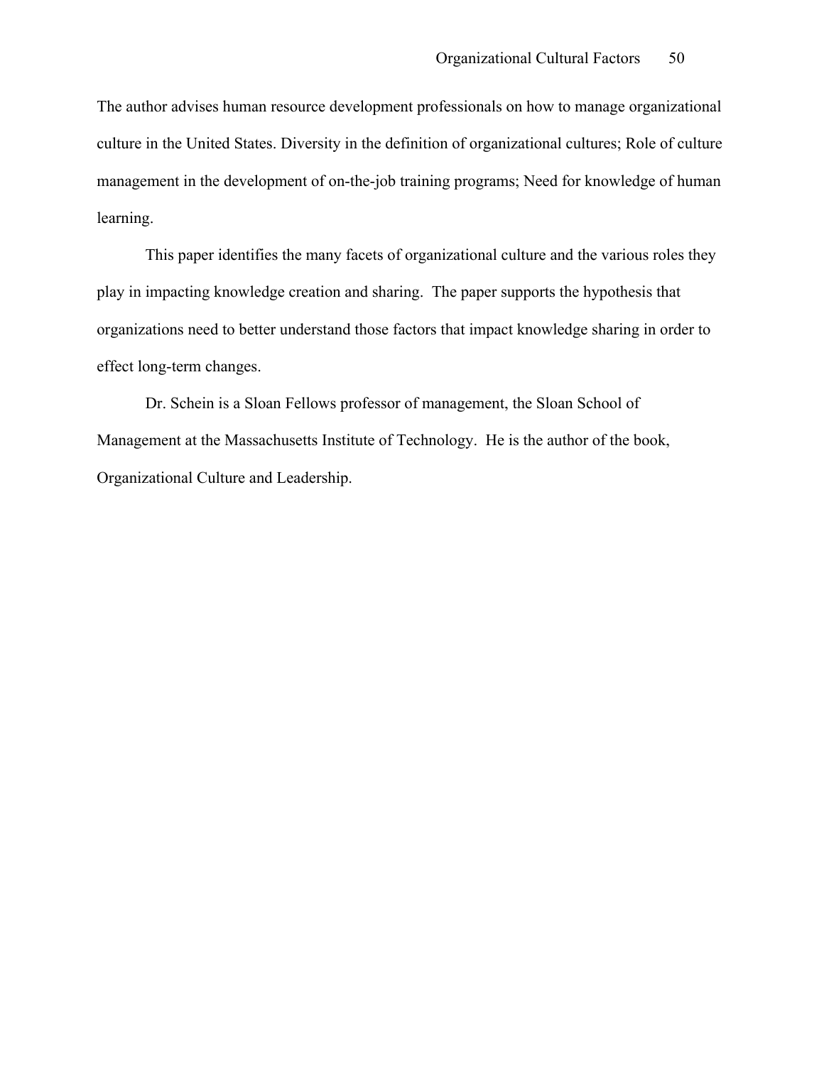The author advises human resource development professionals on how to manage organizational culture in the United States. Diversity in the definition of organizational cultures; Role of culture management in the development of on-the-job training programs; Need for knowledge of human learning.

This paper identifies the many facets of organizational culture and the various roles they play in impacting knowledge creation and sharing. The paper supports the hypothesis that organizations need to better understand those factors that impact knowledge sharing in order to effect long-term changes.

Dr. Schein is a Sloan Fellows professor of management, the Sloan School of Management at the Massachusetts Institute of Technology. He is the author of the book, Organizational Culture and Leadership.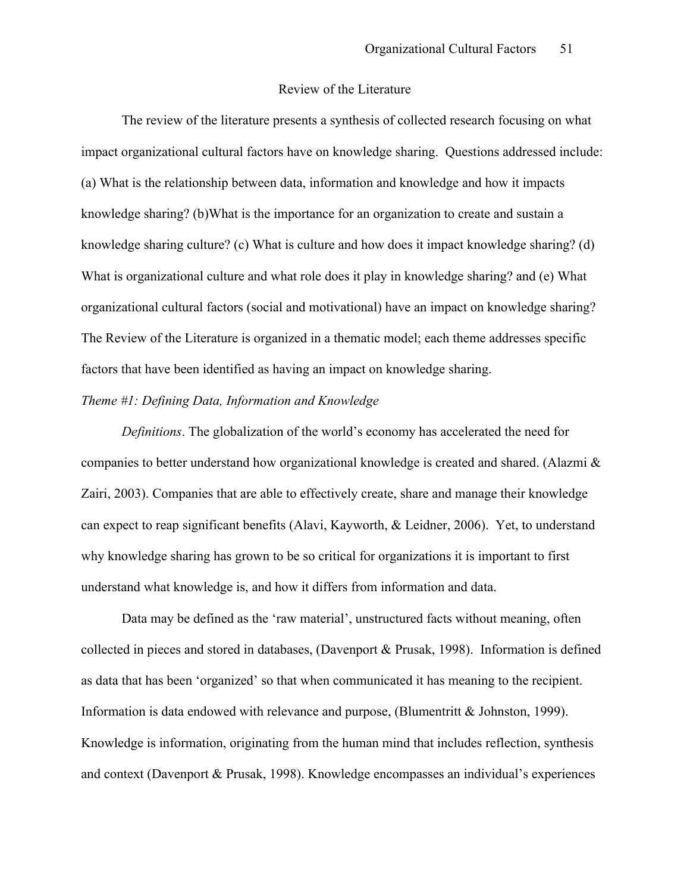# Review of the Literature

The review of the literature presents a synthesis of collected research focusing on what impact organizational cultural factors have on knowledge sharing. Questions addressed include: (a) What is the relationship between data, information and knowledge and how it impacts knowledge sharing? (b)What is the importance for an organization to create and sustain a knowledge sharing culture? (c) What is culture and how does it impact knowledge sharing? (d) What is organizational culture and what role does it play in knowledge sharing? and (e) What organizational cultural factors (social and motivational) have an impact on knowledge sharing? The Review of the Literature is organized in a thematic model; each theme addresses specific factors that have been identified as having an impact on knowledge sharing.

### *Theme #1: Defining Data, Information and Knowledge*

*Definitions*. The globalization of the world's economy has accelerated the need for companies to better understand how organizational knowledge is created and shared. (Alazmi & Zairi, 2003). Companies that are able to effectively create, share and manage their knowledge can expect to reap significant benefits (Alavi, Kayworth, & Leidner, 2006). Yet, to understand why knowledge sharing has grown to be so critical for organizations it is important to first understand what knowledge is, and how it differs from information and data.

Data may be defined as the 'raw material', unstructured facts without meaning, often collected in pieces and stored in databases, (Davenport & Prusak, 1998). Information is defined as data that has been 'organized' so that when communicated it has meaning to the recipient. Information is data endowed with relevance and purpose, (Blumentritt & Johnston, 1999). Knowledge is information, originating from the human mind that includes reflection, synthesis and context (Davenport & Prusak, 1998). Knowledge encompasses an individual's experiences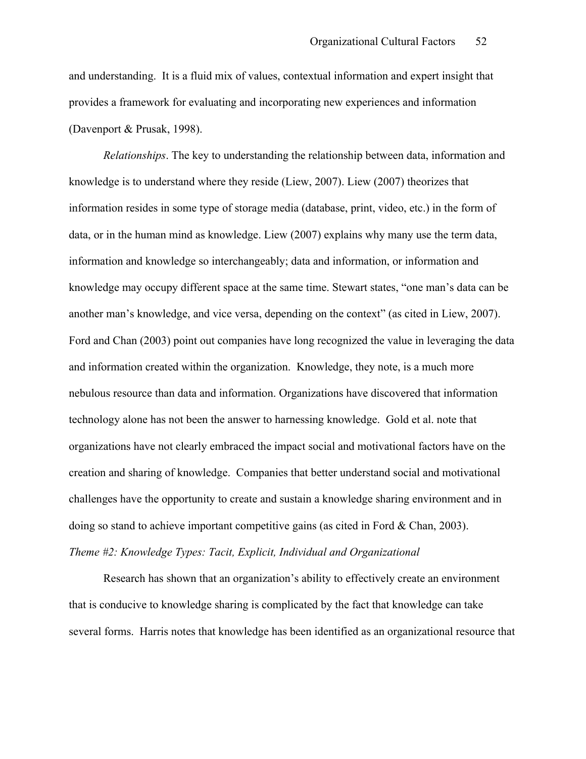and understanding. It is a fluid mix of values, contextual information and expert insight that provides a framework for evaluating and incorporating new experiences and information (Davenport & Prusak, 1998).

*Relationships*. The key to understanding the relationship between data, information and knowledge is to understand where they reside (Liew, 2007). Liew (2007) theorizes that information resides in some type of storage media (database, print, video, etc.) in the form of data, or in the human mind as knowledge. Liew (2007) explains why many use the term data, information and knowledge so interchangeably; data and information, or information and knowledge may occupy different space at the same time. Stewart states, "one man's data can be another man's knowledge, and vice versa, depending on the context" (as cited in Liew, 2007). Ford and Chan (2003) point out companies have long recognized the value in leveraging the data and information created within the organization. Knowledge, they note, is a much more nebulous resource than data and information. Organizations have discovered that information technology alone has not been the answer to harnessing knowledge. Gold et al. note that organizations have not clearly embraced the impact social and motivational factors have on the creation and sharing of knowledge. Companies that better understand social and motivational challenges have the opportunity to create and sustain a knowledge sharing environment and in doing so stand to achieve important competitive gains (as cited in Ford & Chan, 2003).

*Theme #2: Knowledge Types: Tacit, Explicit, Individual and Organizational*

Research has shown that an organization's ability to effectively create an environment that is conducive to knowledge sharing is complicated by the fact that knowledge can take several forms. Harris notes that knowledge has been identified as an organizational resource that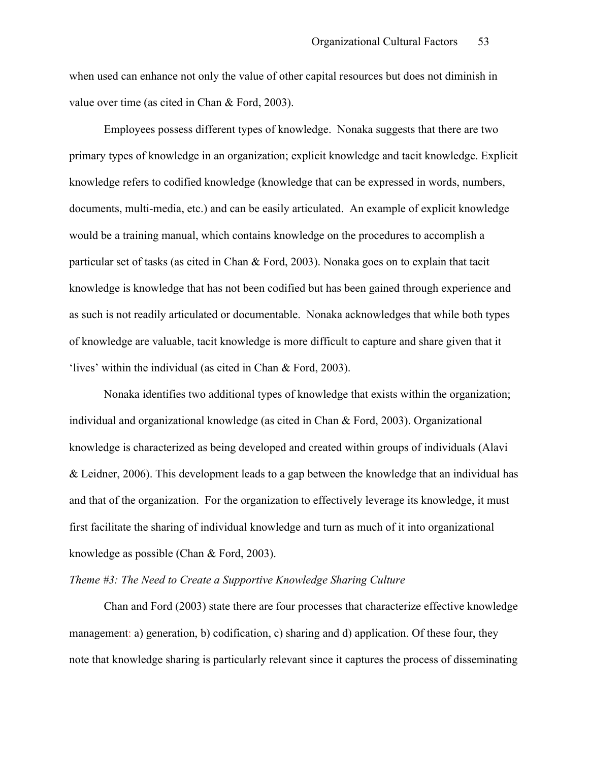when used can enhance not only the value of other capital resources but does not diminish in value over time (as cited in Chan & Ford, 2003).

Employees possess different types of knowledge. Nonaka suggests that there are two primary types of knowledge in an organization; explicit knowledge and tacit knowledge. Explicit knowledge refers to codified knowledge (knowledge that can be expressed in words, numbers, documents, multi-media, etc.) and can be easily articulated. An example of explicit knowledge would be a training manual, which contains knowledge on the procedures to accomplish a particular set of tasks (as cited in Chan & Ford, 2003). Nonaka goes on to explain that tacit knowledge is knowledge that has not been codified but has been gained through experience and as such is not readily articulated or documentable. Nonaka acknowledges that while both types of knowledge are valuable, tacit knowledge is more difficult to capture and share given that it 'lives' within the individual (as cited in Chan & Ford, 2003).

Nonaka identifies two additional types of knowledge that exists within the organization; individual and organizational knowledge (as cited in Chan & Ford, 2003). Organizational knowledge is characterized as being developed and created within groups of individuals (Alavi & Leidner, 2006). This development leads to a gap between the knowledge that an individual has and that of the organization. For the organization to effectively leverage its knowledge, it must first facilitate the sharing of individual knowledge and turn as much of it into organizational knowledge as possible (Chan & Ford, 2003).

*Theme #3: The Need to Create a Supportive Knowledge Sharing Culture*

Chan and Ford (2003) state there are four processes that characterize effective knowledge management: a) generation, b) codification, c) sharing and d) application. Of these four, they note that knowledge sharing is particularly relevant since it captures the process of disseminating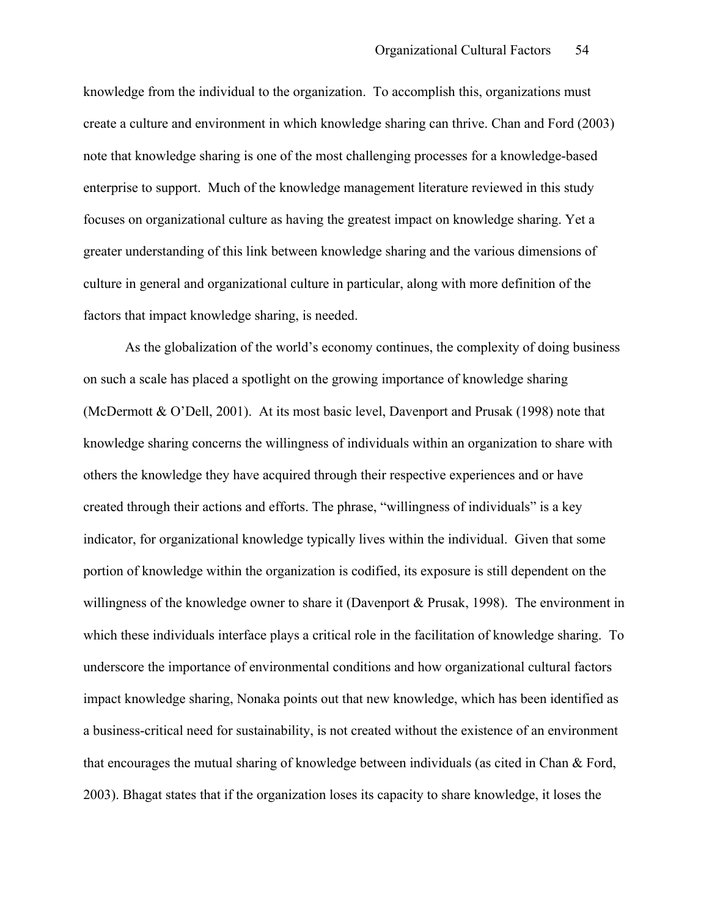knowledge from the individual to the organization. To accomplish this, organizations must create a culture and environment in which knowledge sharing can thrive. Chan and Ford (2003) note that knowledge sharing is one of the most challenging processes for a knowledge-based enterprise to support. Much of the knowledge management literature reviewed in this study focuses on organizational culture as having the greatest impact on knowledge sharing. Yet a greater understanding of this link between knowledge sharing and the various dimensions of culture in general and organizational culture in particular, along with more definition of the factors that impact knowledge sharing, is needed.

As the globalization of the world's economy continues, the complexity of doing business on such a scale has placed a spotlight on the growing importance of knowledge sharing (McDermott & O'Dell, 2001). At its most basic level, Davenport and Prusak (1998) note that knowledge sharing concerns the willingness of individuals within an organization to share with others the knowledge they have acquired through their respective experiences and or have created through their actions and efforts. The phrase, "willingness of individuals" is a key indicator, for organizational knowledge typically lives within the individual. Given that some portion of knowledge within the organization is codified, its exposure is still dependent on the willingness of the knowledge owner to share it (Davenport & Prusak, 1998). The environment in which these individuals interface plays a critical role in the facilitation of knowledge sharing. To underscore the importance of environmental conditions and how organizational cultural factors impact knowledge sharing, Nonaka points out that new knowledge, which has been identified as a business-critical need for sustainability, is not created without the existence of an environment that encourages the mutual sharing of knowledge between individuals (as cited in Chan & Ford, 2003). Bhagat states that if the organization loses its capacity to share knowledge, it loses the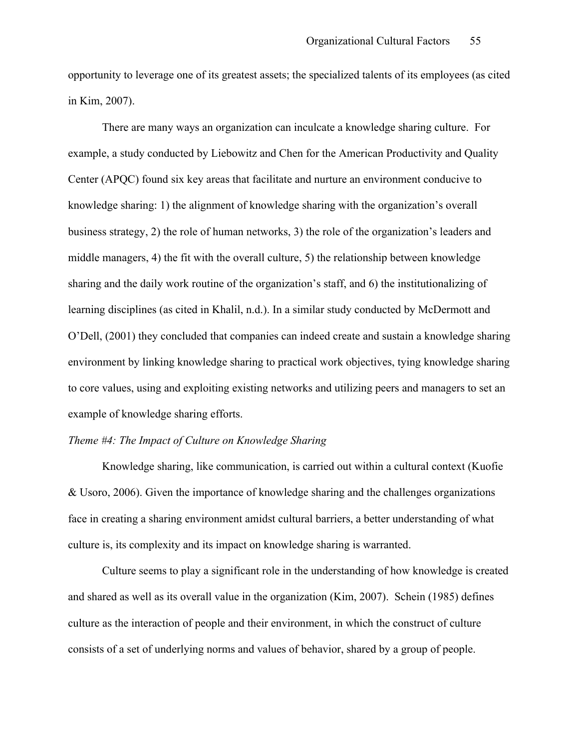opportunity to leverage one of its greatest assets; the specialized talents of its employees (as cited in Kim, 2007).

There are many ways an organization can inculcate a knowledge sharing culture. For example, a study conducted by Liebowitz and Chen for the American Productivity and Quality Center (APQC) found six key areas that facilitate and nurture an environment conducive to knowledge sharing: 1) the alignment of knowledge sharing with the organization's overall business strategy, 2) the role of human networks, 3) the role of the organization's leaders and middle managers, 4) the fit with the overall culture, 5) the relationship between knowledge sharing and the daily work routine of the organization's staff, and 6) the institutionalizing of learning disciplines (as cited in Khalil, n.d.). In a similar study conducted by McDermott and O'Dell, (2001) they concluded that companies can indeed create and sustain a knowledge sharing environment by linking knowledge sharing to practical work objectives, tying knowledge sharing to core values, using and exploiting existing networks and utilizing peers and managers to set an example of knowledge sharing efforts.

*Theme #4: The Impact of Culture on Knowledge Sharing*

Knowledge sharing, like communication, is carried out within a cultural context (Kuofie & Usoro, 2006). Given the importance of knowledge sharing and the challenges organizations face in creating a sharing environment amidst cultural barriers, a better understanding of what culture is, its complexity and its impact on knowledge sharing is warranted.

Culture seems to play a significant role in the understanding of how knowledge is created and shared as well as its overall value in the organization (Kim, 2007). Schein (1985) defines culture as the interaction of people and their environment, in which the construct of culture consists of a set of underlying norms and values of behavior, shared by a group of people.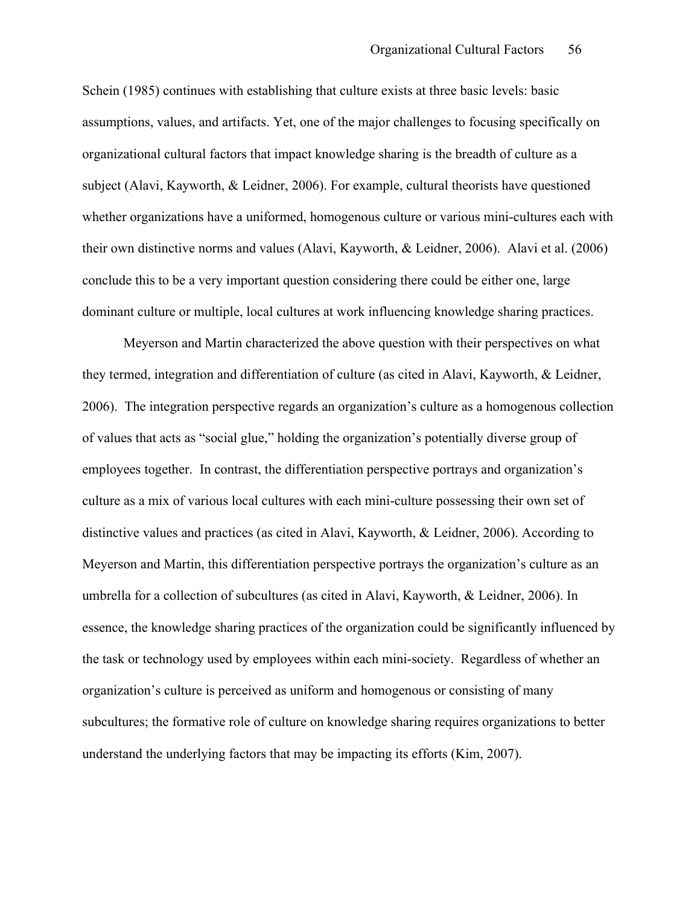Schein (1985) continues with establishing that culture exists at three basic levels: basic assumptions, values, and artifacts. Yet, one of the major challenges to focusing specifically on organizational cultural factors that impact knowledge sharing is the breadth of culture as a subject (Alavi, Kayworth, & Leidner, 2006). For example, cultural theorists have questioned whether organizations have a uniformed, homogenous culture or various mini-cultures each with their own distinctive norms and values (Alavi, Kayworth, & Leidner, 2006). Alavi et al. (2006) conclude this to be a very important question considering there could be either one, large dominant culture or multiple, local cultures at work influencing knowledge sharing practices.

Meyerson and Martin characterized the above question with their perspectives on what they termed, integration and differentiation of culture (as cited in Alavi, Kayworth, & Leidner, 2006). The integration perspective regards an organization's culture as a homogenous collection of values that acts as "social glue," holding the organization's potentially diverse group of employees together. In contrast, the differentiation perspective portrays and organization's culture as a mix of various local cultures with each mini-culture possessing their own set of distinctive values and practices (as cited in Alavi, Kayworth, & Leidner, 2006). According to Meyerson and Martin, this differentiation perspective portrays the organization's culture as an umbrella for a collection of subcultures (as cited in Alavi, Kayworth, & Leidner, 2006). In essence, the knowledge sharing practices of the organization could be significantly influenced by the task or technology used by employees within each mini-society. Regardless of whether an organization's culture is perceived as uniform and homogenous or consisting of many subcultures; the formative role of culture on knowledge sharing requires organizations to better understand the underlying factors that may be impacting its efforts (Kim, 2007).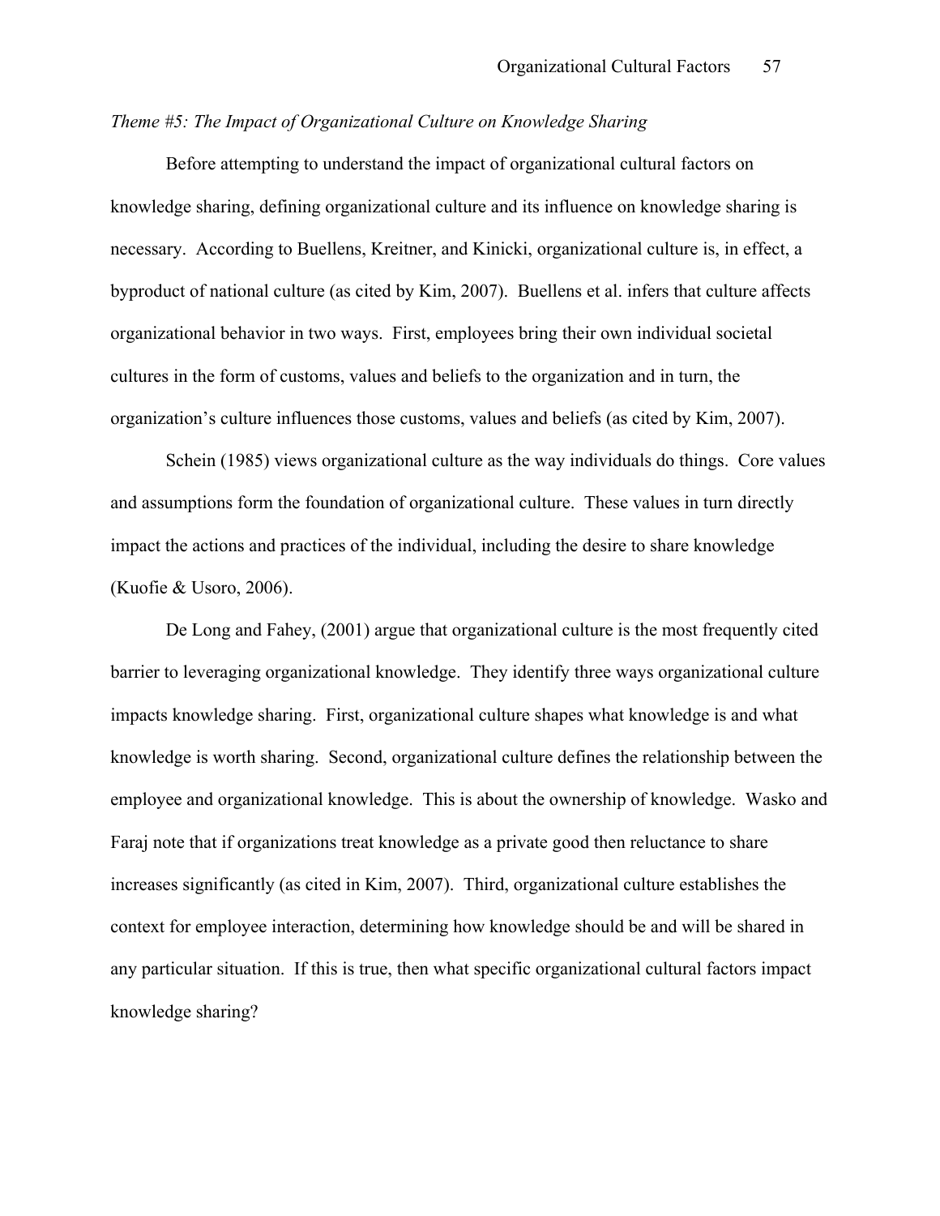*Theme #5: The Impact of Organizational Culture on Knowledge Sharing*

Before attempting to understand the impact of organizational cultural factors on knowledge sharing, defining organizational culture and its influence on knowledge sharing is necessary. According to Buellens, Kreitner, and Kinicki, organizational culture is, in effect, a byproduct of national culture (as cited by Kim, 2007). Buellens et al. infers that culture affects organizational behavior in two ways. First, employees bring their own individual societal cultures in the form of customs, values and beliefs to the organization and in turn, the organization's culture influences those customs, values and beliefs (as cited by Kim, 2007).

Schein (1985) views organizational culture as the way individuals do things. Core values and assumptions form the foundation of organizational culture. These values in turn directly impact the actions and practices of the individual, including the desire to share knowledge (Kuofie & Usoro, 2006).

De Long and Fahey, (2001) argue that organizational culture is the most frequently cited barrier to leveraging organizational knowledge. They identify three ways organizational culture impacts knowledge sharing. First, organizational culture shapes what knowledge is and what knowledge is worth sharing. Second, organizational culture defines the relationship between the employee and organizational knowledge. This is about the ownership of knowledge. Wasko and Faraj note that if organizations treat knowledge as a private good then reluctance to share increases significantly (as cited in Kim, 2007). Third, organizational culture establishes the context for employee interaction, determining how knowledge should be and will be shared in any particular situation. If this is true, then what specific organizational cultural factors impact knowledge sharing?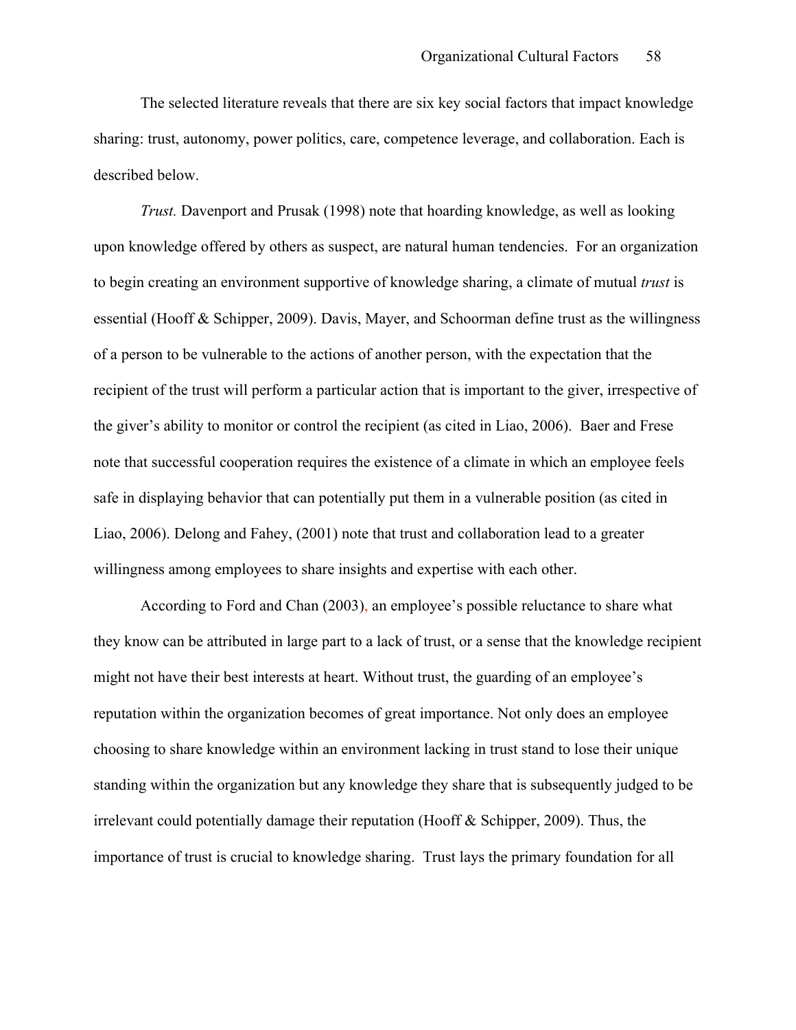The selected literature reveals that there are six key social factors that impact knowledge sharing: trust, autonomy, power politics, care, competence leverage, and collaboration. Each is described below.

*Trust.* Davenport and Prusak (1998) note that hoarding knowledge, as well as looking upon knowledge offered by others as suspect, are natural human tendencies. For an organization to begin creating an environment supportive of knowledge sharing, a climate of mutual *trust* is essential (Hooff & Schipper, 2009). Davis, Mayer, and Schoorman define trust as the willingness of a person to be vulnerable to the actions of another person, with the expectation that the recipient of the trust will perform a particular action that is important to the giver, irrespective of the giver's ability to monitor or control the recipient (as cited in Liao, 2006). Baer and Frese note that successful cooperation requires the existence of a climate in which an employee feels safe in displaying behavior that can potentially put them in a vulnerable position (as cited in Liao, 2006). Delong and Fahey, (2001) note that trust and collaboration lead to a greater willingness among employees to share insights and expertise with each other.

According to Ford and Chan (2003), an employee's possible reluctance to share what they know can be attributed in large part to a lack of trust, or a sense that the knowledge recipient might not have their best interests at heart. Without trust, the guarding of an employee's reputation within the organization becomes of great importance. Not only does an employee choosing to share knowledge within an environment lacking in trust stand to lose their unique standing within the organization but any knowledge they share that is subsequently judged to be irrelevant could potentially damage their reputation (Hooff & Schipper, 2009). Thus, the importance of trust is crucial to knowledge sharing. Trust lays the primary foundation for all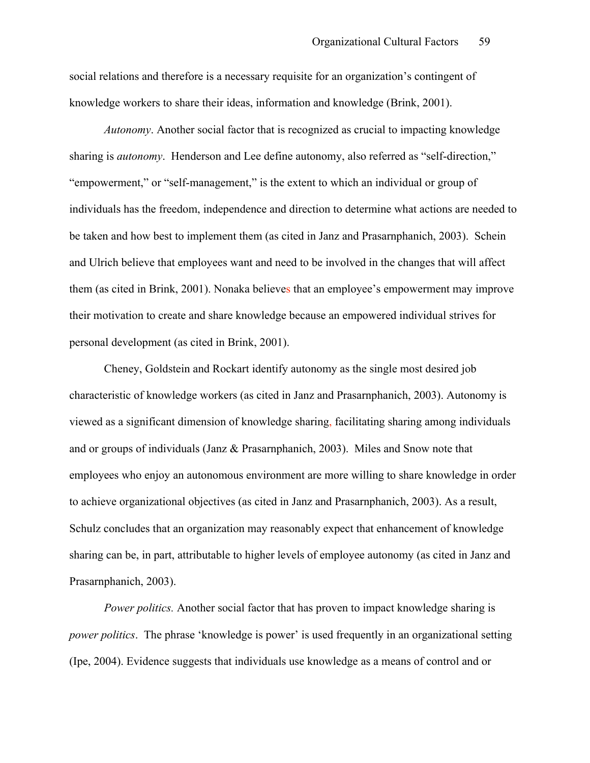social relations and therefore is a necessary requisite for an organization's contingent of knowledge workers to share their ideas, information and knowledge (Brink, 2001).

*Autonomy*. Another social factor that is recognized as crucial to impacting knowledge sharing is *autonomy*. Henderson and Lee define autonomy, also referred as "self-direction," "empowerment," or "self-management," is the extent to which an individual or group of individuals has the freedom, independence and direction to determine what actions are needed to be taken and how best to implement them (as cited in Janz and Prasarnphanich, 2003). Schein and Ulrich believe that employees want and need to be involved in the changes that will affect them (as cited in Brink, 2001). Nonaka believes that an employee's empowerment may improve their motivation to create and share knowledge because an empowered individual strives for personal development (as cited in Brink, 2001).

Cheney, Goldstein and Rockart identify autonomy as the single most desired job characteristic of knowledge workers (as cited in Janz and Prasarnphanich, 2003). Autonomy is viewed as a significant dimension of knowledge sharing, facilitating sharing among individuals and or groups of individuals (Janz & Prasarnphanich, 2003). Miles and Snow note that employees who enjoy an autonomous environment are more willing to share knowledge in order to achieve organizational objectives (as cited in Janz and Prasarnphanich, 2003). As a result, Schulz concludes that an organization may reasonably expect that enhancement of knowledge sharing can be, in part, attributable to higher levels of employee autonomy (as cited in Janz and Prasarnphanich, 2003).

*Power politics.* Another social factor that has proven to impact knowledge sharing is *power politics*. The phrase 'knowledge is power' is used frequently in an organizational setting (Ipe, 2004). Evidence suggests that individuals use knowledge as a means of control and or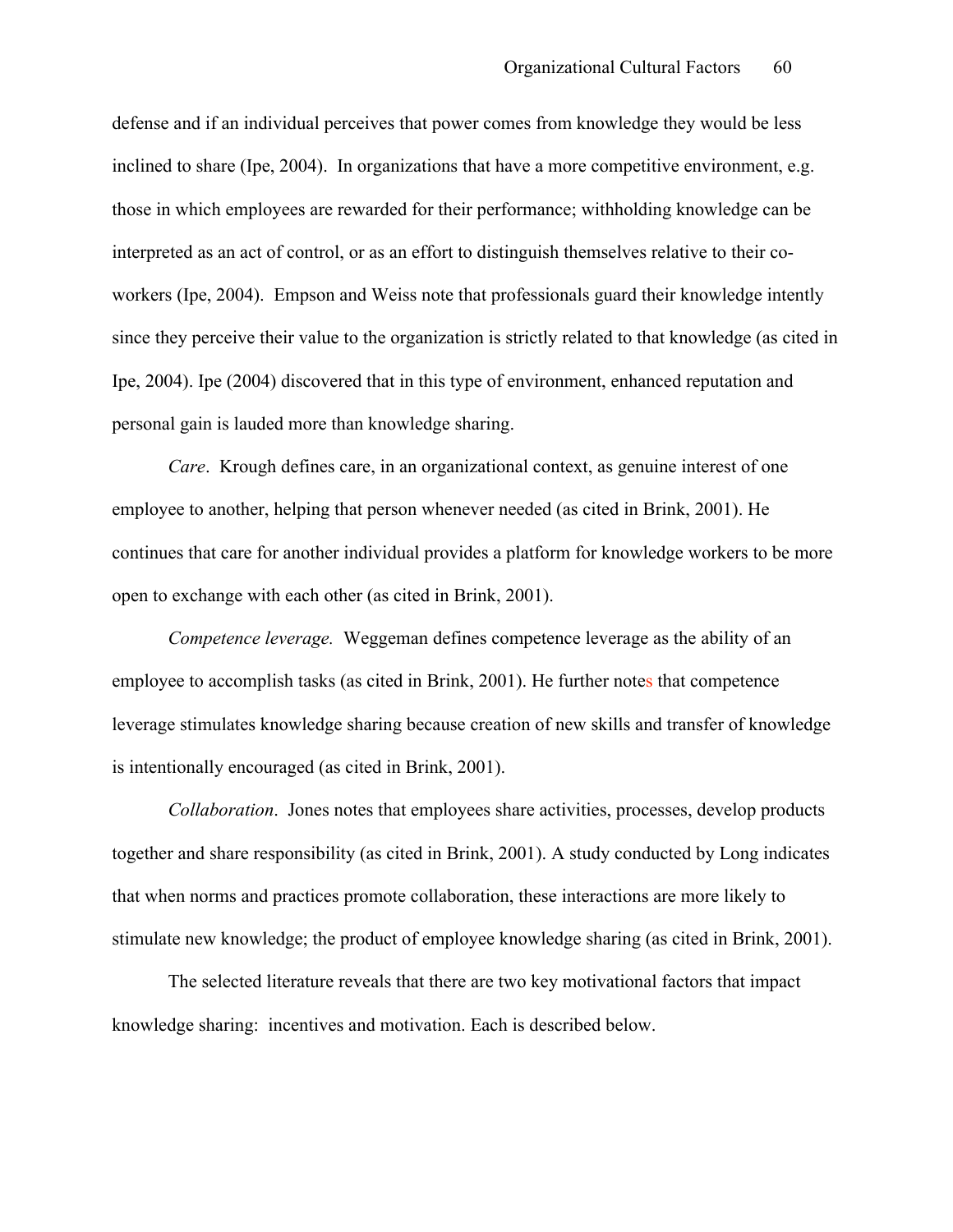defense and if an individual perceives that power comes from knowledge they would be less inclined to share (Ipe, 2004). In organizations that have a more competitive environment, e.g. those in which employees are rewarded for their performance; withholding knowledge can be interpreted as an act of control, or as an effort to distinguish themselves relative to their co-workers (Ipe, 2004). Empson and Weiss note that professionals guard their knowledge intently since they perceive their value to the organization is strictly related to that knowledge (as cited in Ipe, 2004). Ipe (2004) discovered that in this type of environment, enhanced reputation and personal gain is lauded more than knowledge sharing.

*Care*. Krough defines care, in an organizational context, as genuine interest of one employee to another, helping that person whenever needed (as cited in Brink, 2001). He continues that care for another individual provides a platform for knowledge workers to be more open to exchange with each other (as cited in Brink, 2001).

*Competence leverage.* Weggeman defines competence leverage as the ability of an employee to accomplish tasks (as cited in Brink, 2001). He further notes that competence leverage stimulates knowledge sharing because creation of new skills and transfer of knowledge is intentionally encouraged (as cited in Brink, 2001).

*Collaboration*. Jones notes that employees share activities, processes, develop products together and share responsibility (as cited in Brink, 2001). A study conducted by Long indicates that when norms and practices promote collaboration, these interactions are more likely to stimulate new knowledge; the product of employee knowledge sharing (as cited in Brink, 2001).

The selected literature reveals that there are two key motivational factors that impact knowledge sharing: incentives and motivation. Each is described below.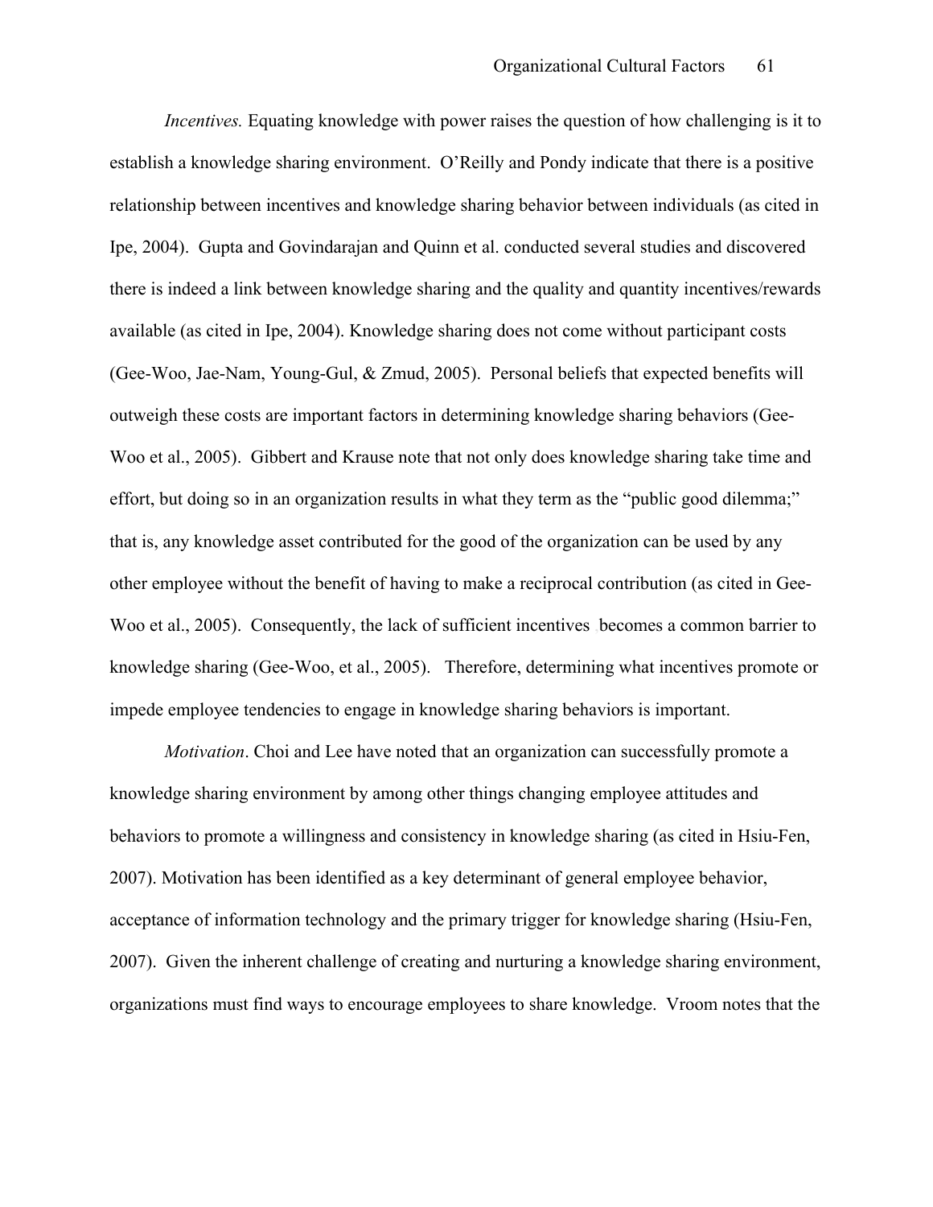*Incentives.* Equating knowledge with power raises the question of how challenging is it to establish a knowledge sharing environment. O'Reilly and Pondy indicate that there is a positive relationship between incentives and knowledge sharing behavior between individuals (as cited in Ipe, 2004). Gupta and Govindarajan and Quinn et al. conducted several studies and discovered there is indeed a link between knowledge sharing and the quality and quantity incentives/rewards available (as cited in Ipe, 2004). Knowledge sharing does not come without participant costs (Gee-Woo, Jae-Nam, Young-Gul, & Zmud, 2005). Personal beliefs that expected benefits will outweigh these costs are important factors in determining knowledge sharing behaviors (Gee-Woo et al., 2005). Gibbert and Krause note that not only does knowledge sharing take time and effort, but doing so in an organization results in what they term as the "public good dilemma;" that is, any knowledge asset contributed for the good of the organization can be used by any other employee without the benefit of having to make a reciprocal contribution (as cited in Gee-Woo et al., 2005). Consequently, the lack of sufficient incentives becomes a common barrier to knowledge sharing (Gee-Woo, et al., 2005). Therefore, determining what incentives promote or impede employee tendencies to engage in knowledge sharing behaviors is important.

*Motivation*. Choi and Lee have noted that an organization can successfully promote a knowledge sharing environment by among other things changing employee attitudes and behaviors to promote a willingness and consistency in knowledge sharing (as cited in Hsiu-Fen, 2007). Motivation has been identified as a key determinant of general employee behavior, acceptance of information technology and the primary trigger for knowledge sharing (Hsiu-Fen, 2007). Given the inherent challenge of creating and nurturing a knowledge sharing environment, organizations must find ways to encourage employees to share knowledge. Vroom notes that the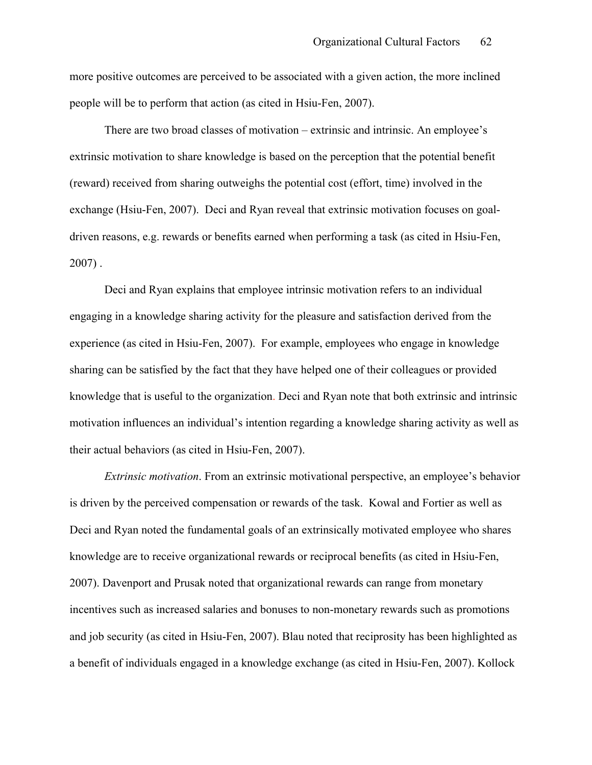more positive outcomes are perceived to be associated with a given action, the more inclined people will be to perform that action (as cited in Hsiu-Fen, 2007).

There are two broad classes of motivation – extrinsic and intrinsic. An employee's extrinsic motivation to share knowledge is based on the perception that the potential benefit (reward) received from sharing outweighs the potential cost (effort, time) involved in the exchange (Hsiu-Fen, 2007). Deci and Ryan reveal that extrinsic motivation focuses on goal-driven reasons, e.g. rewards or benefits earned when performing a task (as cited in Hsiu-Fen, 2007) .

Deci and Ryan explains that employee intrinsic motivation refers to an individual engaging in a knowledge sharing activity for the pleasure and satisfaction derived from the experience (as cited in Hsiu-Fen, 2007). For example, employees who engage in knowledge sharing can be satisfied by the fact that they have helped one of their colleagues or provided knowledge that is useful to the organization. Deci and Ryan note that both extrinsic and intrinsic motivation influences an individual's intention regarding a knowledge sharing activity as well as their actual behaviors (as cited in Hsiu-Fen, 2007).

*Extrinsic motivation*. From an extrinsic motivational perspective, an employee's behavior is driven by the perceived compensation or rewards of the task. Kowal and Fortier as well as Deci and Ryan noted the fundamental goals of an extrinsically motivated employee who shares knowledge are to receive organizational rewards or reciprocal benefits (as cited in Hsiu-Fen, 2007). Davenport and Prusak noted that organizational rewards can range from monetary incentives such as increased salaries and bonuses to non-monetary rewards such as promotions and job security (as cited in Hsiu-Fen, 2007). Blau noted that reciprosity has been highlighted as a benefit of individuals engaged in a knowledge exchange (as cited in Hsiu-Fen, 2007). Kollock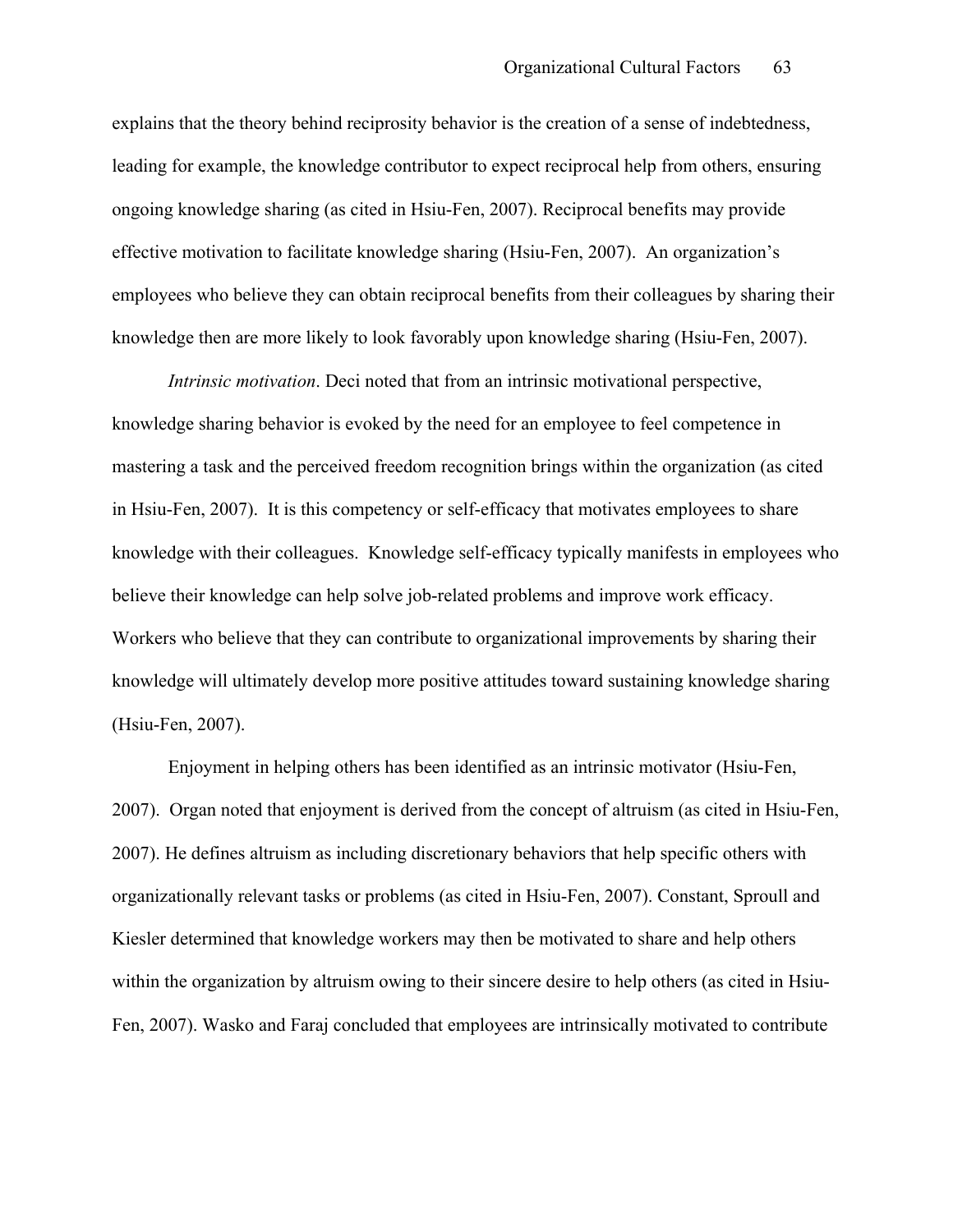explains that the theory behind reciprosity behavior is the creation of a sense of indebtedness, leading for example, the knowledge contributor to expect reciprocal help from others, ensuring ongoing knowledge sharing (as cited in Hsiu-Fen, 2007). Reciprocal benefits may provide effective motivation to facilitate knowledge sharing (Hsiu-Fen, 2007). An organization's employees who believe they can obtain reciprocal benefits from their colleagues by sharing their knowledge then are more likely to look favorably upon knowledge sharing (Hsiu-Fen, 2007).

*Intrinsic motivation*. Deci noted that from an intrinsic motivational perspective, knowledge sharing behavior is evoked by the need for an employee to feel competence in mastering a task and the perceived freedom recognition brings within the organization (as cited in Hsiu-Fen, 2007). It is this competency or self-efficacy that motivates employees to share knowledge with their colleagues. Knowledge self-efficacy typically manifests in employees who believe their knowledge can help solve job-related problems and improve work efficacy. Workers who believe that they can contribute to organizational improvements by sharing their knowledge will ultimately develop more positive attitudes toward sustaining knowledge sharing (Hsiu-Fen, 2007).

Enjoyment in helping others has been identified as an intrinsic motivator (Hsiu-Fen, 2007). Organ noted that enjoyment is derived from the concept of altruism (as cited in Hsiu-Fen, 2007). He defines altruism as including discretionary behaviors that help specific others with organizationally relevant tasks or problems (as cited in Hsiu-Fen, 2007). Constant, Sproull and Kiesler determined that knowledge workers may then be motivated to share and help others within the organization by altruism owing to their sincere desire to help others (as cited in Hsiu-Fen, 2007). Wasko and Faraj concluded that employees are intrinsically motivated to contribute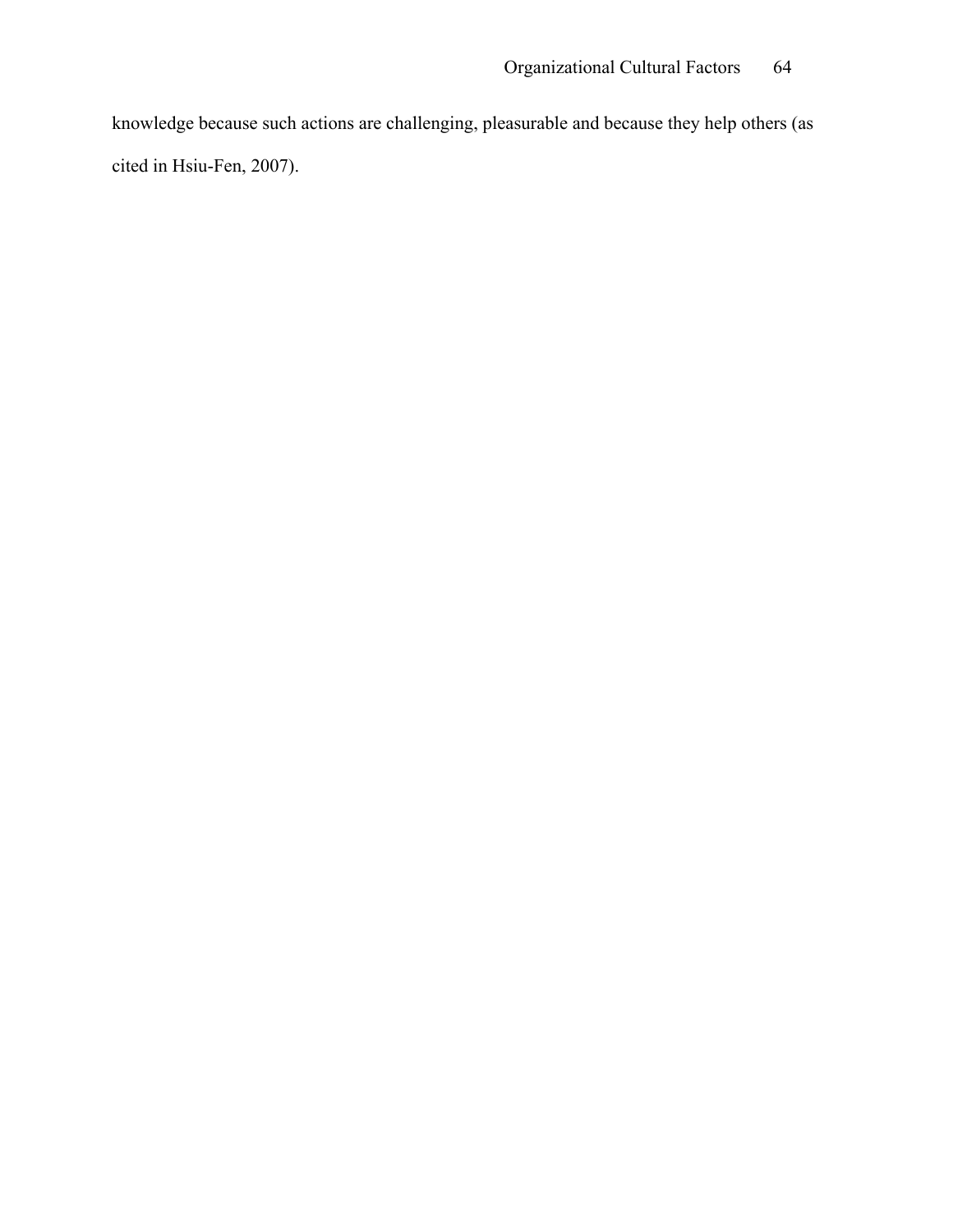knowledge because such actions are challenging, pleasurable and because they help others (as cited in Hsiu-Fen, 2007).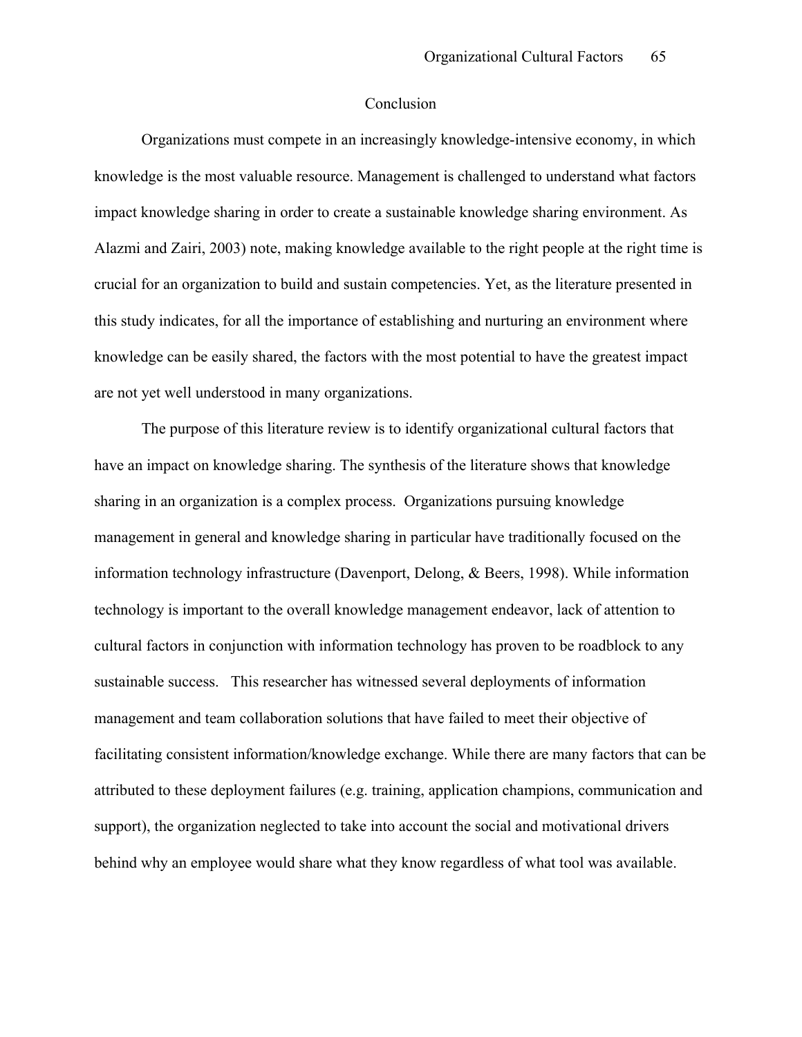# Conclusion

Organizations must compete in an increasingly knowledge-intensive economy, in which knowledge is the most valuable resource. Management is challenged to understand what factors impact knowledge sharing in order to create a sustainable knowledge sharing environment. As Alazmi and Zairi, 2003) note, making knowledge available to the right people at the right time is crucial for an organization to build and sustain competencies. Yet, as the literature presented in this study indicates, for all the importance of establishing and nurturing an environment where knowledge can be easily shared, the factors with the most potential to have the greatest impact are not yet well understood in many organizations.

The purpose of this literature review is to identify organizational cultural factors that have an impact on knowledge sharing. The synthesis of the literature shows that knowledge sharing in an organization is a complex process. Organizations pursuing knowledge management in general and knowledge sharing in particular have traditionally focused on the information technology infrastructure (Davenport, Delong, & Beers, 1998). While information technology is important to the overall knowledge management endeavor, lack of attention to cultural factors in conjunction with information technology has proven to be roadblock to any sustainable success. This researcher has witnessed several deployments of information management and team collaboration solutions that have failed to meet their objective of facilitating consistent information/knowledge exchange. While there are many factors that can be attributed to these deployment failures (e.g. training, application champions, communication and support), the organization neglected to take into account the social and motivational drivers behind why an employee would share what they know regardless of what tool was available.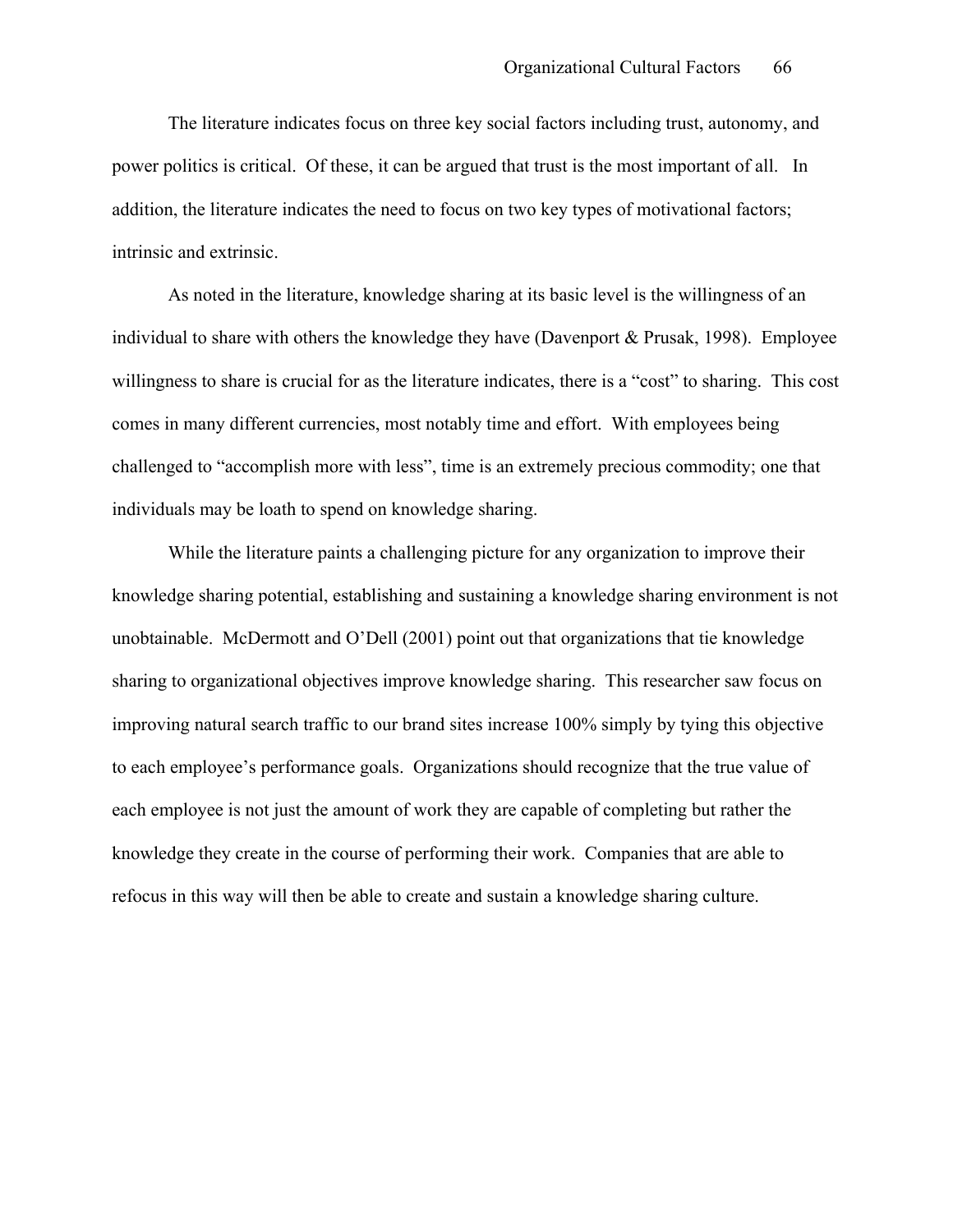The literature indicates focus on three key social factors including trust, autonomy, and power politics is critical. Of these, it can be argued that trust is the most important of all. In addition, the literature indicates the need to focus on two key types of motivational factors; intrinsic and extrinsic.

As noted in the literature, knowledge sharing at its basic level is the willingness of an individual to share with others the knowledge they have (Davenport & Prusak, 1998). Employee willingness to share is crucial for as the literature indicates, there is a "cost" to sharing. This cost comes in many different currencies, most notably time and effort. With employees being challenged to "accomplish more with less", time is an extremely precious commodity; one that individuals may be loath to spend on knowledge sharing.

While the literature paints a challenging picture for any organization to improve their knowledge sharing potential, establishing and sustaining a knowledge sharing environment is not unobtainable. McDermott and O'Dell (2001) point out that organizations that tie knowledge sharing to organizational objectives improve knowledge sharing. This researcher saw focus on improving natural search traffic to our brand sites increase 100% simply by tying this objective to each employee's performance goals. Organizations should recognize that the true value of each employee is not just the amount of work they are capable of completing but rather the knowledge they create in the course of performing their work. Companies that are able to refocus in this way will then be able to create and sustain a knowledge sharing culture.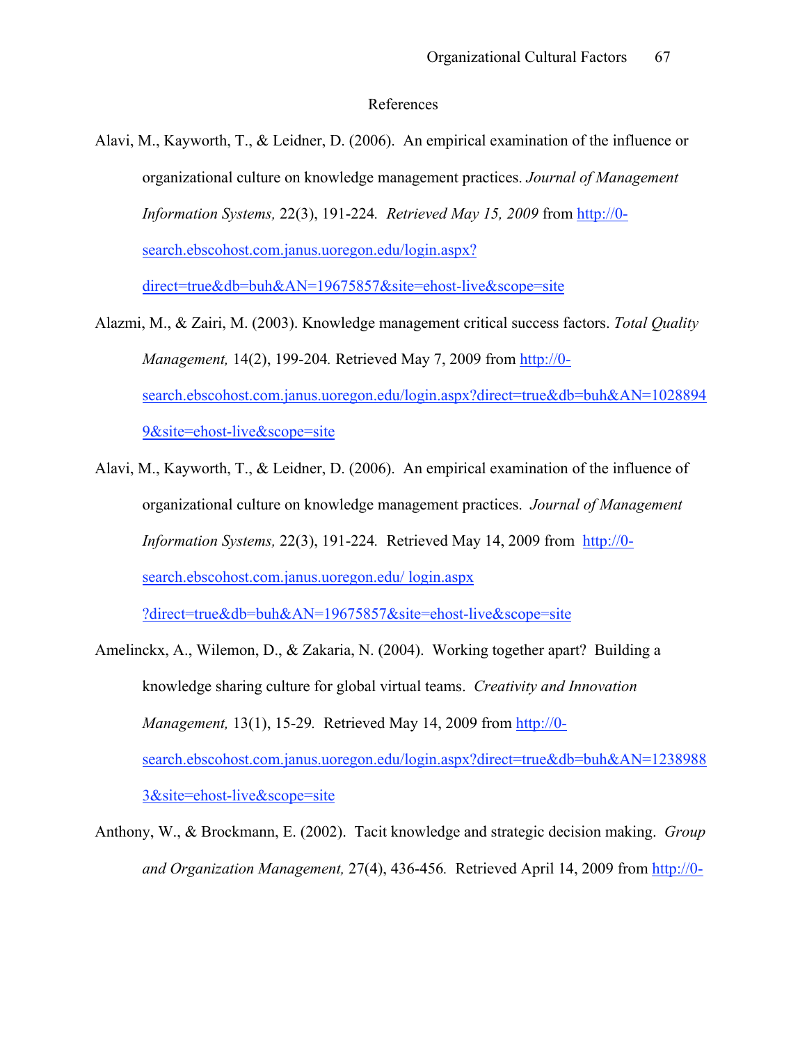# References

Alavi, M., Kayworth, T., & Leidner, D. (2006). An empirical examination of the influence or organizational culture on knowledge management practices. *Journal of Management Information Systems,* 22(3), 191-224. *Retrieved May 15, 2009* from http://0-search.ebscohost.com.janus.uoregon.edu/login.aspx?direct=true&db=buh&AN=19675857&site=ehost-live&scope=site

Alazmi, M., & Zairi, M. (2003). Knowledge management critical success factors. *Total Quality Management,* 14(2), 199-204. Retrieved May 7, 2009 from http://0-search.ebscohost.com.janus.uoregon.edu/login.aspx?direct=true&db=buh&AN=10288949&site=ehost-live&scope=site

Alavi, M., Kayworth, T., & Leidner, D. (2006). An empirical examination of the influence of organizational culture on knowledge management practices. *Journal of Management Information Systems,* 22(3), 191-224. Retrieved May 14, 2009 from http://0-search.ebscohost.com.janus.uoregon.edu/ login.aspx ?direct=true&db=buh&AN=19675857&site=ehost-live&scope=site

Amelinckx, A., Wilemon, D., & Zakaria, N. (2004). Working together apart? Building a knowledge sharing culture for global virtual teams. *Creativity and Innovation Management,* 13(1), 15-29. Retrieved May 14, 2009 from http://0-search.ebscohost.com.janus.uoregon.edu/login.aspx?direct=true&db=buh&AN=12389883&site=ehost-live&scope=site

Anthony, W., & Brockmann, E. (2002). Tacit knowledge and strategic decision making. *Group and Organization Management,* 27(4), 436-456. Retrieved April 14, 2009 from http://0-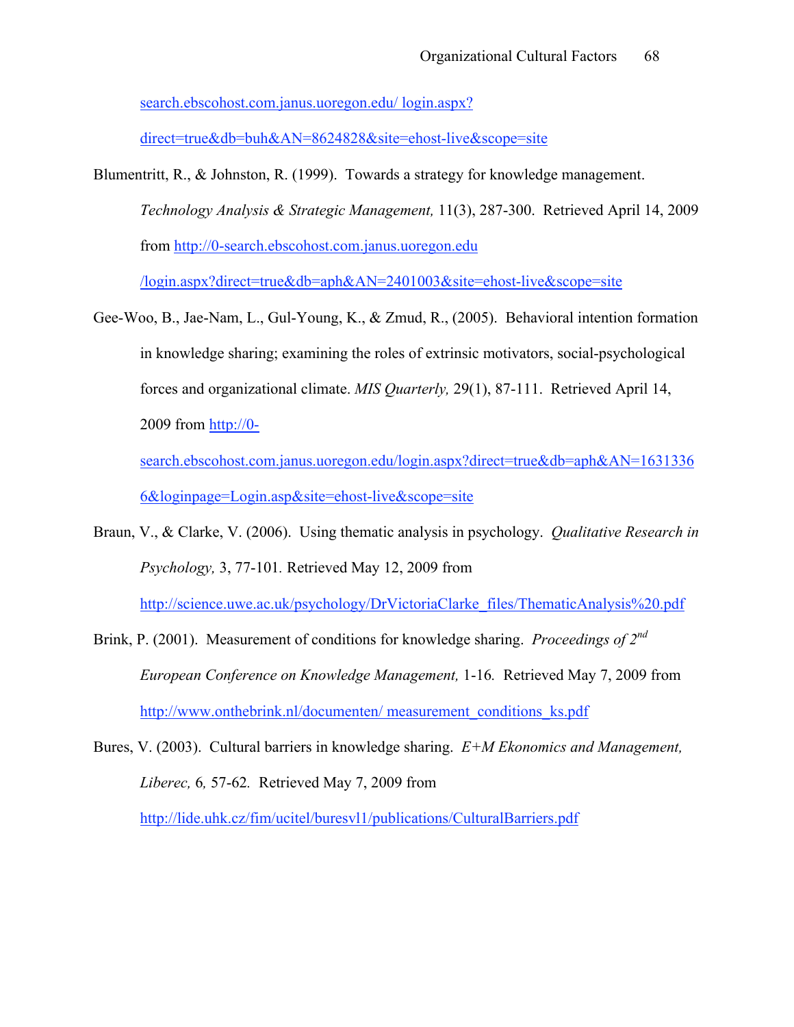search.ebscohost.com.janus.uoregon.edu/ login.aspx?direct=true&db=buh&AN=8624828&site=ehost-live&scope=site

Blumentritt, R., & Johnston, R. (1999). Towards a strategy for knowledge management. *Technology Analysis & Strategic Management,* 11(3), 287-300. Retrieved April 14, 2009 from http://0-search.ebscohost.com.janus.uoregon.edu/login.aspx?direct=true&db=aph&AN=2401003&site=ehost-live&scope=site

Gee-Woo, B., Jae-Nam, L., Gul-Young, K., & Zmud, R., (2005). Behavioral intention formation in knowledge sharing; examining the roles of extrinsic motivators, social-psychological forces and organizational climate. *MIS Quarterly,* 29(1), 87-111. Retrieved April 14, 2009 from http://0-search.ebscohost.com.janus.uoregon.edu/login.aspx?direct=true&db=aph&AN=16313366&loginpage=Login.asp&site=ehost-live&scope=site

Braun, V., & Clarke, V. (2006). Using thematic analysis in psychology. *Qualitative Research in Psychology,* 3, 77-101. Retrieved May 12, 2009 from http://science.uwe.ac.uk/psychology/DrVictoriaClarke_files/ThematicAnalysis%20.pdf

Brink, P. (2001). Measurement of conditions for knowledge sharing. *Proceedings of 2nd European Conference on Knowledge Management,* 1-16. Retrieved May 7, 2009 from http://www.onthebrink.nl/documenten/ measurement_conditions_ks.pdf

Bures, V. (2003). Cultural barriers in knowledge sharing. *E+M Ekonomics and Management, Liberec,* 6, 57-62. Retrieved May 7, 2009 from http://lide.uhk.cz/fim/ucitel/buresvl1/publications/CulturalBarriers.pdf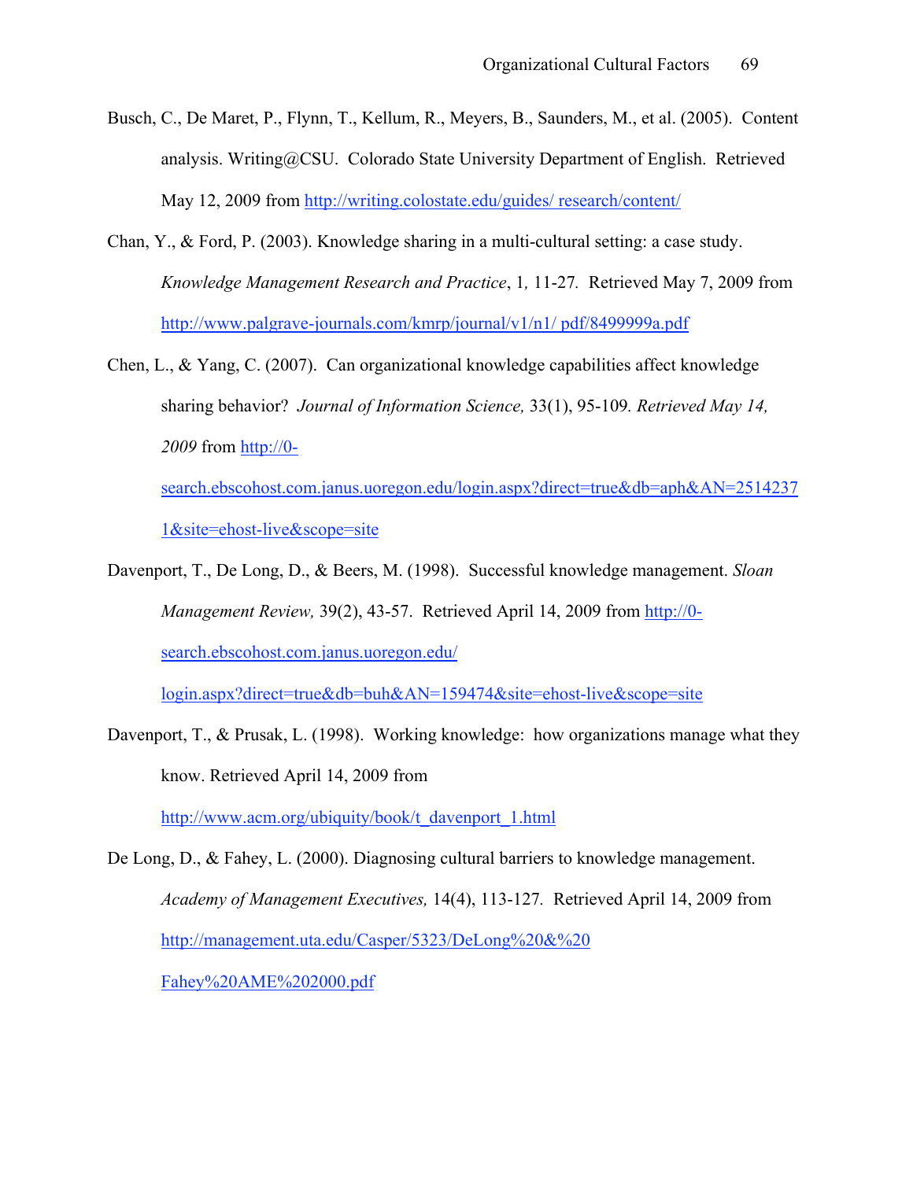Busch, C., De Maret, P., Flynn, T., Kellum, R., Meyers, B., Saunders, M., et al. (2005). Content analysis. Writing@CSU. Colorado State University Department of English. Retrieved May 12, 2009 from http://writing.colostate.edu/guides/ research/content/

Chan, Y., & Ford, P. (2003). Knowledge sharing in a multi-cultural setting: a case study. *Knowledge Management Research and Practice*, 1*,* 11-27*.* Retrieved May 7, 2009 from http://www.palgrave-journals.com/kmrp/journal/v1/n1/ pdf/8499999a.pdf

Chen, L., & Yang, C. (2007). Can organizational knowledge capabilities affect knowledge sharing behavior? *Journal of Information Science,* 33(1), 95-109*. Retrieved May 14, 2009* from http://0-search.ebscohost.com.janus.uoregon.edu/login.aspx?direct=true&db=aph&AN=25142371&site=ehost-live&scope=site

Davenport, T., De Long, D., & Beers, M. (1998). Successful knowledge management. *Sloan Management Review,* 39(2), 43-57. Retrieved April 14, 2009 from http://0-search.ebscohost.com.janus.uoregon.edu/ login.aspx?direct=true&db=buh&AN=159474&site=ehost-live&scope=site

Davenport, T., & Prusak, L. (1998). Working knowledge: how organizations manage what they know. Retrieved April 14, 2009 from http://www.acm.org/ubiquity/book/t_davenport_1.html

De Long, D., & Fahey, L. (2000). Diagnosing cultural barriers to knowledge management. *Academy of Management Executives,* 14(4), 113-127*.* Retrieved April 14, 2009 from http://management.uta.edu/Casper/5323/DeLong%20&%20 Fahey%20AME%202000.pdf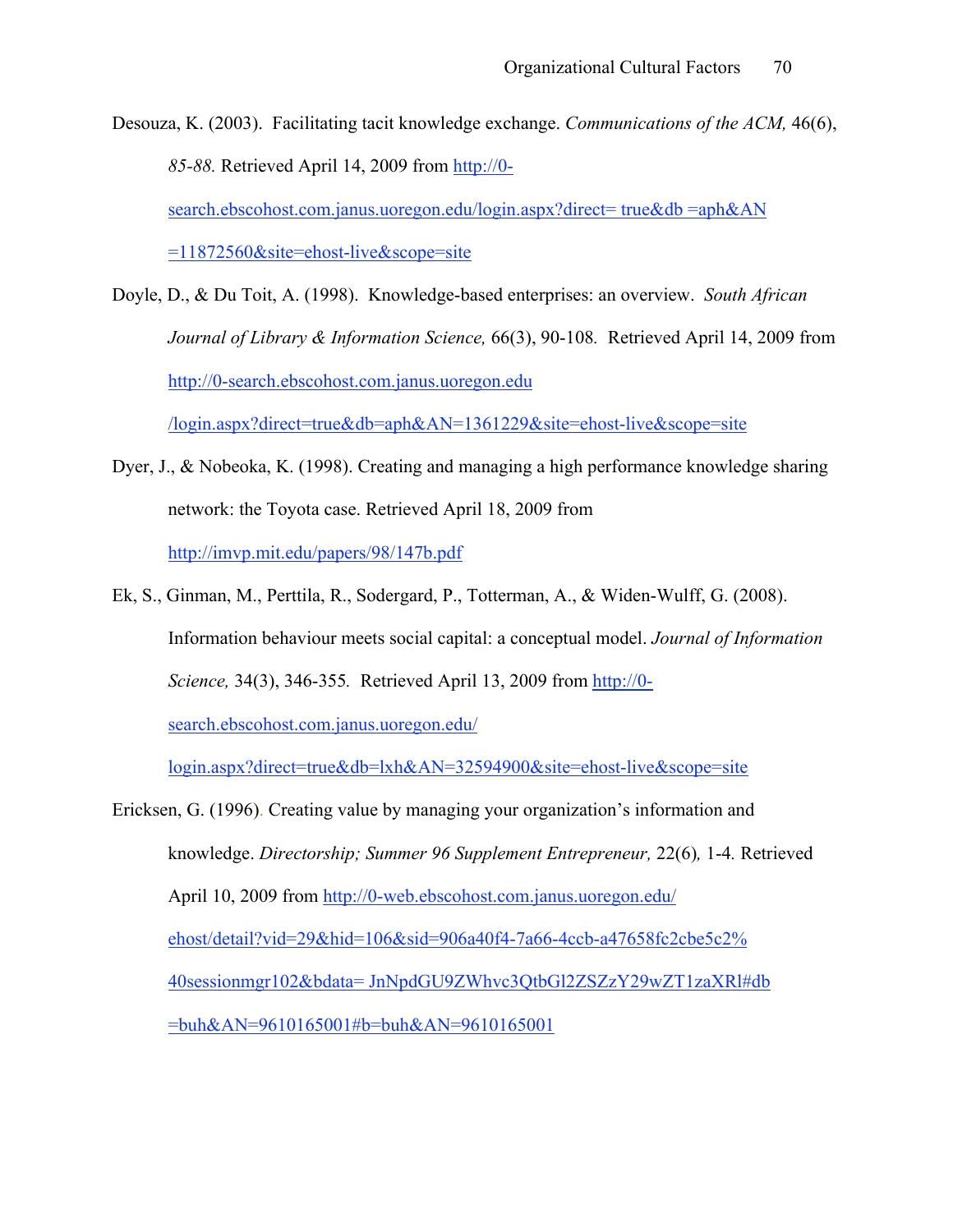Desouza, K. (2003). Facilitating tacit knowledge exchange. *Communications of the ACM,* 46(6), *85-88.* Retrieved April 14, 2009 from http://0-search.ebscohost.com.janus.uoregon.edu/login.aspx?direct= true&db =aph&AN =11872560&site=ehost-live&scope=site

Doyle, D., & Du Toit, A. (1998). Knowledge-based enterprises: an overview. *South African Journal of Library & Information Science,* 66(3), 90-108. Retrieved April 14, 2009 from http://0-search.ebscohost.com.janus.uoregon.edu /login.aspx?direct=true&db=aph&AN=1361229&site=ehost-live&scope=site

Dyer, J., & Nobeoka, K. (1998). Creating and managing a high performance knowledge sharing network: the Toyota case. Retrieved April 18, 2009 from http://imvp.mit.edu/papers/98/147b.pdf

Ek, S., Ginman, M., Perttila, R., Sodergard, P., Totterman, A., & Widen-Wulff, G. (2008). Information behaviour meets social capital: a conceptual model. *Journal of Information Science,* 34(3), 346-355. Retrieved April 13, 2009 from http://0-search.ebscohost.com.janus.uoregon.edu/ login.aspx?direct=true&db=lxh&AN=32594900&site=ehost-live&scope=site

Ericksen, G. (1996). Creating value by managing your organization's information and knowledge. *Directorship; Summer 96 Supplement Entrepreneur,* 22(6), 1-4. Retrieved April 10, 2009 from http://0-web.ebscohost.com.janus.uoregon.edu/ ehost/detail?vid=29&hid=106&sid=906a40f4-7a66-4ccb-a47658fc2cbe5c2% 40sessionmgr102&bdata= JnNpdGU9ZWhvc3QtbGl2ZSZzY29wZT1zaXRl#db =buh&AN=9610165001#b=buh&AN=9610165001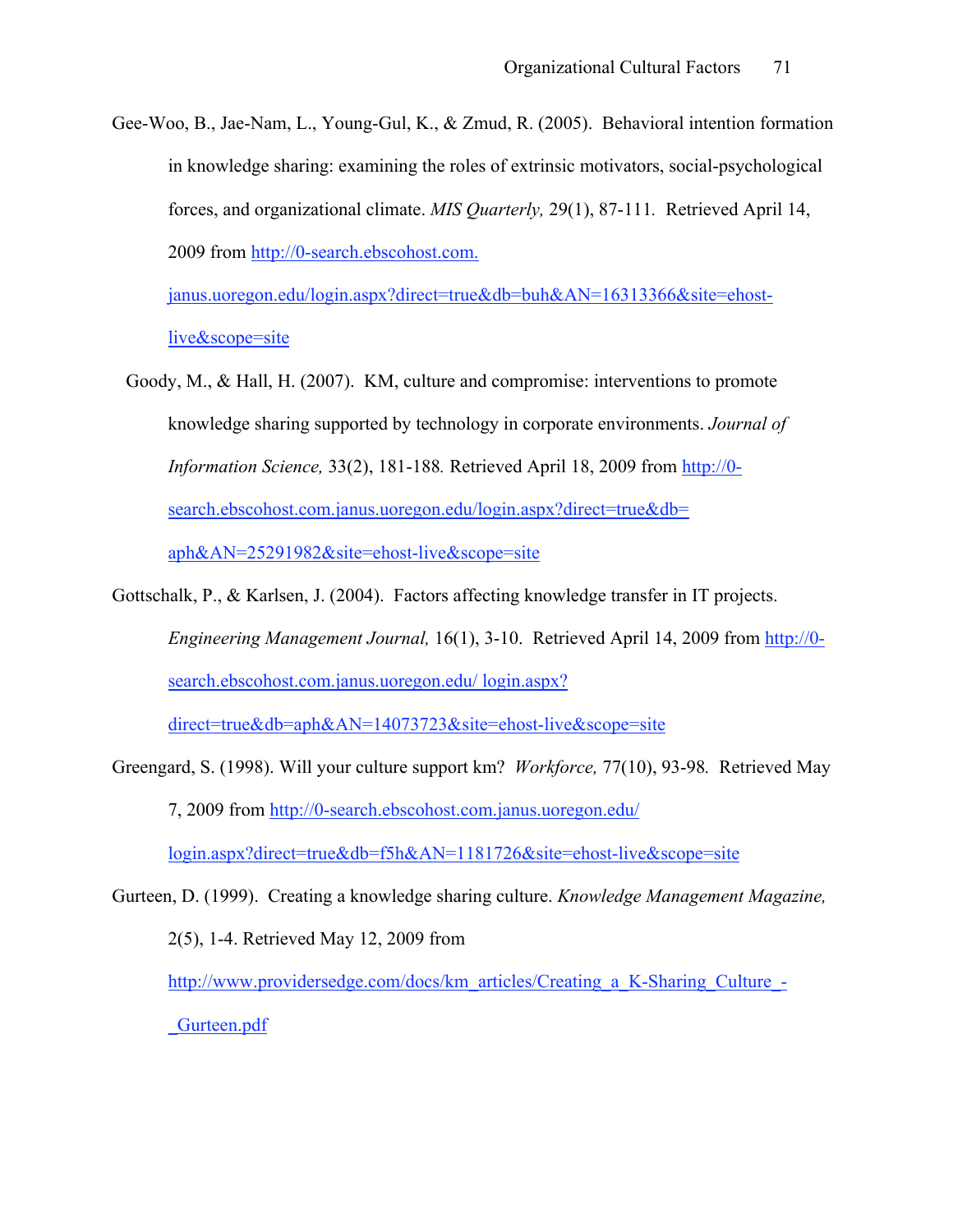Gee-Woo, B., Jae-Nam, L., Young-Gul, K., & Zmud, R. (2005). Behavioral intention formation in knowledge sharing: examining the roles of extrinsic motivators, social-psychological forces, and organizational climate. *MIS Quarterly,* 29(1), 87-111. Retrieved April 14, 2009 from http://0-search.ebscohost.com.janus.uoregon.edu/login.aspx?direct=true&db=buh&AN=16313366&site=ehost-live&scope=site

Goody, M., & Hall, H. (2007). KM, culture and compromise: interventions to promote knowledge sharing supported by technology in corporate environments. *Journal of Information Science,* 33(2), 181-188. Retrieved April 18, 2009 from http://0-search.ebscohost.com.janus.uoregon.edu/login.aspx?direct=true&db=aph&AN=25291982&site=ehost-live&scope=site

Gottschalk, P., & Karlsen, J. (2004). Factors affecting knowledge transfer in IT projects. *Engineering Management Journal,* 16(1), 3-10. Retrieved April 14, 2009 from http://0-search.ebscohost.com.janus.uoregon.edu/ login.aspx?direct=true&db=aph&AN=14073723&site=ehost-live&scope=site

Greengard, S. (1998). Will your culture support km? *Workforce,* 77(10), 93-98. Retrieved May 7, 2009 from http://0-search.ebscohost.com.janus.uoregon.edu/login.aspx?direct=true&db=f5h&AN=1181726&site=ehost-live&scope=site

Gurteen, D. (1999). Creating a knowledge sharing culture. *Knowledge Management Magazine,* 2(5), 1-4. Retrieved May 12, 2009 from http://www.providersedge.com/docs/km_articles/Creating_a_K-Sharing_Culture_-_Gurteen.pdf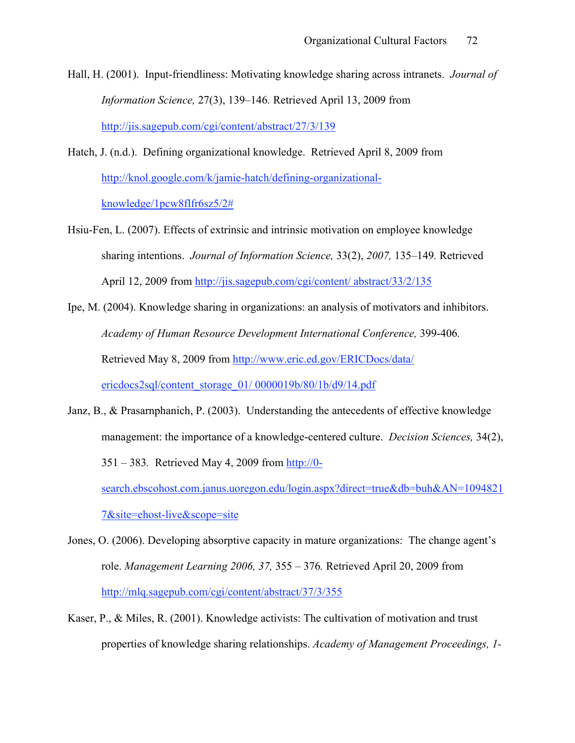Hall, H. (2001). Input-friendliness: Motivating knowledge sharing across intranets. *Journal of Information Science,* 27(3), 139–146*.* Retrieved April 13, 2009 from http://jis.sagepub.com/cgi/content/abstract/27/3/139

Hatch, J. (n.d.). Defining organizational knowledge. Retrieved April 8, 2009 from http://knol.google.com/k/jamie-hatch/defining-organizational-knowledge/1pcw8flfr6sz5/2#

Hsiu-Fen, L. (2007). Effects of extrinsic and intrinsic motivation on employee knowledge sharing intentions. *Journal of Information Science,* 33(2), *2007,* 135–149*.* Retrieved April 12, 2009 from http://jis.sagepub.com/cgi/content/ abstract/33/2/135

Ipe, M. (2004). Knowledge sharing in organizations: an analysis of motivators and inhibitors. *Academy of Human Resource Development International Conference,* 399-406*.* Retrieved May 8, 2009 from http://www.eric.ed.gov/ERICDocs/data/ ericdocs2sql/content_storage_01/ 0000019b/80/1b/d9/14.pdf

Janz, B., & Prasarnphanich, P. (2003). Understanding the antecedents of effective knowledge management: the importance of a knowledge-centered culture. *Decision Sciences,* 34(2), 351 – 383*.* Retrieved May 4, 2009 from http://0-search.ebscohost.com.janus.uoregon.edu/login.aspx?direct=true&db=buh&AN=10948217&site=ehost-live&scope=site

Jones, O. (2006). Developing absorptive capacity in mature organizations: The change agent's role. *Management Learning 2006, 37,* 355 – 376*.* Retrieved April 20, 2009 from http://mlq.sagepub.com/cgi/content/abstract/37/3/355

Kaser, P., & Miles, R. (2001). Knowledge activists: The cultivation of motivation and trust properties of knowledge sharing relationships. *Academy of Management Proceedings, 1-*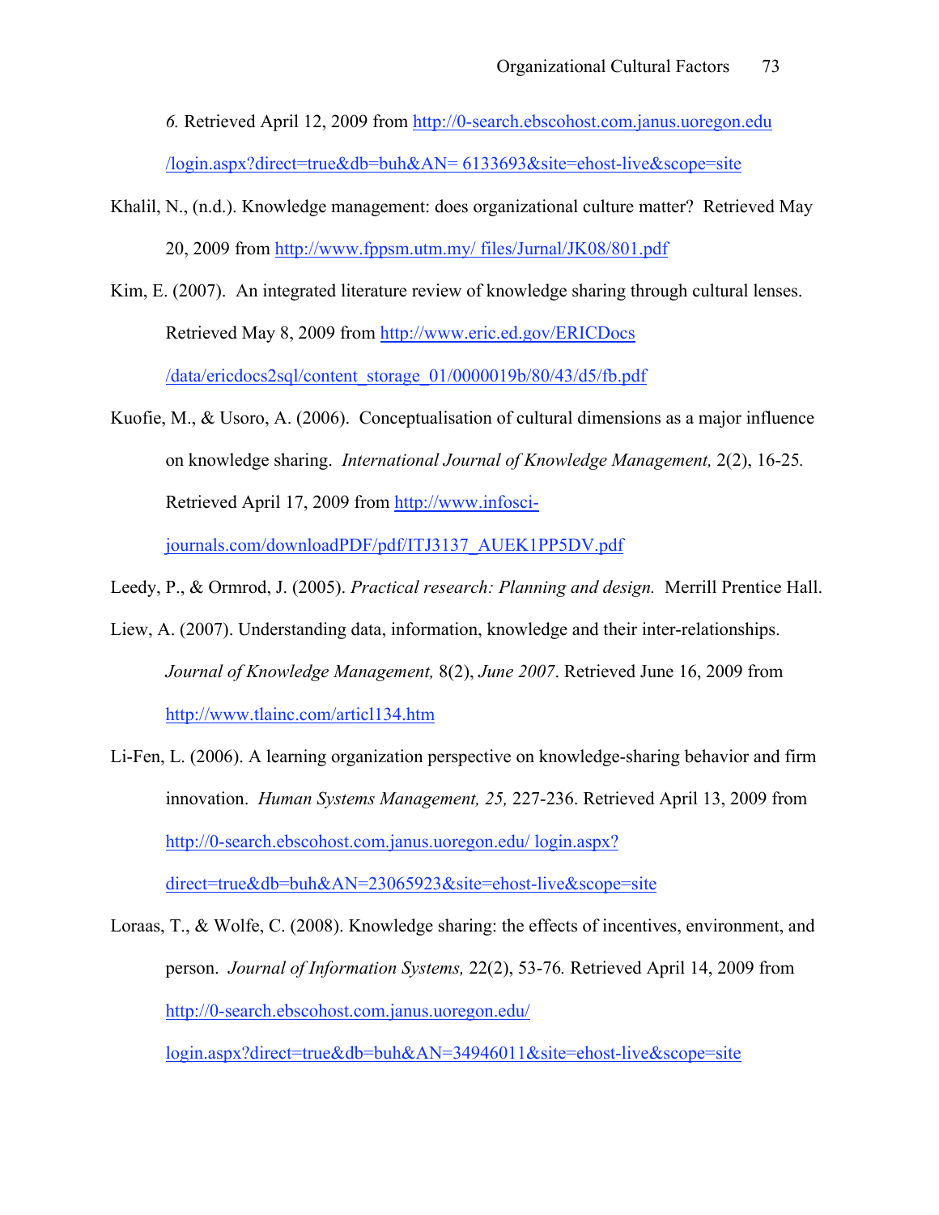*6.* Retrieved April 12, 2009 from http://0-search.ebscohost.com.janus.uoregon.edu /login.aspx?direct=true&db=buh&AN= 6133693&site=ehost-live&scope=site

Khalil, N., (n.d.). Knowledge management: does organizational culture matter? Retrieved May 20, 2009 from http://www.fppsm.utm.my/ files/Jurnal/JK08/801.pdf

Kim, E. (2007). An integrated literature review of knowledge sharing through cultural lenses. Retrieved May 8, 2009 from http://www.eric.ed.gov/ERICDocs /data/ericdocs2sql/content_storage_01/0000019b/80/43/d5/fb.pdf

Kuofie, M., & Usoro, A. (2006). Conceptualisation of cultural dimensions as a major influence on knowledge sharing. *International Journal of Knowledge Management,* 2(2), 16-25. Retrieved April 17, 2009 from http://www.infosci-journals.com/downloadPDF/pdf/ITJ3137_AUEK1PP5DV.pdf

Leedy, P., & Ormrod, J. (2005). *Practical research: Planning and design.* Merrill Prentice Hall.

Liew, A. (2007). Understanding data, information, knowledge and their inter-relationships. *Journal of Knowledge Management,* 8(2), *June 2007*. Retrieved June 16, 2009 from http://www.tlainc.com/articl134.htm

Li-Fen, L. (2006). A learning organization perspective on knowledge-sharing behavior and firm innovation. *Human Systems Management, 25,* 227-236. Retrieved April 13, 2009 from http://0-search.ebscohost.com.janus.uoregon.edu/ login.aspx? direct=true&db=buh&AN=23065923&site=ehost-live&scope=site

Loraas, T., & Wolfe, C. (2008). Knowledge sharing: the effects of incentives, environment, and person. *Journal of Information Systems,* 22(2), 53-76. Retrieved April 14, 2009 from http://0-search.ebscohost.com.janus.uoregon.edu/ login.aspx?direct=true&db=buh&AN=34946011&site=ehost-live&scope=site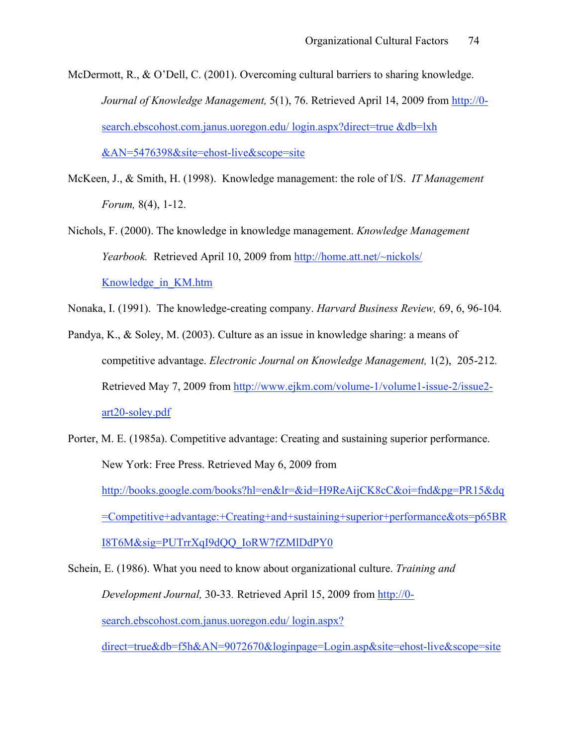McDermott, R., & O'Dell, C. (2001). Overcoming cultural barriers to sharing knowledge. *Journal of Knowledge Management,* 5(1), 76. Retrieved April 14, 2009 from http://0-search.ebscohost.com.janus.uoregon.edu/ login.aspx?direct=true &db=lxh &AN=5476398&site=ehost-live&scope=site

McKeen, J., & Smith, H. (1998). Knowledge management: the role of I/S. *IT Management Forum,* 8(4), 1-12.

Nichols, F. (2000). The knowledge in knowledge management. *Knowledge Management Yearbook.* Retrieved April 10, 2009 from http://home.att.net/~nickols/ Knowledge_in_KM.htm

Nonaka, I. (1991). The knowledge-creating company. *Harvard Business Review,* 69, 6, 96-104.

Pandya, K., & Soley, M. (2003). Culture as an issue in knowledge sharing: a means of competitive advantage. *Electronic Journal on Knowledge Management,* 1(2), 205-212. Retrieved May 7, 2009 from http://www.ejkm.com/volume-1/volume1-issue-2/issue2-art20-soley.pdf

Porter, M. E. (1985a). Competitive advantage: Creating and sustaining superior performance. New York: Free Press. Retrieved May 6, 2009 from http://books.google.com/books?hl=en&lr=&id=H9ReAijCK8cC&oi=fnd&pg=PR15&dq =Competitive+advantage:+Creating+and+sustaining+superior+performance&ots=p65BR I8T6M&sig=PUTrrXqI9dQQ_IoRW7fZMlDdPY0

Schein, E. (1986). What you need to know about organizational culture. *Training and Development Journal,* 30-33. Retrieved April 15, 2009 from http://0-search.ebscohost.com.janus.uoregon.edu/ login.aspx? direct=true&db=f5h&AN=9072670&loginpage=Login.asp&site=ehost-live&scope=site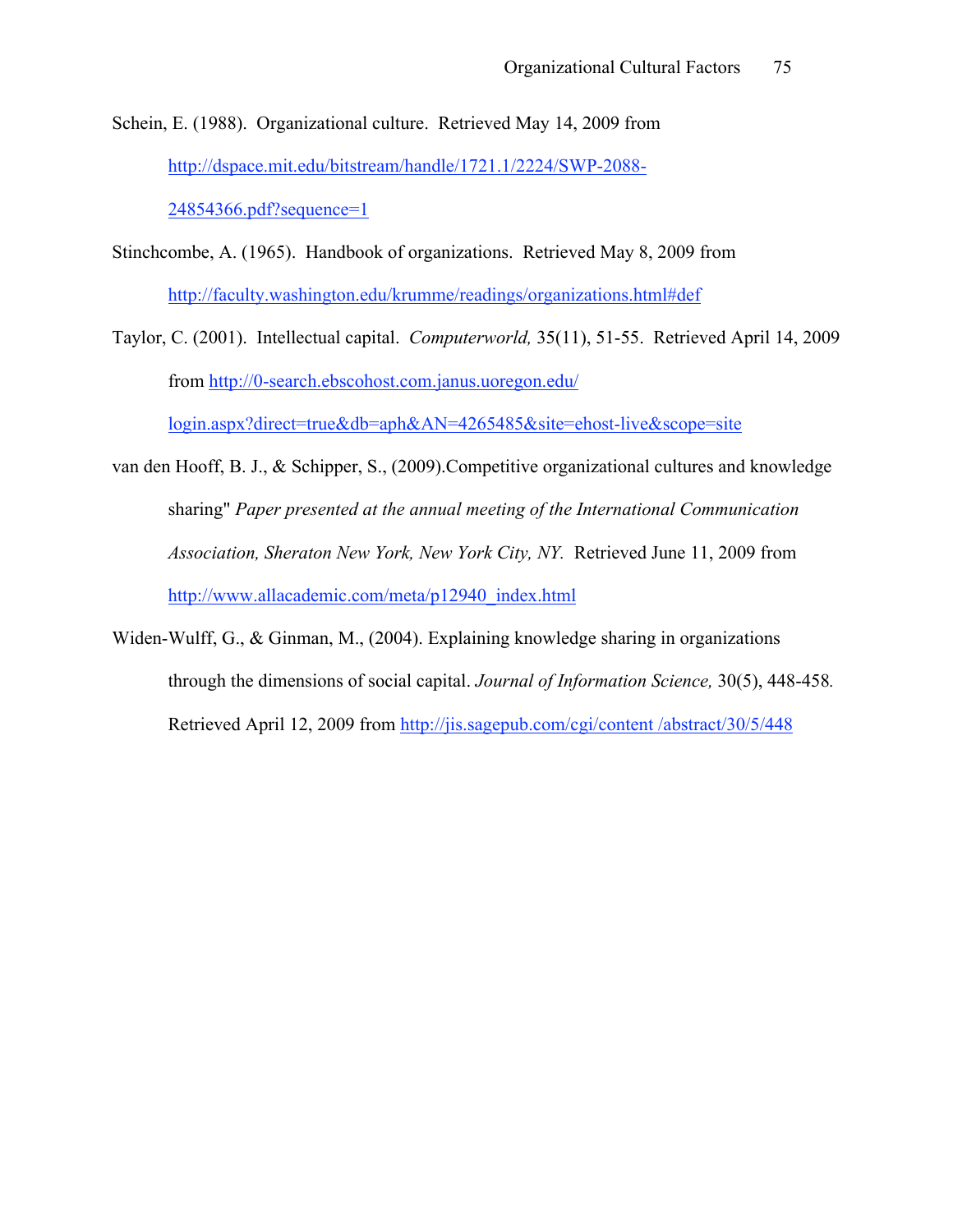Schein, E. (1988). Organizational culture. Retrieved May 14, 2009 from http://dspace.mit.edu/bitstream/handle/1721.1/2224/SWP-2088-24854366.pdf?sequence=1

Stinchcombe, A. (1965). Handbook of organizations. Retrieved May 8, 2009 from http://faculty.washington.edu/krumme/readings/organizations.html#def

Taylor, C. (2001). Intellectual capital. *Computerworld,* 35(11), 51-55. Retrieved April 14, 2009 from http://0-search.ebscohost.com.janus.uoregon.edu/login.aspx?direct=true&db=aph&AN=4265485&site=ehost-live&scope=site

van den Hooff, B. J., & Schipper, S., (2009).Competitive organizational cultures and knowledge sharing" *Paper presented at the annual meeting of the International Communication Association, Sheraton New York, New York City, NY.* Retrieved June 11, 2009 from http://www.allacademic.com/meta/p12940_index.html

Widen-Wulff, G., & Ginman, M., (2004). Explaining knowledge sharing in organizations through the dimensions of social capital. *Journal of Information Science,* 30(5), 448-458*.* Retrieved April 12, 2009 from http://jis.sagepub.com/cgi/content /abstract/30/5/448